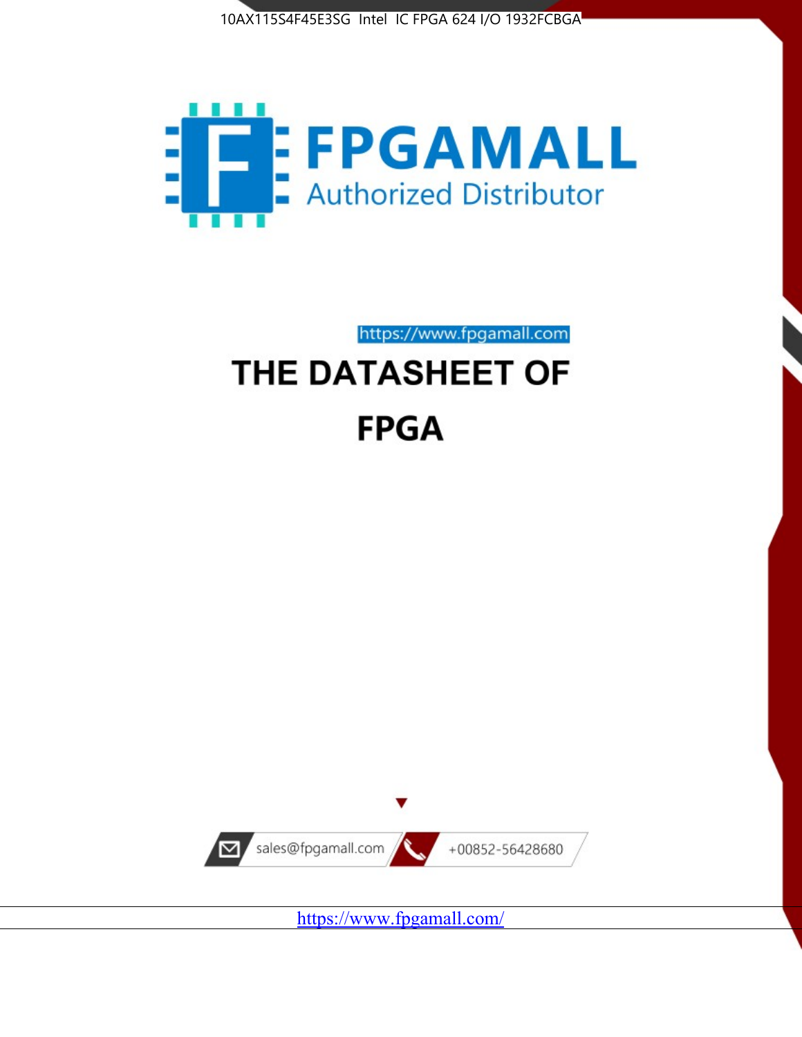10AX115S4F45E3SG Intel IC FPGA 624 I/O 1932FCBGA

FPGAMALL

Authorized Distributor

https://www.fpgamall.com

# THE DATASHEET OF

# FPGA

sales@fpgamall.com

+00852-56428680

https://www.fpgamall.com/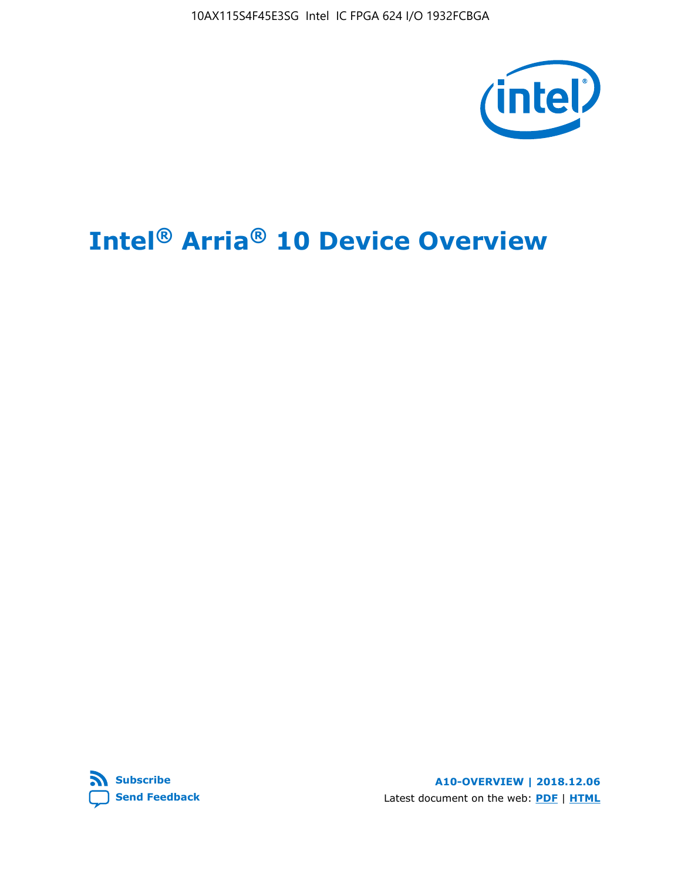# Intel® Arria® 10 Device Overview

**Subscribe**

**Send Feedback**

**A10-OVERVIEW | 2018.12.06**

Latest document on the web: **PDF** | **HTML**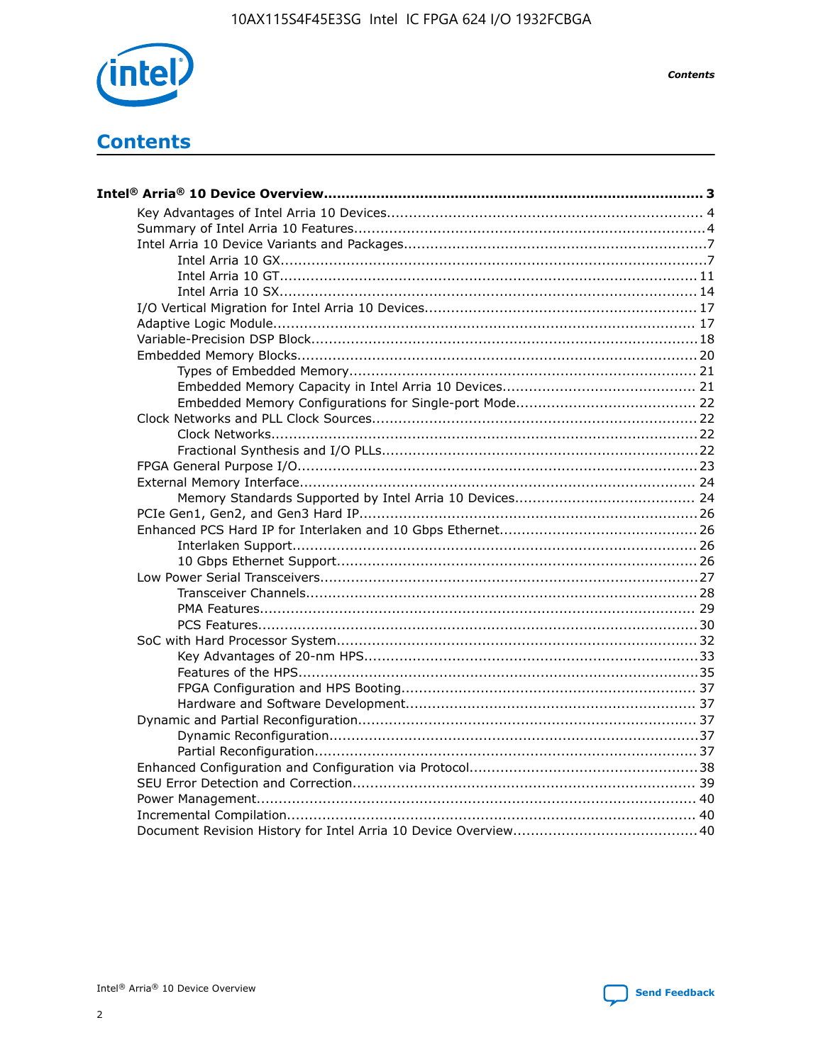# Contents

**Intel® Arria® 10 Device Overview....................................................................................... 3**

- Key Advantages of Intel Arria 10 Devices........................................................................ 4
- Summary of Intel Arria 10 Features................................................................................4
- Intel Arria 10 Device Variants and Packages.....................................................................7
    - Intel Arria 10 GX.................................................................................................7
    - Intel Arria 10 GT............................................................................................... 11
    - Intel Arria 10 SX............................................................................................... 14
- I/O Vertical Migration for Intel Arria 10 Devices.............................................................. 17
- Adaptive Logic Module................................................................................................ 17
- Variable-Precision DSP Block........................................................................................18
- Embedded Memory Blocks........................................................................................... 20
    - Types of Embedded Memory............................................................................... 21
    - Embedded Memory Capacity in Intel Arria 10 Devices............................................ 21
    - Embedded Memory Configurations for Single-port Mode......................................... 22
- Clock Networks and PLL Clock Sources.......................................................................... 22
    - Clock Networks................................................................................................. 22
    - Fractional Synthesis and I/O PLLs........................................................................ 22
- FPGA General Purpose I/O.......................................................................................... 23
- External Memory Interface.......................................................................................... 24
    - Memory Standards Supported by Intel Arria 10 Devices.......................................... 24
- PCIe Gen1, Gen2, and Gen3 Hard IP............................................................................. 26
- Enhanced PCS Hard IP for Interlaken and 10 Gbps Ethernet............................................. 26
    - Interlaken Support............................................................................................ 26
    - 10 Gbps Ethernet Support.................................................................................. 26
- Low Power Serial Transceivers..................................................................................... 27
    - Transceiver Channels......................................................................................... 28
    - PMA Features................................................................................................... 29
    - PCS Features.................................................................................................... 30
- SoC with Hard Processor System.................................................................................. 32
    - Key Advantages of 20-nm HPS............................................................................ 33
    - Features of the HPS........................................................................................... 35
    - FPGA Configuration and HPS Booting................................................................... 37
    - Hardware and Software Development.................................................................. 37
- Dynamic and Partial Reconfiguration............................................................................. 37
    - Dynamic Reconfiguration.................................................................................... 37
    - Partial Reconfiguration....................................................................................... 37
- Enhanced Configuration and Configuration via Protocol.................................................... 38
- SEU Error Detection and Correction.............................................................................. 39
- Power Management.................................................................................................... 40
- Incremental Compilation............................................................................................. 40
- Document Revision History for Intel Arria 10 Device Overview.......................................... 40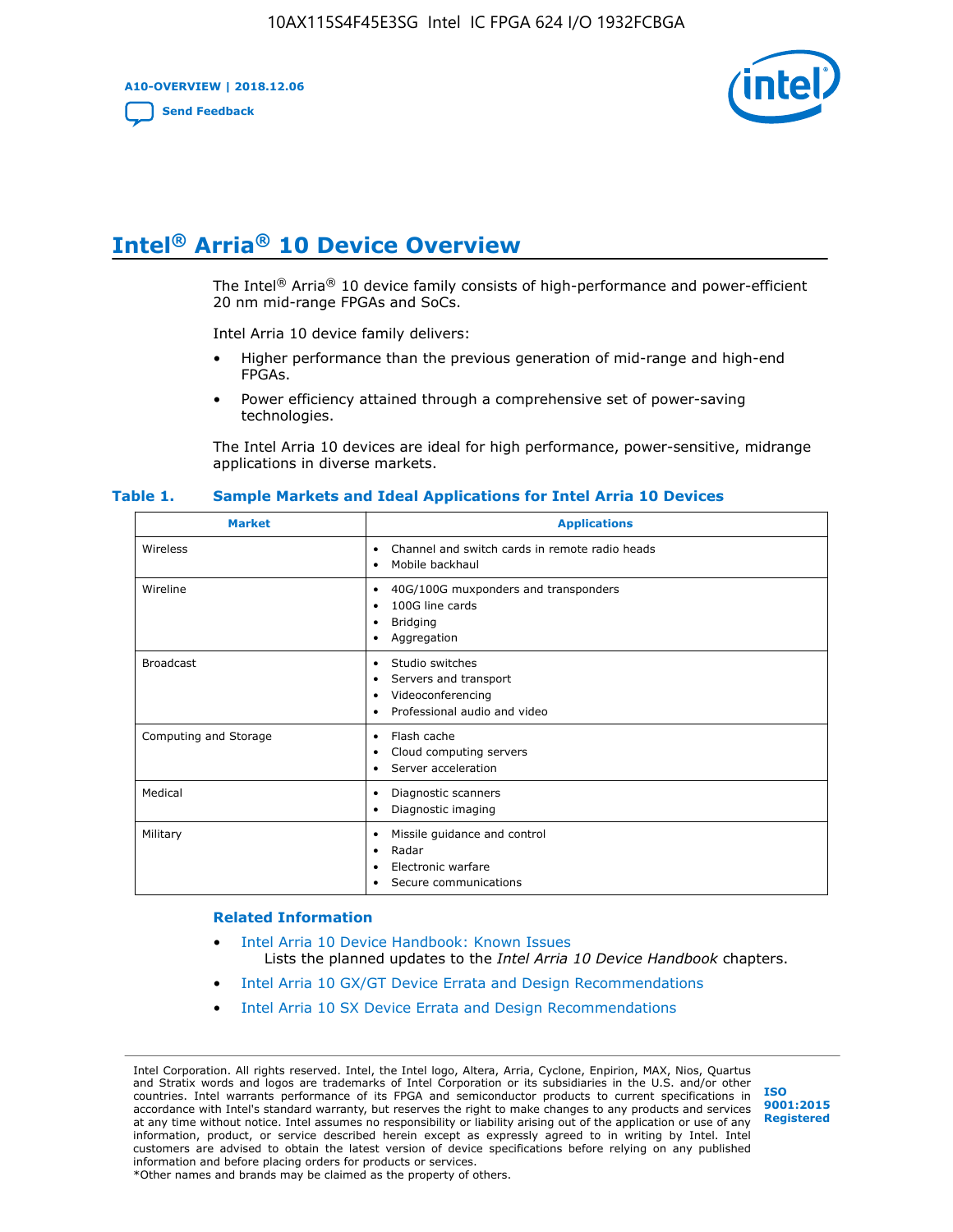# Intel® Arria® 10 Device Overview

The Intel® Arria® 10 device family consists of high-performance and power-efficient 20 nm mid-range FPGAs and SoCs.

Intel Arria 10 device family delivers:

- Higher performance than the previous generation of mid-range and high-end FPGAs.
- Power efficiency attained through a comprehensive set of power-saving technologies.

The Intel Arria 10 devices are ideal for high performance, power-sensitive, midrange applications in diverse markets.

**Table 1. Sample Markets and Ideal Applications for Intel Arria 10 Devices**

| Market | Applications |
|---|---|
| Wireless | • Channel and switch cards in remote radio heads<br>• Mobile backhaul |
| Wireline | • 40G/100G muxponders and transponders<br>• 100G line cards<br>• Bridging<br>• Aggregation |
| Broadcast | • Studio switches<br>• Servers and transport<br>• Videoconferencing<br>• Professional audio and video |
| Computing and Storage | • Flash cache<br>• Cloud computing servers<br>• Server acceleration |
| Medical | • Diagnostic scanners<br>• Diagnostic imaging |
| Military | • Missile guidance and control<br>• Radar<br>• Electronic warfare<br>• Secure communications |

## Related Information

- Intel Arria 10 Device Handbook: Known Issues
  Lists the planned updates to the *Intel Arria 10 Device Handbook* chapters.
- Intel Arria 10 GX/GT Device Errata and Design Recommendations
- Intel Arria 10 SX Device Errata and Design Recommendations

Intel Corporation. All rights reserved. Intel, the Intel logo, Altera, Arria, Cyclone, Enpirion, MAX, Nios, Quartus and Stratix words and logos are trademarks of Intel Corporation or its subsidiaries in the U.S. and/or other countries. Intel warrants performance of its FPGA and semiconductor products to current specifications in accordance with Intel's standard warranty, but reserves the right to make changes to any products and services at any time without notice. Intel assumes no responsibility or liability arising out of the application or use of any information, product, or service described herein except as expressly agreed to in writing by Intel. Intel customers are advised to obtain the latest version of device specifications before relying on any published information and before placing orders for products or services.
*Other names and brands may be claimed as the property of others.

ISO 9001:2015 Registered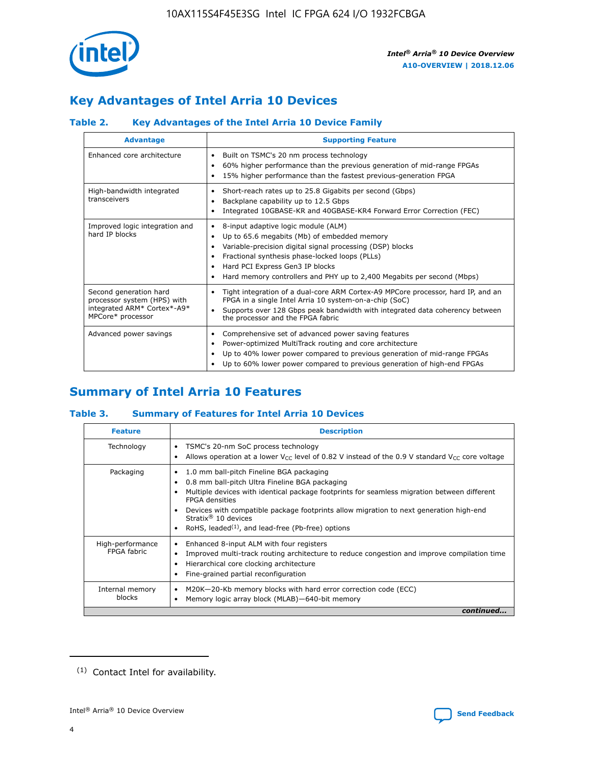## Key Advantages of Intel Arria 10 Devices

### Table 2. Key Advantages of the Intel Arria 10 Device Family

| Advantage | Supporting Feature |
|---|---|
| Enhanced core architecture | • Built on TSMC's 20 nm process technology<br>• 60% higher performance than the previous generation of mid-range FPGAs<br>• 15% higher performance than the fastest previous-generation FPGA |
| High-bandwidth integrated transceivers | • Short-reach rates up to 25.8 Gigabits per second (Gbps)<br>• Backplane capability up to 12.5 Gbps<br>• Integrated 10GBASE-KR and 40GBASE-KR4 Forward Error Correction (FEC) |
| Improved logic integration and hard IP blocks | • 8-input adaptive logic module (ALM)<br>• Up to 65.6 megabits (Mb) of embedded memory<br>• Variable-precision digital signal processing (DSP) blocks<br>• Fractional synthesis phase-locked loops (PLLs)<br>• Hard PCI Express Gen3 IP blocks<br>• Hard memory controllers and PHY up to 2,400 Megabits per second (Mbps) |
| Second generation hard processor system (HPS) with integrated ARM* Cortex*-A9* MPCore* processor | • Tight integration of a dual-core ARM Cortex-A9 MPCore processor, hard IP, and an FPGA in a single Intel Arria 10 system-on-a-chip (SoC)<br>• Supports over 128 Gbps peak bandwidth with integrated data coherency between the processor and the FPGA fabric |
| Advanced power savings | • Comprehensive set of advanced power saving features<br>• Power-optimized MultiTrack routing and core architecture<br>• Up to 40% lower power compared to previous generation of mid-range FPGAs<br>• Up to 60% lower power compared to previous generation of high-end FPGAs |

## Summary of Intel Arria 10 Features

### Table 3. Summary of Features for Intel Arria 10 Devices

| Feature | Description |
|---|---|
| Technology | • TSMC's 20-nm SoC process technology<br>• Allows operation at a lower $V_{CC}$ level of 0.82 V instead of the 0.9 V standard $V_{CC}$ core voltage |
| Packaging | • 1.0 mm ball-pitch Fineline BGA packaging<br>• 0.8 mm ball-pitch Ultra Fineline BGA packaging<br>• Multiple devices with identical package footprints for seamless migration between different FPGA densities<br>• Devices with compatible package footprints allow migration to next generation high-end Stratix® 10 devices<br>• RoHS, leaded[(1)], and lead-free (Pb-free) options |
| High-performance FPGA fabric | • Enhanced 8-input ALM with four registers<br>• Improved multi-track routing architecture to reduce congestion and improve compilation time<br>• Hierarchical core clocking architecture<br>• Fine-grained partial reconfiguration |
| Internal memory blocks | • M20K—20-Kb memory blocks with hard error correction code (ECC)<br>• Memory logic array block (MLAB)—640-bit memory |

*continued...*

(1) Contact Intel for availability.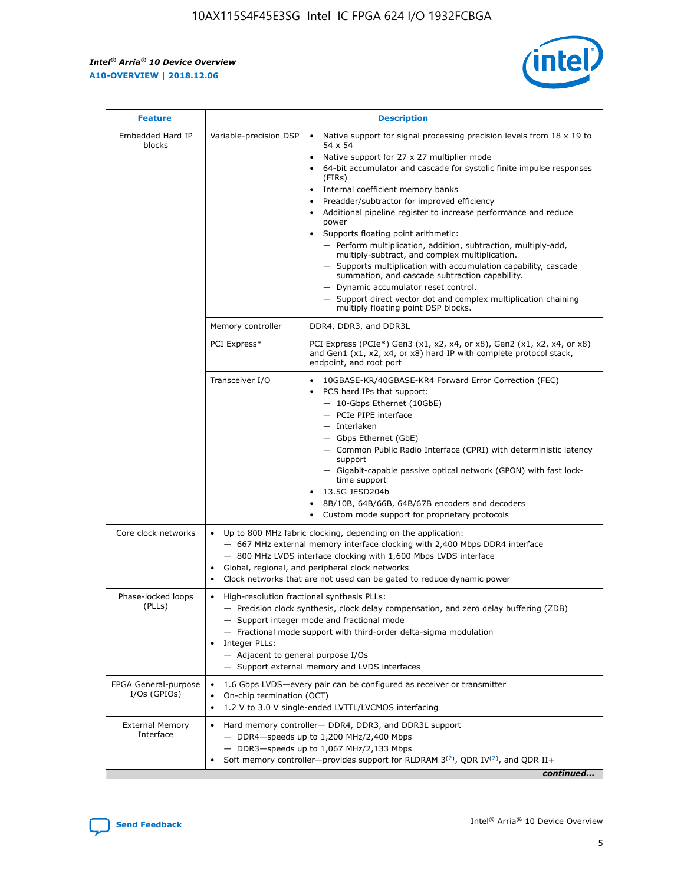| Feature | | Description |
|---|---|---|
| Embedded Hard IP blocks | Variable-precision DSP | • Native support for signal processing precision levels from 18 x 19 to 54 x 54<br>• Native support for 27 x 27 multiplier mode<br>• 64-bit accumulator and cascade for systolic finite impulse responses (FIRs)<br>• Internal coefficient memory banks<br>• Preadder/subtractor for improved efficiency<br>• Additional pipeline register to increase performance and reduce power<br>• Supports floating point arithmetic:<br>— Perform multiplication, addition, subtraction, multiply-add, multiply-subtract, and complex multiplication.<br>— Supports multiplication with accumulation capability, cascade summation, and cascade subtraction capability.<br>— Dynamic accumulator reset control.<br>— Support direct vector dot and complex multiplication chaining multiply floating point DSP blocks. |
| | Memory controller | DDR4, DDR3, and DDR3L |
| | PCI Express* | PCI Express (PCIe*) Gen3 (x1, x2, x4, or x8), Gen2 (x1, x2, x4, or x8) and Gen1 (x1, x2, x4, or x8) hard IP with complete protocol stack, endpoint, and root port |
| | Transceiver I/O | • 10GBASE-KR/40GBASE-KR4 Forward Error Correction (FEC)<br>• PCS hard IPs that support:<br>— 10-Gbps Ethernet (10GbE)<br>— PCIe PIPE interface<br>— Interlaken<br>— Gbps Ethernet (GbE)<br>— Common Public Radio Interface (CPRI) with deterministic latency support<br>— Gigabit-capable passive optical network (GPON) with fast lock-time support<br>• 13.5G JESD204b<br>• 8B/10B, 64B/66B, 64B/67B encoders and decoders<br>• Custom mode support for proprietary protocols |
| Core clock networks | | • Up to 800 MHz fabric clocking, depending on the application:<br>— 667 MHz external memory interface clocking with 2,400 Mbps DDR4 interface<br>— 800 MHz LVDS interface clocking with 1,600 Mbps LVDS interface<br>• Global, regional, and peripheral clock networks<br>• Clock networks that are not used can be gated to reduce dynamic power |
| Phase-locked loops (PLLs) | | • High-resolution fractional synthesis PLLs:<br>— Precision clock synthesis, clock delay compensation, and zero delay buffering (ZDB)<br>— Support integer mode and fractional mode<br>— Fractional mode support with third-order delta-sigma modulation<br>• Integer PLLs:<br>— Adjacent to general purpose I/Os<br>— Support external memory and LVDS interfaces |
| FPGA General-purpose I/Os (GPIOs) | | • 1.6 Gbps LVDS—every pair can be configured as receiver or transmitter<br>• On-chip termination (OCT)<br>• 1.2 V to 3.0 V single-ended LVTTL/LVCMOS interfacing |
| External Memory Interface | | • Hard memory controller— DDR4, DDR3, and DDR3L support<br>— DDR4—speeds up to 1,200 MHz/2,400 Mbps<br>— DDR3—speeds up to 1,067 MHz/2,133 Mbps<br>• Soft memory controller—provides support for RLDRAM 3[(2)], QDR IV[(2)], and QDR II+ |

*continued...*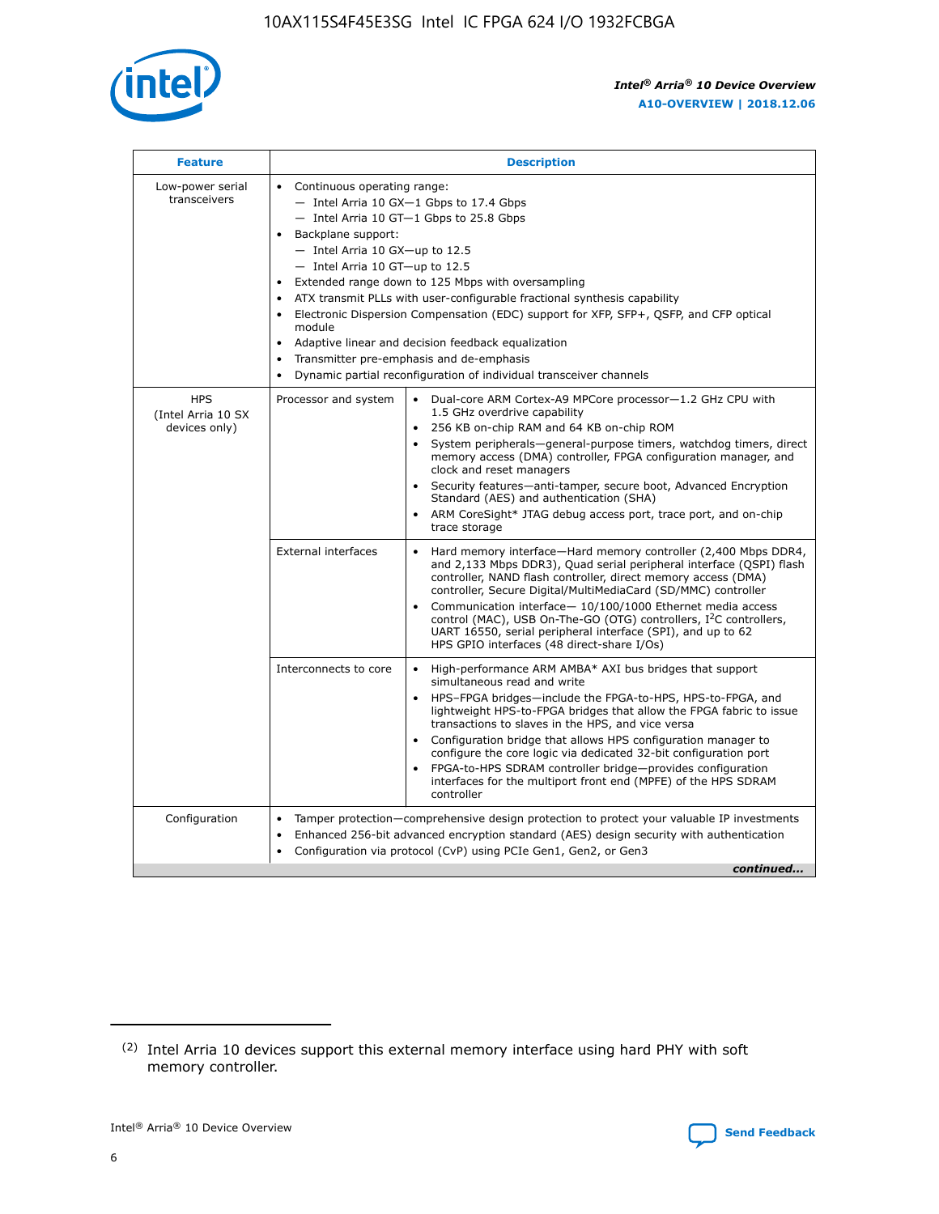| Feature | Description | |
|---|---|---|
| Low-power serial transceivers | • Continuous operating range:<br>— Intel Arria 10 GX—1 Gbps to 17.4 Gbps<br>— Intel Arria 10 GT—1 Gbps to 25.8 Gbps<br>• Backplane support:<br>— Intel Arria 10 GX—up to 12.5<br>— Intel Arria 10 GT—up to 12.5<br>• Extended range down to 125 Mbps with oversampling<br>• ATX transmit PLLs with user-configurable fractional synthesis capability<br>• Electronic Dispersion Compensation (EDC) support for XFP, SFP+, QSFP, and CFP optical module<br>• Adaptive linear and decision feedback equalization<br>• Transmitter pre-emphasis and de-emphasis<br>• Dynamic partial reconfiguration of individual transceiver channels | |
| HPS (Intel Arria 10 SX devices only) | Processor and system | • Dual-core ARM Cortex-A9 MPCore processor—1.2 GHz CPU with 1.5 GHz overdrive capability<br>• 256 KB on-chip RAM and 64 KB on-chip ROM<br>• System peripherals—general-purpose timers, watchdog timers, direct memory access (DMA) controller, FPGA configuration manager, and clock and reset managers<br>• Security features—anti-tamper, secure boot, Advanced Encryption Standard (AES) and authentication (SHA)<br>• ARM CoreSight* JTAG debug access port, trace port, and on-chip trace storage |
| | External interfaces | • Hard memory interface—Hard memory controller (2,400 Mbps DDR4, and 2,133 Mbps DDR3), Quad serial peripheral interface (QSPI) flash controller, NAND flash controller, direct memory access (DMA) controller, Secure Digital/MultiMediaCard (SD/MMC) controller<br>• Communication interface— 10/100/1000 Ethernet media access control (MAC), USB On-The-GO (OTG) controllers, I²C controllers, UART 16550, serial peripheral interface (SPI), and up to 62 HPS GPIO interfaces (48 direct-share I/Os) |
| | Interconnects to core | • High-performance ARM AMBA* AXI bus bridges that support simultaneous read and write<br>• HPS–FPGA bridges—include the FPGA-to-HPS, HPS-to-FPGA, and lightweight HPS-to-FPGA bridges that allow the FPGA fabric to issue transactions to slaves in the HPS, and vice versa<br>• Configuration bridge that allows HPS configuration manager to configure the core logic via dedicated 32-bit configuration port<br>• FPGA-to-HPS SDRAM controller bridge—provides configuration interfaces for the multiport front end (MPFE) of the HPS SDRAM controller |
| Configuration | • Tamper protection—comprehensive design protection to protect your valuable IP investments<br>• Enhanced 256-bit advanced encryption standard (AES) design security with authentication<br>• Configuration via protocol (CvP) using PCIe Gen1, Gen2, or Gen3 | |

*continued...*

(2) Intel Arria 10 devices support this external memory interface using hard PHY with soft memory controller.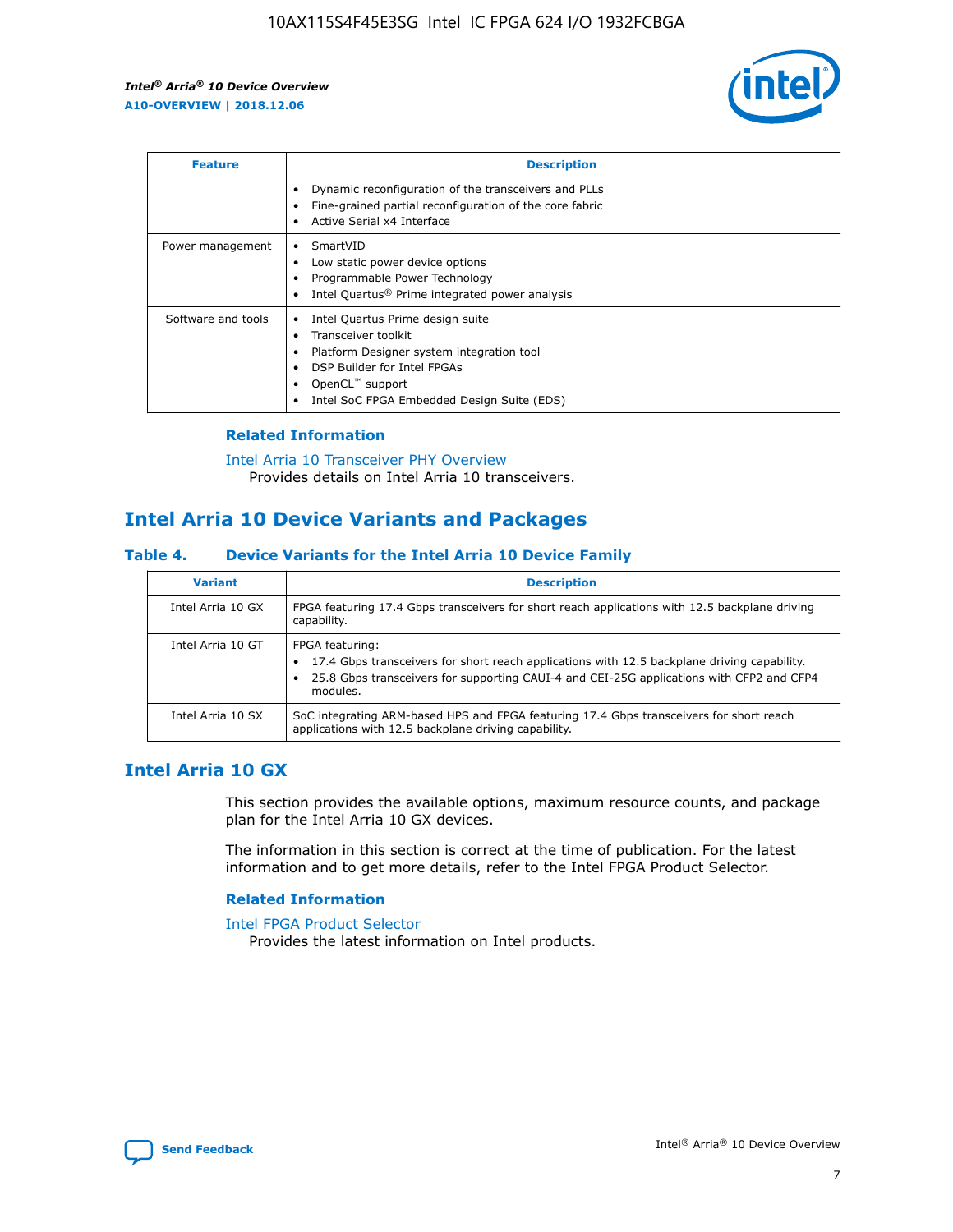| Feature | Description |
| --- | --- |
| | • Dynamic reconfiguration of the transceivers and PLLs<br>• Fine-grained partial reconfiguration of the core fabric<br>• Active Serial x4 Interface |
| Power management | • SmartVID<br>• Low static power device options<br>• Programmable Power Technology<br>• Intel Quartus® Prime integrated power analysis |
| Software and tools | • Intel Quartus Prime design suite<br>• Transceiver toolkit<br>• Platform Designer system integration tool<br>• DSP Builder for Intel FPGAs<br>• OpenCL™ support<br>• Intel SoC FPGA Embedded Design Suite (EDS) |

### Related Information

Intel Arria 10 Transceiver PHY Overview
Provides details on Intel Arria 10 transceivers.

## Intel Arria 10 Device Variants and Packages

### Table 4. Device Variants for the Intel Arria 10 Device Family

| Variant | Description |
| --- | --- |
| Intel Arria 10 GX | FPGA featuring 17.4 Gbps transceivers for short reach applications with 12.5 backplane driving capability. |
| Intel Arria 10 GT | FPGA featuring:<br>• 17.4 Gbps transceivers for short reach applications with 12.5 backplane driving capability.<br>• 25.8 Gbps transceivers for supporting CAUI-4 and CEI-25G applications with CFP2 and CFP4 modules. |
| Intel Arria 10 SX | SoC integrating ARM-based HPS and FPGA featuring 17.4 Gbps transceivers for short reach applications with 12.5 backplane driving capability. |

## Intel Arria 10 GX

This section provides the available options, maximum resource counts, and package plan for the Intel Arria 10 GX devices.

The information in this section is correct at the time of publication. For the latest information and to get more details, refer to the Intel FPGA Product Selector.

### Related Information

Intel FPGA Product Selector
Provides the latest information on Intel products.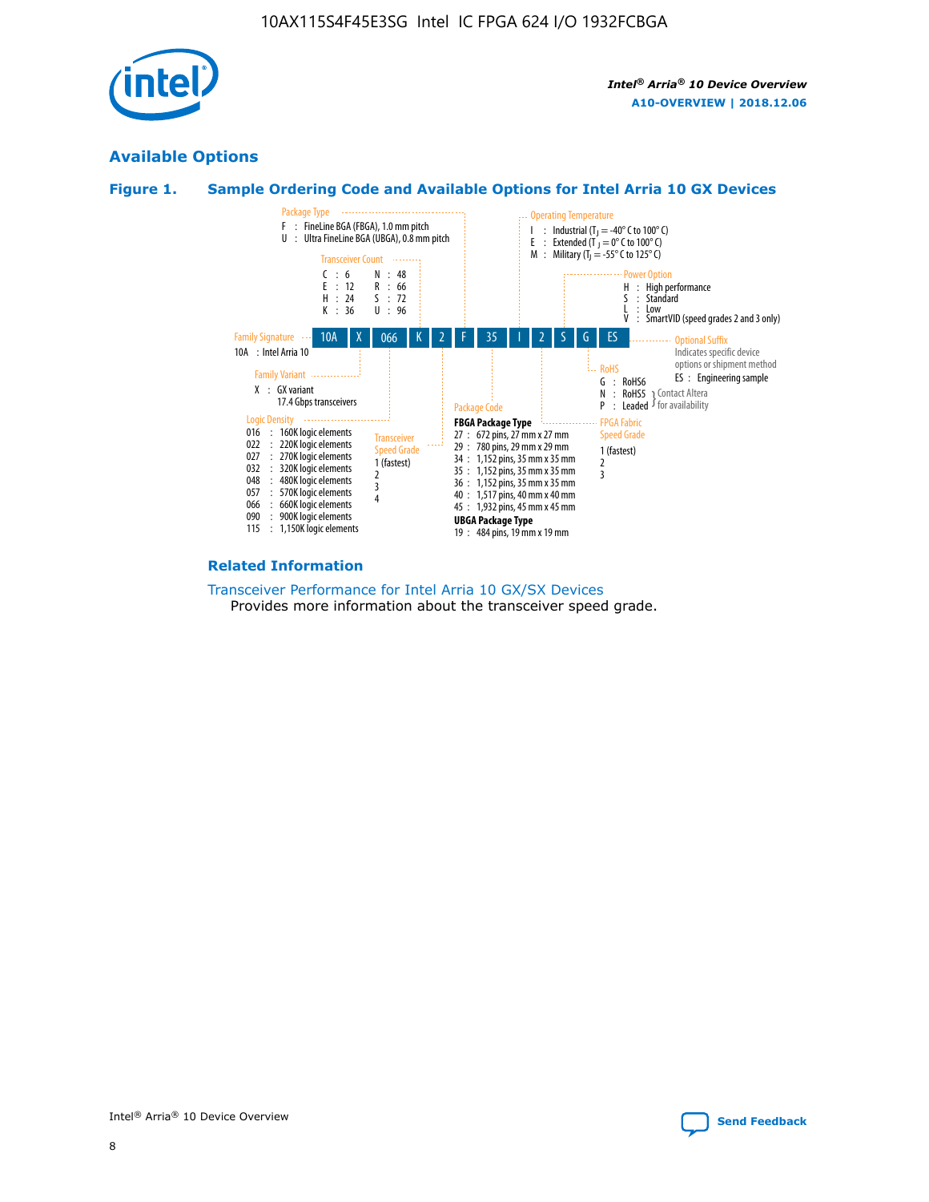## Available Options

### Figure 1. Sample Ordering Code and Available Options for Intel Arria 10 GX Devices

| 10A | X | 066 | K | 2 | F | 35 | I | 2 | S | G | ES |
|---|---|---|---|---|---|---|---|---|---|---|---|

**Family Signature**
10A : Intel Arria 10

**Family Variant**
X : GX variant
17.4 Gbps transceivers

**Logic Density**
016 : 160K logic elements
022 : 220K logic elements
027 : 270K logic elements
032 : 320K logic elements
048 : 480K logic elements
057 : 570K logic elements
066 : 660K logic elements
090 : 900K logic elements
115 : 1,150K logic elements

**Transceiver Count**
C : 6
E : 12
H : 24
K : 36
N : 48
R : 66
S : 72
U : 96

**Transceiver Speed Grade**
1 (fastest)
2
3
4

**Package Type**
F : FineLine BGA (FBGA), 1.0 mm pitch
U : Ultra FineLine BGA (UBGA), 0.8 mm pitch

**Package Code**

FBGA Package Type
27 : 672 pins, 27 mm x 27 mm
29 : 780 pins, 29 mm x 29 mm
34 : 1,152 pins, 35 mm x 35 mm
35 : 1,152 pins, 35 mm x 35 mm
36 : 1,152 pins, 35 mm x 35 mm
40 : 1,517 pins, 40 mm x 40 mm
45 : 1,932 pins, 45 mm x 45 mm

UBGA Package Type
19 : 484 pins, 19 mm x 19 mm

**Operating Temperature**
I : Industrial ($T_J$ = -40° C to 100° C)
E : Extended ($T_J$ = 0° C to 100° C)
M : Military ($T_J$ = -55° C to 125° C)

**FPGA Fabric Speed Grade**
1 (fastest)
2
3

**Power Option**
H : High performance
S : Standard
L : Low
V : SmartVID (speed grades 2 and 3 only)

**RoHS**
G : RoHS6
N : RoHS5 } Contact Altera for availability
P : Leaded } Contact Altera for availability

**Optional Suffix**
Indicates specific device options or shipment method
ES : Engineering sample

### Related Information

Transceiver Performance for Intel Arria 10 GX/SX Devices
Provides more information about the transceiver speed grade.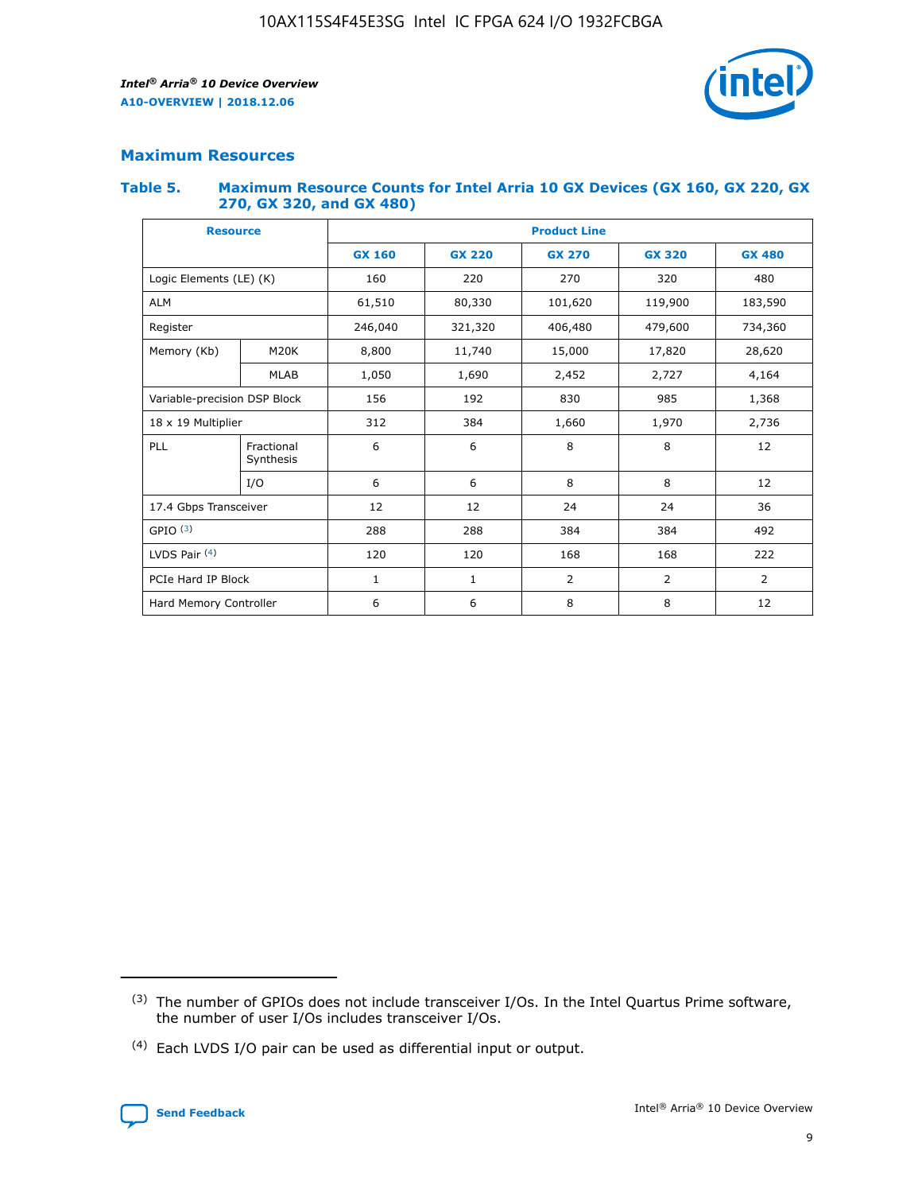## Maximum Resources

### Table 5. Maximum Resource Counts for Intel Arria 10 GX Devices (GX 160, GX 220, GX 270, GX 320, and GX 480)

| Resource | | Product Line | | | | |
|---|---|---|---|---|---|---|
| | | GX 160 | GX 220 | GX 270 | GX 320 | GX 480 |
| Logic Elements (LE) (K) | | 160 | 220 | 270 | 320 | 480 |
| ALM | | 61,510 | 80,330 | 101,620 | 119,900 | 183,590 |
| Register | | 246,040 | 321,320 | 406,480 | 479,600 | 734,360 |
| Memory (Kb) | M20K | 8,800 | 11,740 | 15,000 | 17,820 | 28,620 |
| | MLAB | 1,050 | 1,690 | 2,452 | 2,727 | 4,164 |
| Variable-precision DSP Block | | 156 | 192 | 830 | 985 | 1,368 |
| 18 x 19 Multiplier | | 312 | 384 | 1,660 | 1,970 | 2,736 |
| PLL | Fractional Synthesis | 6 | 6 | 8 | 8 | 12 |
| | I/O | 6 | 6 | 8 | 8 | 12 |
| 17.4 Gbps Transceiver | | 12 | 12 | 24 | 24 | 36 |
| GPIO [(3)] | | 288 | 288 | 384 | 384 | 492 |
| LVDS Pair [(4)] | | 120 | 120 | 168 | 168 | 222 |
| PCIe Hard IP Block | | 1 | 1 | 2 | 2 | 2 |
| Hard Memory Controller | | 6 | 6 | 8 | 8 | 12 |

(3) The number of GPIOs does not include transceiver I/Os. In the Intel Quartus Prime software, the number of user I/Os includes transceiver I/Os.

(4) Each LVDS I/O pair can be used as differential input or output.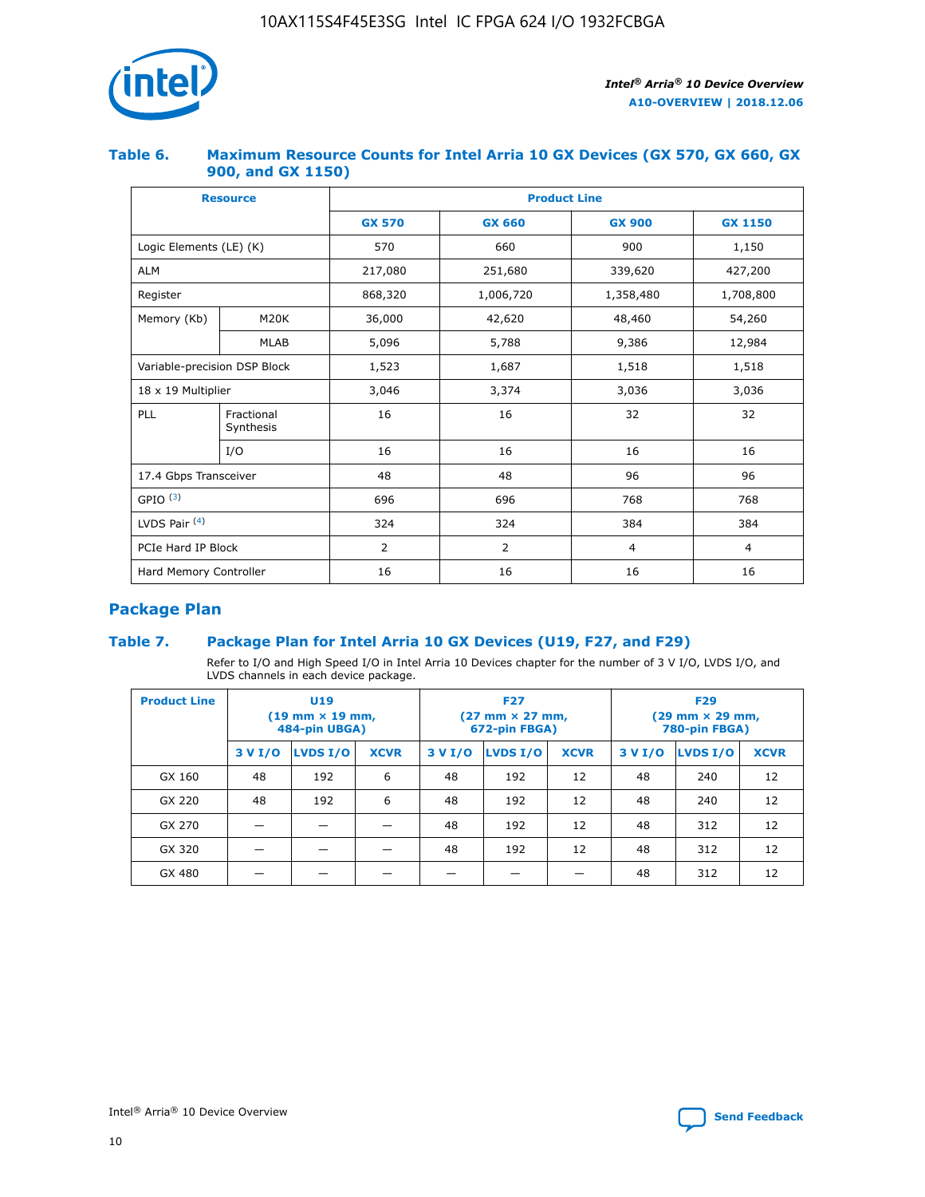### Table 6. Maximum Resource Counts for Intel Arria 10 GX Devices (GX 570, GX 660, GX 900, and GX 1150)

| Resource | | Product Line | | | |
|---|---|---|---|---|---|
| | | GX 570 | GX 660 | GX 900 | GX 1150 |
| Logic Elements (LE) (K) | | 570 | 660 | 900 | 1,150 |
| ALM | | 217,080 | 251,680 | 339,620 | 427,200 |
| Register | | 868,320 | 1,006,720 | 1,358,480 | 1,708,800 |
| Memory (Kb) | M20K | 36,000 | 42,620 | 48,460 | 54,260 |
| | MLAB | 5,096 | 5,788 | 9,386 | 12,984 |
| Variable-precision DSP Block | | 1,523 | 1,687 | 1,518 | 1,518 |
| 18 x 19 Multiplier | | 3,046 | 3,374 | 3,036 | 3,036 |
| PLL | Fractional Synthesis | 16 | 16 | 32 | 32 |
| | I/O | 16 | 16 | 16 | 16 |
| 17.4 Gbps Transceiver | | 48 | 48 | 96 | 96 |
| GPIO [(3)] | | 696 | 696 | 768 | 768 |
| LVDS Pair [(4)] | | 324 | 324 | 384 | 384 |
| PCIe Hard IP Block | | 2 | 2 | 4 | 4 |
| Hard Memory Controller | | 16 | 16 | 16 | 16 |

## Package Plan

### Table 7. Package Plan for Intel Arria 10 GX Devices (U19, F27, and F29)

Refer to I/O and High Speed I/O in Intel Arria 10 Devices chapter for the number of 3 V I/O, LVDS I/O, and LVDS channels in each device package.

| Product Line | U19 (19 mm × 19 mm, 484-pin UBGA) | | | F27 (27 mm × 27 mm, 672-pin FBGA) | | | F29 (29 mm × 29 mm, 780-pin FBGA) | | |
|---|---|---|---|---|---|---|---|---|---|
| | 3 V I/O | LVDS I/O | XCVR | 3 V I/O | LVDS I/O | XCVR | 3 V I/O | LVDS I/O | XCVR |
| GX 160 | 48 | 192 | 6 | 48 | 192 | 12 | 48 | 240 | 12 |
| GX 220 | 48 | 192 | 6 | 48 | 192 | 12 | 48 | 240 | 12 |
| GX 270 | — | — | — | 48 | 192 | 12 | 48 | 312 | 12 |
| GX 320 | — | — | — | 48 | 192 | 12 | 48 | 312 | 12 |
| GX 480 | — | — | — | — | — | — | 48 | 312 | 12 |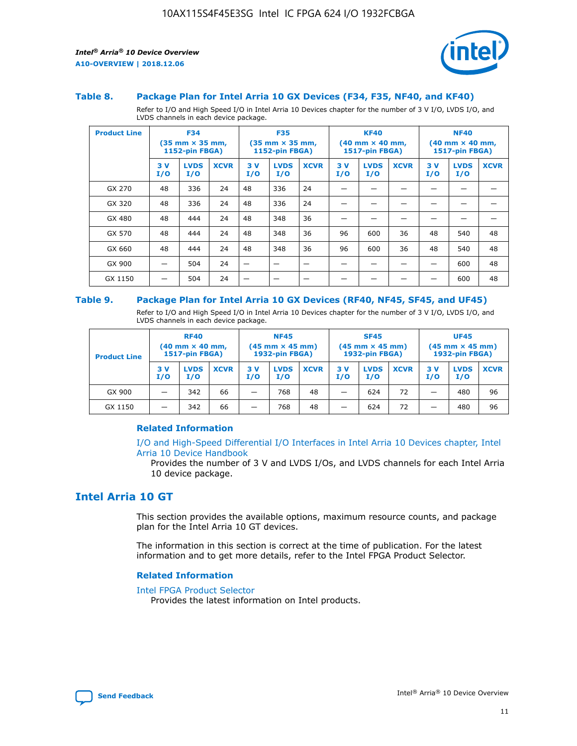### Table 8. Package Plan for Intel Arria 10 GX Devices (F34, F35, NF40, and KF40)

Refer to I/O and High Speed I/O in Intel Arria 10 Devices chapter for the number of 3 V I/O, LVDS I/O, and LVDS channels in each device package.

| Product Line | F34 (35 mm × 35 mm, 1152-pin FBGA) | | | F35 (35 mm × 35 mm, 1152-pin FBGA) | | | KF40 (40 mm × 40 mm, 1517-pin FBGA) | | | NF40 (40 mm × 40 mm, 1517-pin FBGA) | | |
|---|---|---|---|---|---|---|---|---|---|---|---|---|
| | 3 V I/O | LVDS I/O | XCVR | 3 V I/O | LVDS I/O | XCVR | 3 V I/O | LVDS I/O | XCVR | 3 V I/O | LVDS I/O | XCVR |
| GX 270 | 48 | 336 | 24 | 48 | 336 | 24 | — | — | — | — | — | — |
| GX 320 | 48 | 336 | 24 | 48 | 336 | 24 | — | — | — | — | — | — |
| GX 480 | 48 | 444 | 24 | 48 | 348 | 36 | — | — | — | — | — | — |
| GX 570 | 48 | 444 | 24 | 48 | 348 | 36 | 96 | 600 | 36 | 48 | 540 | 48 |
| GX 660 | 48 | 444 | 24 | 48 | 348 | 36 | 96 | 600 | 36 | 48 | 540 | 48 |
| GX 900 | — | 504 | 24 | — | — | — | — | — | — | — | 600 | 48 |
| GX 1150 | — | 504 | 24 | — | — | — | — | — | — | — | 600 | 48 |

### Table 9. Package Plan for Intel Arria 10 GX Devices (RF40, NF45, SF45, and UF45)

Refer to I/O and High Speed I/O in Intel Arria 10 Devices chapter for the number of 3 V I/O, LVDS I/O, and LVDS channels in each device package.

| Product Line | RF40 (40 mm × 40 mm, 1517-pin FBGA) | | | NF45 (45 mm × 45 mm) 1932-pin FBGA) | | | SF45 (45 mm × 45 mm) 1932-pin FBGA) | | | UF45 (45 mm × 45 mm) 1932-pin FBGA) | | |
|---|---|---|---|---|---|---|---|---|---|---|---|---|
| | 3 V I/O | LVDS I/O | XCVR | 3 V I/O | LVDS I/O | XCVR | 3 V I/O | LVDS I/O | XCVR | 3 V I/O | LVDS I/O | XCVR |
| GX 900 | — | 342 | 66 | — | 768 | 48 | — | 624 | 72 | — | 480 | 96 |
| GX 1150 | — | 342 | 66 | — | 768 | 48 | — | 624 | 72 | — | 480 | 96 |

#### Related Information

I/O and High-Speed Differential I/O Interfaces in Intel Arria 10 Devices chapter, Intel Arria 10 Device Handbook

Provides the number of 3 V and LVDS I/Os, and LVDS channels for each Intel Arria 10 device package.

## Intel Arria 10 GT

This section provides the available options, maximum resource counts, and package plan for the Intel Arria 10 GT devices.

The information in this section is correct at the time of publication. For the latest information and to get more details, refer to the Intel FPGA Product Selector.

#### Related Information

Intel FPGA Product Selector

Provides the latest information on Intel products.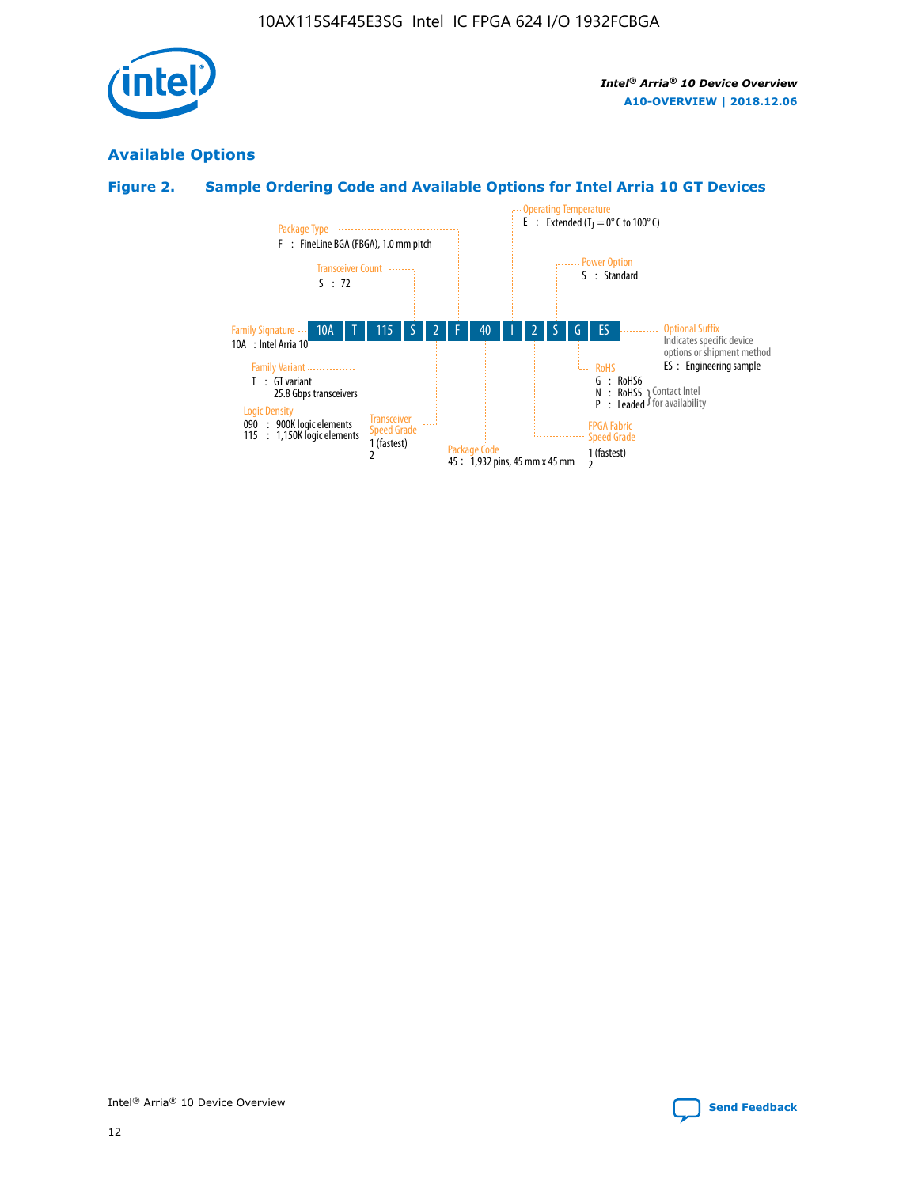## Available Options

### Figure 2. Sample Ordering Code and Available Options for Intel Arria 10 GT Devices

| 10A | T | 115 | S | 2 | F | 40 | I | 2 | S | G | ES |
|---|---|---|---|---|---|---|---|---|---|---|---|

**Family Signature**
10A : Intel Arria 10

**Family Variant**
T : GT variant
25.8 Gbps transceivers

**Logic Density**
090 : 900K logic elements
115 : 1,150K logic elements

**Transceiver Count**
S : 72

**Transceiver Speed Grade**
1 (fastest)
2

**Package Type**
F : FineLine BGA (FBGA), 1.0 mm pitch

**Package Code**
45 : 1,932 pins, 45 mm x 45 mm

**Operating Temperature**
E : Extended ($T_J$ = 0° C to 100° C)

**FPGA Fabric Speed Grade**
1 (fastest)
2

**Power Option**
S : Standard

**RoHS**
G : RoHS6
N : RoHS5 } Contact Intel for availability
P : Leaded } Contact Intel for availability

**Optional Suffix**
Indicates specific device options or shipment method
ES : Engineering sample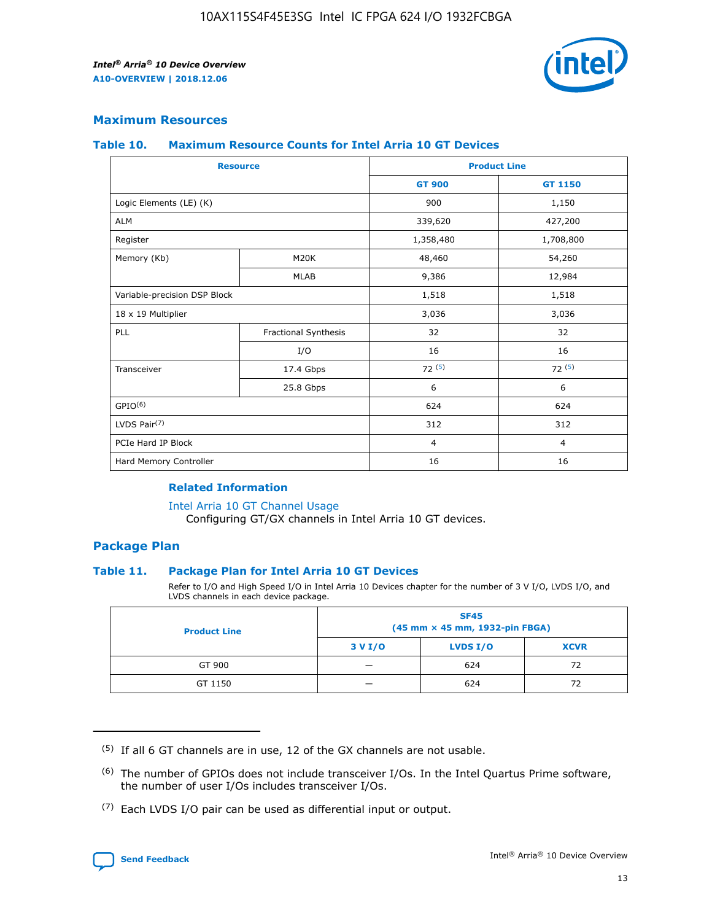## Maximum Resources

### Table 10. Maximum Resource Counts for Intel Arria 10 GT Devices

| Resource | | Product Line | |
|---|---|---|---|
| | | GT 900 | GT 1150 |
| Logic Elements (LE) (K) | | 900 | 1,150 |
| ALM | | 339,620 | 427,200 |
| Register | | 1,358,480 | 1,708,800 |
| Memory (Kb) | M20K | 48,460 | 54,260 |
| | MLAB | 9,386 | 12,984 |
| Variable-precision DSP Block | | 1,518 | 1,518 |
| 18 x 19 Multiplier | | 3,036 | 3,036 |
| PLL | Fractional Synthesis | 32 | 32 |
| | I/O | 16 | 16 |
| Transceiver | 17.4 Gbps | 72 (5) | 72 (5) |
| | 25.8 Gbps | 6 | 6 |
| GPIO(6) | | 624 | 624 |
| LVDS Pair(7) | | 312 | 312 |
| PCIe Hard IP Block | | 4 | 4 |
| Hard Memory Controller | | 16 | 16 |

#### Related Information

Intel Arria 10 GT Channel Usage
Configuring GT/GX channels in Intel Arria 10 GT devices.

## Package Plan

### Table 11. Package Plan for Intel Arria 10 GT Devices

Refer to I/O and High Speed I/O in Intel Arria 10 Devices chapter for the number of 3 V I/O, LVDS I/O, and LVDS channels in each device package.

| Product Line | SF45 (45 mm × 45 mm, 1932-pin FBGA) | | |
|---|---|---|---|
| | 3 V I/O | LVDS I/O | XCVR |
| GT 900 | — | 624 | 72 |
| GT 1150 | — | 624 | 72 |

(5) If all 6 GT channels are in use, 12 of the GX channels are not usable.

(6) The number of GPIOs does not include transceiver I/Os. In the Intel Quartus Prime software, the number of user I/Os includes transceiver I/Os.

(7) Each LVDS I/O pair can be used as differential input or output.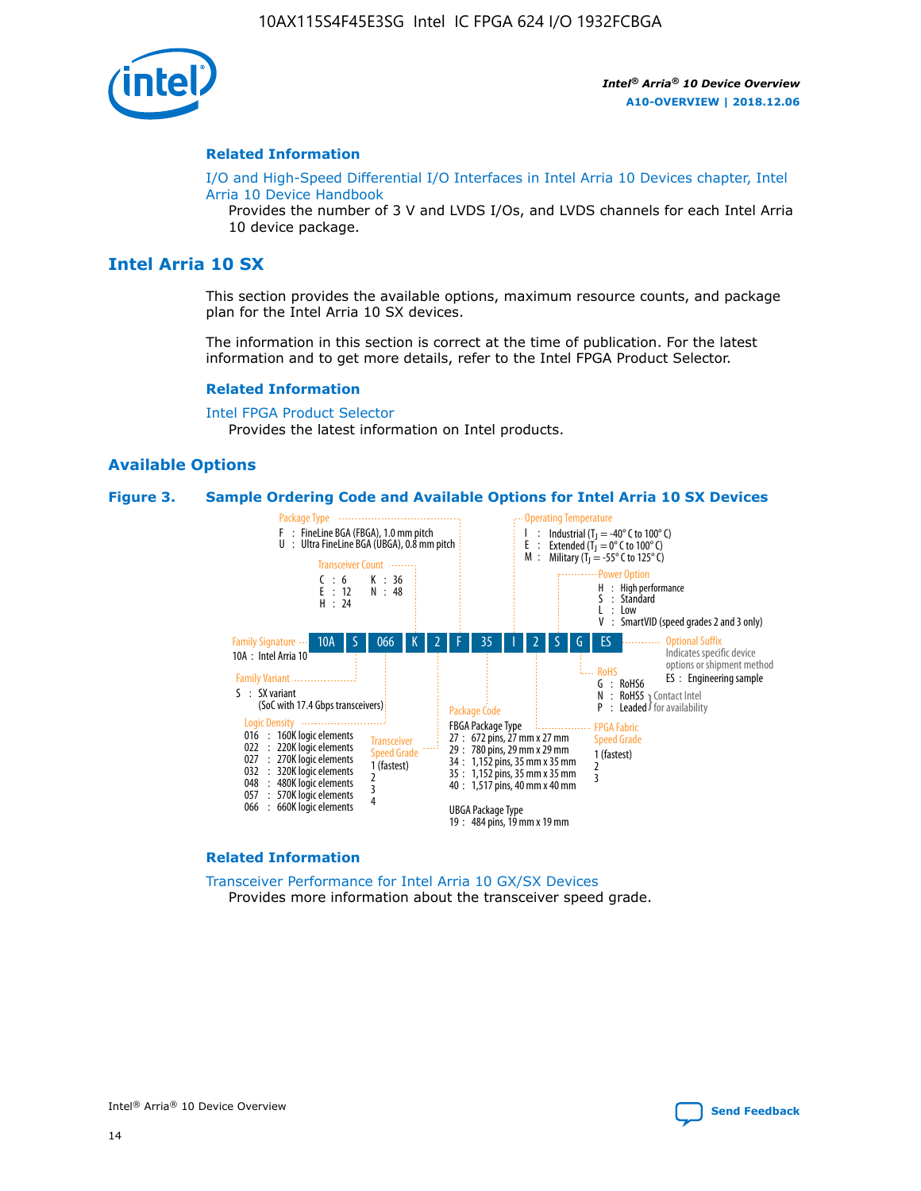## Related Information

I/O and High-Speed Differential I/O Interfaces in Intel Arria 10 Devices chapter, Intel Arria 10 Device Handbook

Provides the number of 3 V and LVDS I/Os, and LVDS channels for each Intel Arria 10 device package.

# Intel Arria 10 SX

This section provides the available options, maximum resource counts, and package plan for the Intel Arria 10 SX devices.

The information in this section is correct at the time of publication. For the latest information and to get more details, refer to the Intel FPGA Product Selector.

## Related Information

Intel FPGA Product Selector

Provides the latest information on Intel products.

## Available Options

**Figure 3. Sample Ordering Code and Available Options for Intel Arria 10 SX Devices**

Sample ordering code: 10A S 066 K 2 F 35 I 2 S G ES

**Family Signature**
- 10A : Intel Arria 10

**Family Variant**
- S : SX variant (SoC with 17.4 Gbps transceivers)

**Logic Density**
- 016 : 160K logic elements
- 022 : 220K logic elements
- 027 : 270K logic elements
- 032 : 320K logic elements
- 048 : 480K logic elements
- 057 : 570K logic elements
- 066 : 660K logic elements

**Transceiver Count**
- C : 6
- E : 12
- H : 24
- K : 36
- N : 48

**Transceiver Speed Grade**
- 1 (fastest)
- 2
- 3
- 4

**Package Type**
- F : FineLine BGA (FBGA), 1.0 mm pitch
- U : Ultra FineLine BGA (UBGA), 0.8 mm pitch

**Package Code**

FBGA Package Type
- 27 : 672 pins, 27 mm x 27 mm
- 29 : 780 pins, 29 mm x 29 mm
- 34 : 1,152 pins, 35 mm x 35 mm
- 35 : 1,152 pins, 35 mm x 35 mm
- 40 : 1,517 pins, 40 mm x 40 mm

UBGA Package Type
- 19 : 484 pins, 19 mm x 19 mm

**Operating Temperature**
- I : Industrial ($T_J$ = -40° C to 100° C)
- E : Extended ($T_J$ = 0° C to 100° C)
- M : Military ($T_J$ = -55° C to 125° C)

**FPGA Fabric Speed Grade**
- 1 (fastest)
- 2
- 3

**Power Option**
- H : High performance
- S : Standard
- L : Low
- V : SmartVID (speed grades 2 and 3 only)

**RoHS**
- G : RoHS6
- N : RoHS5 (Contact Intel for availability)
- P : Leaded (Contact Intel for availability)

**Optional Suffix**

Indicates specific device options or shipment method
- ES : Engineering sample

## Related Information

Transceiver Performance for Intel Arria 10 GX/SX Devices

Provides more information about the transceiver speed grade.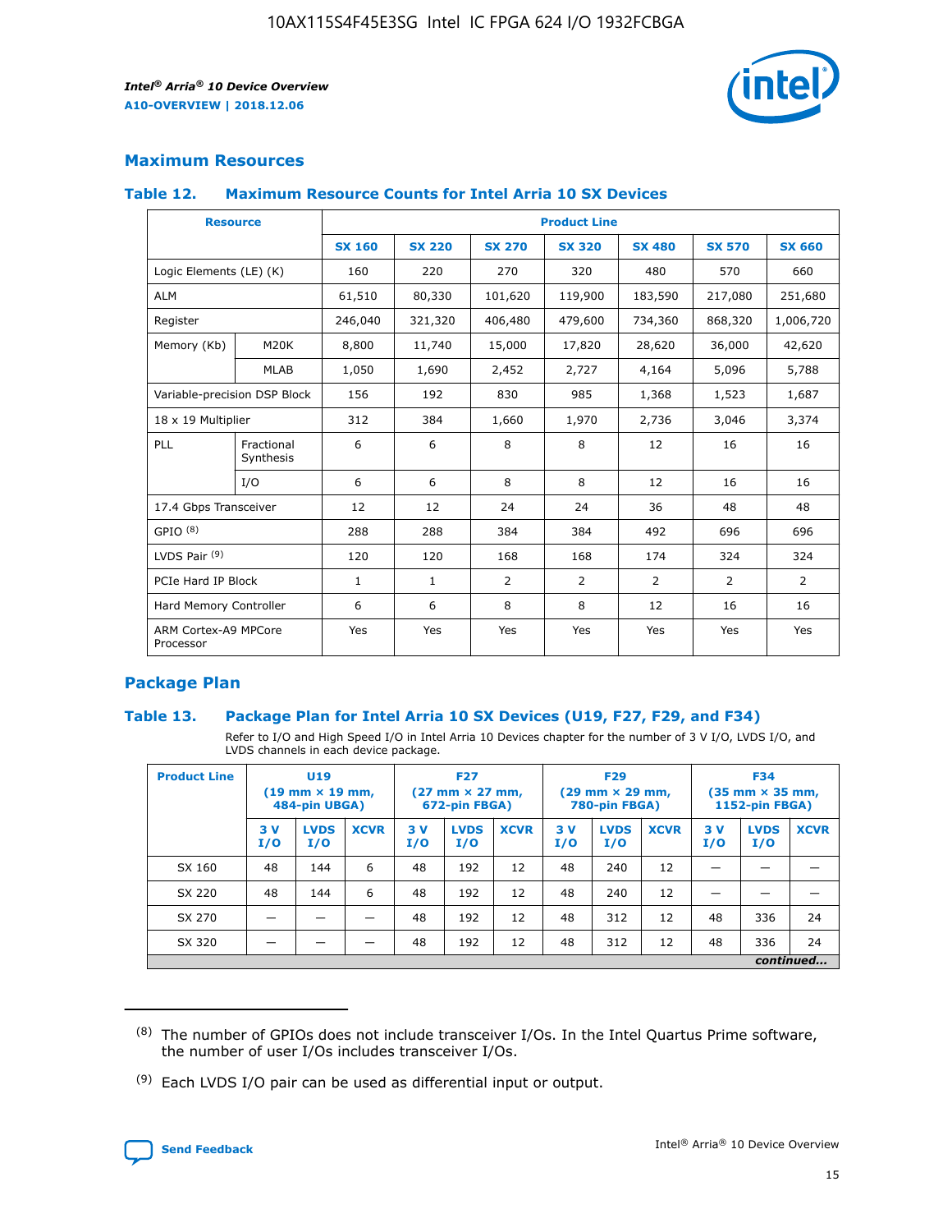## Maximum Resources

### Table 12. Maximum Resource Counts for Intel Arria 10 SX Devices

| Resource | | Product Line | | | | | | |
|---|---|---|---|---|---|---|---|---|
| | | SX 160 | SX 220 | SX 270 | SX 320 | SX 480 | SX 570 | SX 660 |
| Logic Elements (LE) (K) | | 160 | 220 | 270 | 320 | 480 | 570 | 660 |
| ALM | | 61,510 | 80,330 | 101,620 | 119,900 | 183,590 | 217,080 | 251,680 |
| Register | | 246,040 | 321,320 | 406,480 | 479,600 | 734,360 | 868,320 | 1,006,720 |
| Memory (Kb) | M20K | 8,800 | 11,740 | 15,000 | 17,820 | 28,620 | 36,000 | 42,620 |
| | MLAB | 1,050 | 1,690 | 2,452 | 2,727 | 4,164 | 5,096 | 5,788 |
| Variable-precision DSP Block | | 156 | 192 | 830 | 985 | 1,368 | 1,523 | 1,687 |
| 18 x 19 Multiplier | | 312 | 384 | 1,660 | 1,970 | 2,736 | 3,046 | 3,374 |
| PLL | Fractional Synthesis | 6 | 6 | 8 | 8 | 12 | 16 | 16 |
| | I/O | 6 | 6 | 8 | 8 | 12 | 16 | 16 |
| 17.4 Gbps Transceiver | | 12 | 12 | 24 | 24 | 36 | 48 | 48 |
| GPIO [8] | | 288 | 288 | 384 | 384 | 492 | 696 | 696 |
| LVDS Pair [9] | | 120 | 120 | 168 | 168 | 174 | 324 | 324 |
| PCIe Hard IP Block | | 1 | 1 | 2 | 2 | 2 | 2 | 2 |
| Hard Memory Controller | | 6 | 6 | 8 | 8 | 12 | 16 | 16 |
| ARM Cortex-A9 MPCore Processor | | Yes | Yes | Yes | Yes | Yes | Yes | Yes |

## Package Plan

### Table 13. Package Plan for Intel Arria 10 SX Devices (U19, F27, F29, and F34)

Refer to I/O and High Speed I/O in Intel Arria 10 Devices chapter for the number of 3 V I/O, LVDS I/O, and LVDS channels in each device package.

| Product Line | U19 (19 mm × 19 mm, 484-pin UBGA) | | | F27 (27 mm × 27 mm, 672-pin FBGA) | | | F29 (29 mm × 29 mm, 780-pin FBGA) | | | F34 (35 mm × 35 mm, 1152-pin FBGA) | | |
|---|---|---|---|---|---|---|---|---|---|---|---|---|
| | 3 V I/O | LVDS I/O | XCVR | 3 V I/O | LVDS I/O | XCVR | 3 V I/O | LVDS I/O | XCVR | 3 V I/O | LVDS I/O | XCVR |
| SX 160 | 48 | 144 | 6 | 48 | 192 | 12 | 48 | 240 | 12 | — | — | — |
| SX 220 | 48 | 144 | 6 | 48 | 192 | 12 | 48 | 240 | 12 | — | — | — |
| SX 270 | — | — | — | 48 | 192 | 12 | 48 | 312 | 12 | 48 | 336 | 24 |
| SX 320 | — | — | — | 48 | 192 | 12 | 48 | 312 | 12 | 48 | 336 | 24 |

*continued...*

(8) The number of GPIOs does not include transceiver I/Os. In the Intel Quartus Prime software, the number of user I/Os includes transceiver I/Os.

(9) Each LVDS I/O pair can be used as differential input or output.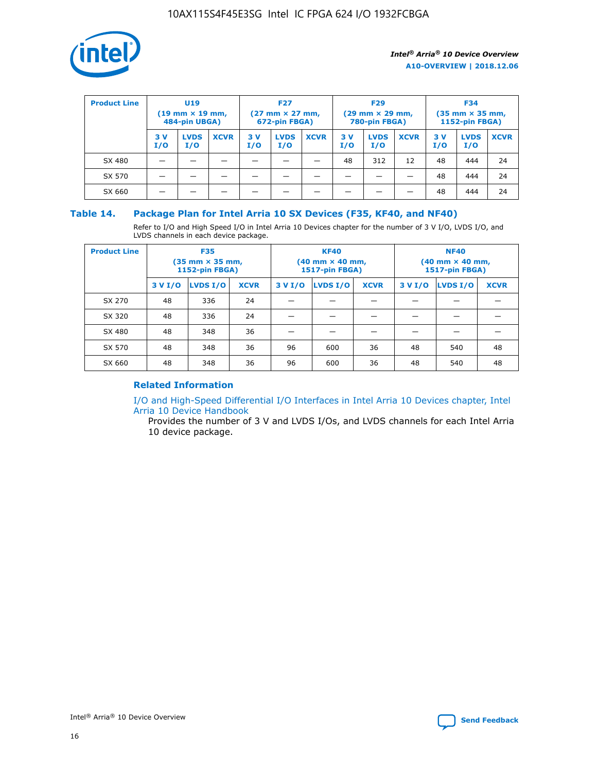| Product Line | U19 (19 mm × 19 mm, 484-pin UBGA) | | | F27 (27 mm × 27 mm, 672-pin FBGA) | | | F29 (29 mm × 29 mm, 780-pin FBGA) | | | F34 (35 mm × 35 mm, 1152-pin FBGA) | | |
|---|---|---|---|---|---|---|---|---|---|---|---|---|
| | 3 V I/O | LVDS I/O | XCVR | 3 V I/O | LVDS I/O | XCVR | 3 V I/O | LVDS I/O | XCVR | 3 V I/O | LVDS I/O | XCVR |
| SX 480 | — | — | — | — | — | — | 48 | 312 | 12 | 48 | 444 | 24 |
| SX 570 | — | — | — | — | — | — | — | — | — | 48 | 444 | 24 |
| SX 660 | — | — | — | — | — | — | — | — | — | 48 | 444 | 24 |

### Table 14. Package Plan for Intel Arria 10 SX Devices (F35, KF40, and NF40)

Refer to I/O and High Speed I/O in Intel Arria 10 Devices chapter for the number of 3 V I/O, LVDS I/O, and LVDS channels in each device package.

| Product Line | F35 (35 mm × 35 mm, 1152-pin FBGA) | | | KF40 (40 mm × 40 mm, 1517-pin FBGA) | | | NF40 (40 mm × 40 mm, 1517-pin FBGA) | | |
|---|---|---|---|---|---|---|---|---|---|
| | 3 V I/O | LVDS I/O | XCVR | 3 V I/O | LVDS I/O | XCVR | 3 V I/O | LVDS I/O | XCVR |
| SX 270 | 48 | 336 | 24 | — | — | — | — | — | — |
| SX 320 | 48 | 336 | 24 | — | — | — | — | — | — |
| SX 480 | 48 | 348 | 36 | — | — | — | — | — | — |
| SX 570 | 48 | 348 | 36 | 96 | 600 | 36 | 48 | 540 | 48 |
| SX 660 | 48 | 348 | 36 | 96 | 600 | 36 | 48 | 540 | 48 |

#### Related Information

I/O and High-Speed Differential I/O Interfaces in Intel Arria 10 Devices chapter, Intel Arria 10 Device Handbook

Provides the number of 3 V and LVDS I/Os, and LVDS channels for each Intel Arria 10 device package.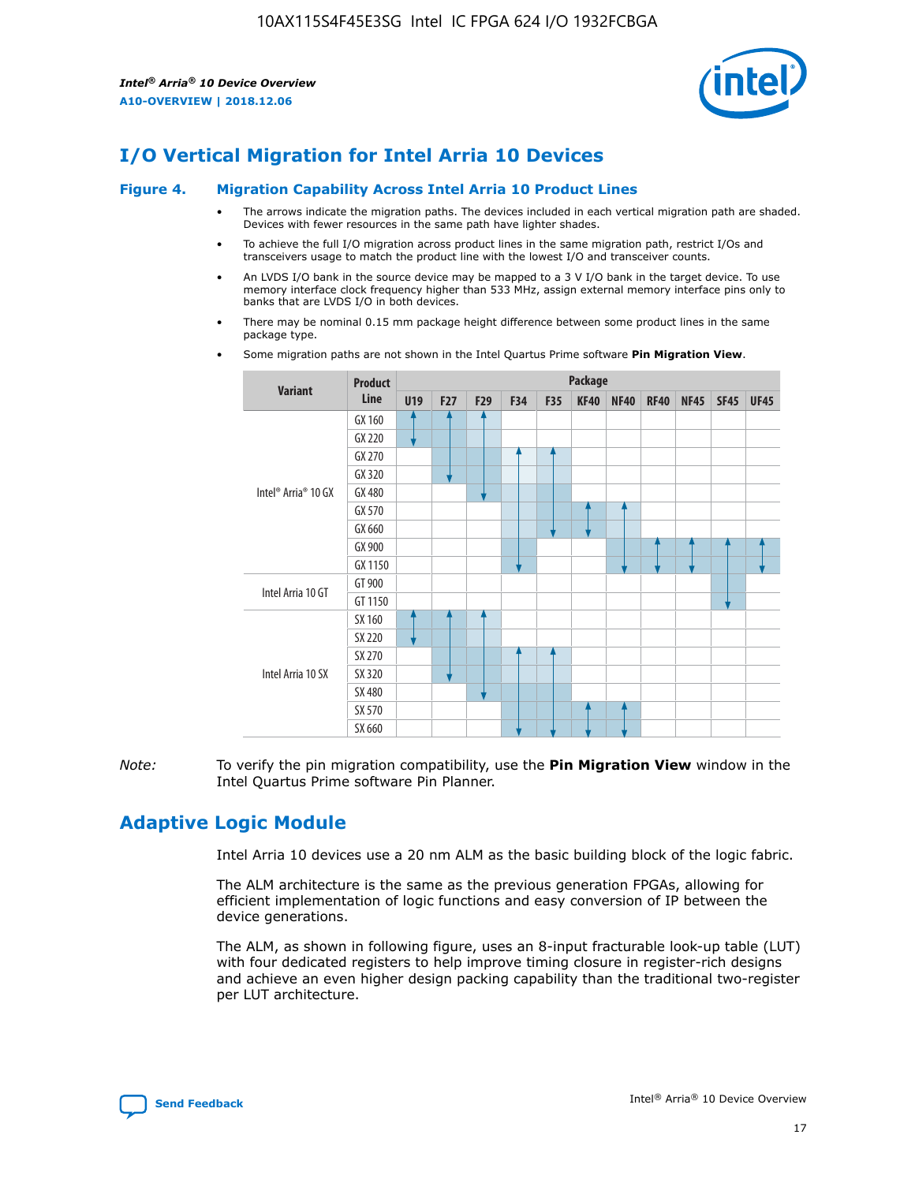# I/O Vertical Migration for Intel Arria 10 Devices

**Figure 4. Migration Capability Across Intel Arria 10 Product Lines**

- The arrows indicate the migration paths. The devices included in each vertical migration path are shaded. Devices with fewer resources in the same path have lighter shades.
- To achieve the full I/O migration across product lines in the same migration path, restrict I/Os and transceivers usage to match the product line with the lowest I/O and transceiver counts.
- An LVDS I/O bank in the source device may be mapped to a 3 V I/O bank in the target device. To use memory interface clock frequency higher than 533 MHz, assign external memory interface pins only to banks that are LVDS I/O in both devices.
- There may be nominal 0.15 mm package height difference between some product lines in the same package type.
- Some migration paths are not shown in the Intel Quartus Prime software **Pin Migration View**.

| Variant | Product Line | U19 | F27 | F29 | F34 | F35 | KF40 | NF40 | RF40 | NF45 | SF45 | UF45 |
|---|---|---|---|---|---|---|---|---|---|---|---|---|
| Intel® Arria® 10 GX | GX 160 | | | | | | | | | | | |
| | GX 220 | | | | | | | | | | | |
| | GX 270 | | | | | | | | | | | |
| | GX 320 | | | | | | | | | | | |
| | GX 480 | | | | | | | | | | | |
| | GX 570 | | | | | | | | | | | |
| | GX 660 | | | | | | | | | | | |
| | GX 900 | | | | | | | | | | | |
| | GX 1150 | | | | | | | | | | | |
| Intel Arria 10 GT | GT 900 | | | | | | | | | | | |
| | GT 1150 | | | | | | | | | | | |
| Intel Arria 10 SX | SX 160 | | | | | | | | | | | |
| | SX 220 | | | | | | | | | | | |
| | SX 270 | | | | | | | | | | | |
| | SX 320 | | | | | | | | | | | |
| | SX 480 | | | | | | | | | | | |
| | SX 570 | | | | | | | | | | | |
| | SX 660 | | | | | | | | | | | |

*Note:* To verify the pin migration compatibility, use the **Pin Migration View** window in the Intel Quartus Prime software Pin Planner.

# Adaptive Logic Module

Intel Arria 10 devices use a 20 nm ALM as the basic building block of the logic fabric.

The ALM architecture is the same as the previous generation FPGAs, allowing for efficient implementation of logic functions and easy conversion of IP between the device generations.

The ALM, as shown in following figure, uses an 8-input fracturable look-up table (LUT) with four dedicated registers to help improve timing closure in register-rich designs and achieve an even higher design packing capability than the traditional two-register per LUT architecture.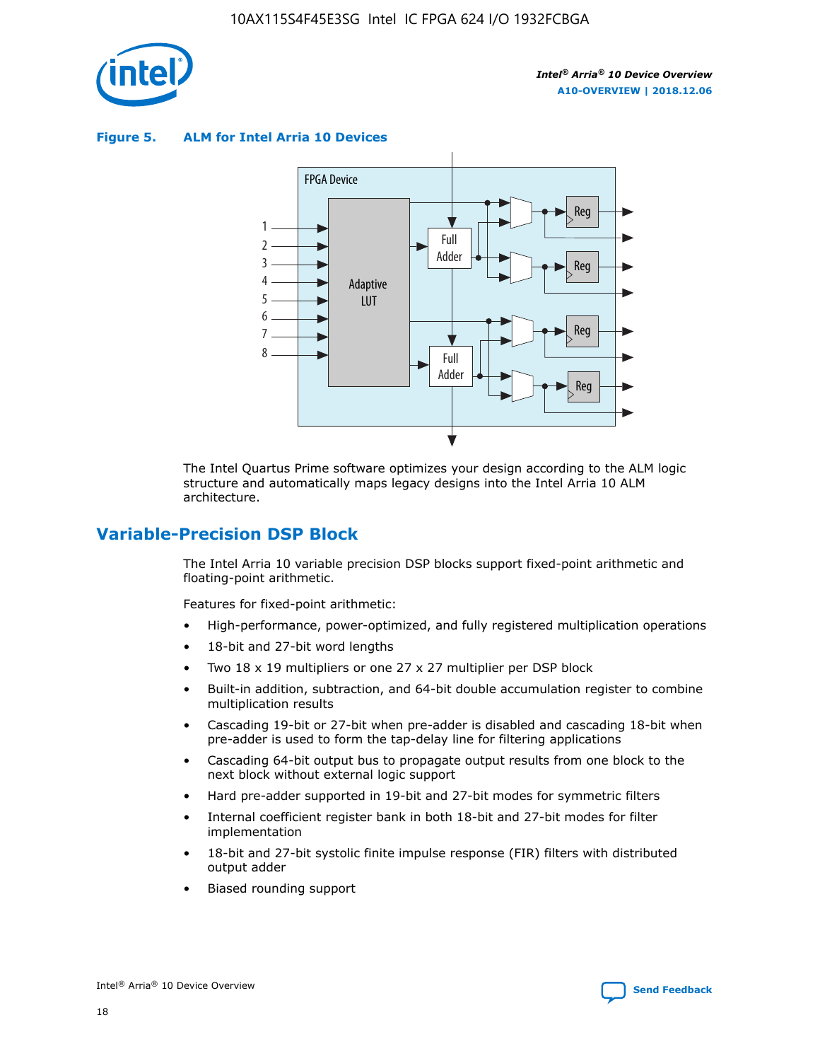**Figure 5. ALM for Intel Arria 10 Devices**

The Intel Quartus Prime software optimizes your design according to the ALM logic structure and automatically maps legacy designs into the Intel Arria 10 ALM architecture.

## Variable-Precision DSP Block

The Intel Arria 10 variable precision DSP blocks support fixed-point arithmetic and floating-point arithmetic.

Features for fixed-point arithmetic:

- High-performance, power-optimized, and fully registered multiplication operations
- 18-bit and 27-bit word lengths
- Two 18 x 19 multipliers or one 27 x 27 multiplier per DSP block
- Built-in addition, subtraction, and 64-bit double accumulation register to combine multiplication results
- Cascading 19-bit or 27-bit when pre-adder is disabled and cascading 18-bit when pre-adder is used to form the tap-delay line for filtering applications
- Cascading 64-bit output bus to propagate output results from one block to the next block without external logic support
- Hard pre-adder supported in 19-bit and 27-bit modes for symmetric filters
- Internal coefficient register bank in both 18-bit and 27-bit modes for filter implementation
- 18-bit and 27-bit systolic finite impulse response (FIR) filters with distributed output adder
- Biased rounding support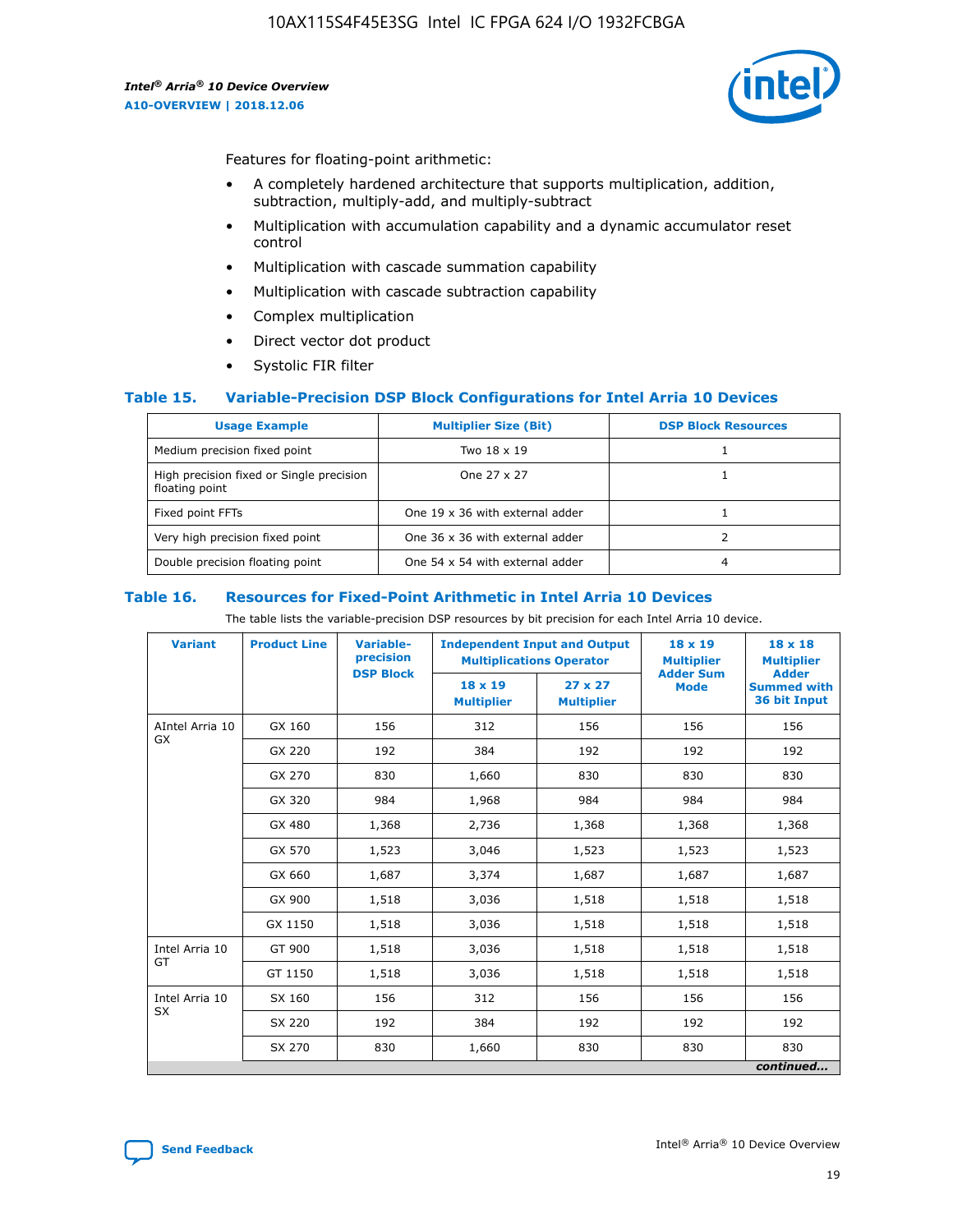Features for floating-point arithmetic:

- A completely hardened architecture that supports multiplication, addition, subtraction, multiply-add, and multiply-subtract
- Multiplication with accumulation capability and a dynamic accumulator reset control
- Multiplication with cascade summation capability
- Multiplication with cascade subtraction capability
- Complex multiplication
- Direct vector dot product
- Systolic FIR filter

### Table 15. Variable-Precision DSP Block Configurations for Intel Arria 10 Devices

| Usage Example | Multiplier Size (Bit) | DSP Block Resources |
|---|---|---|
| Medium precision fixed point | Two 18 x 19 | 1 |
| High precision fixed or Single precision floating point | One 27 x 27 | 1 |
| Fixed point FFTs | One 19 x 36 with external adder | 1 |
| Very high precision fixed point | One 36 x 36 with external adder | 2 |
| Double precision floating point | One 54 x 54 with external adder | 4 |

### Table 16. Resources for Fixed-Point Arithmetic in Intel Arria 10 Devices

The table lists the variable-precision DSP resources by bit precision for each Intel Arria 10 device.

| Variant | Product Line | Variable-precision DSP Block | Independent Input and Output Multiplications Operator | | 18 x 19 Multiplier Adder Sum Mode | 18 x 18 Multiplier Adder Summed with 36 bit Input |
|---|---|---|---|---|---|---|
| | | | 18 x 19 Multiplier | 27 x 27 Multiplier | | |
| AIntel Arria 10 GX | GX 160 | 156 | 312 | 156 | 156 | 156 |
| | GX 220 | 192 | 384 | 192 | 192 | 192 |
| | GX 270 | 830 | 1,660 | 830 | 830 | 830 |
| | GX 320 | 984 | 1,968 | 984 | 984 | 984 |
| | GX 480 | 1,368 | 2,736 | 1,368 | 1,368 | 1,368 |
| | GX 570 | 1,523 | 3,046 | 1,523 | 1,523 | 1,523 |
| | GX 660 | 1,687 | 3,374 | 1,687 | 1,687 | 1,687 |
| | GX 900 | 1,518 | 3,036 | 1,518 | 1,518 | 1,518 |
| | GX 1150 | 1,518 | 3,036 | 1,518 | 1,518 | 1,518 |
| Intel Arria 10 GT | GT 900 | 1,518 | 3,036 | 1,518 | 1,518 | 1,518 |
| | GT 1150 | 1,518 | 3,036 | 1,518 | 1,518 | 1,518 |
| Intel Arria 10 SX | SX 160 | 156 | 312 | 156 | 156 | 156 |
| | SX 220 | 192 | 384 | 192 | 192 | 192 |
| | SX 270 | 830 | 1,660 | 830 | 830 | 830 |

*continued...*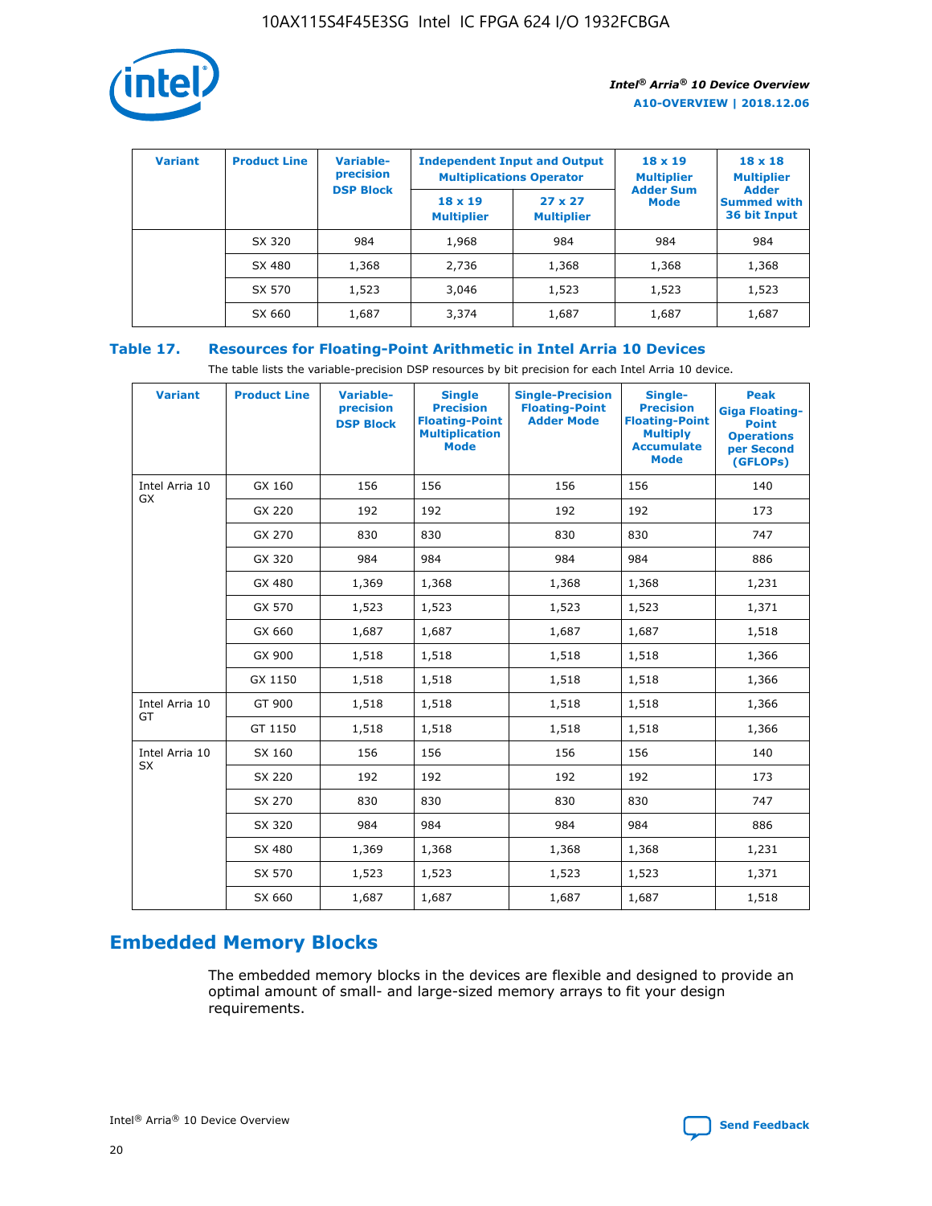| Variant | Product Line | Variable-precision DSP Block | Independent Input and Output Multiplications Operator | | 18 x 19 Multiplier Adder Sum Mode | 18 x 18 Multiplier Adder Summed with 36 bit Input |
|---|---|---|---|---|---|---|
| | | | 18 x 19 Multiplier | 27 x 27 Multiplier | | |
| | SX 320 | 984 | 1,968 | 984 | 984 | 984 |
| | SX 480 | 1,368 | 2,736 | 1,368 | 1,368 | 1,368 |
| | SX 570 | 1,523 | 3,046 | 1,523 | 1,523 | 1,523 |
| | SX 660 | 1,687 | 3,374 | 1,687 | 1,687 | 1,687 |

## Table 17. Resources for Floating-Point Arithmetic in Intel Arria 10 Devices

The table lists the variable-precision DSP resources by bit precision for each Intel Arria 10 device.

| Variant | Product Line | Variable-precision DSP Block | Single Precision Floating-Point Multiplication Mode | Single-Precision Floating-Point Adder Mode | Single-Precision Floating-Point Multiply Accumulate Mode | Peak Giga Floating-Point Operations per Second (GFLOPs) |
|---|---|---|---|---|---|---|
| Intel Arria 10 GX | GX 160 | 156 | 156 | 156 | 156 | 140 |
| | GX 220 | 192 | 192 | 192 | 192 | 173 |
| | GX 270 | 830 | 830 | 830 | 830 | 747 |
| | GX 320 | 984 | 984 | 984 | 984 | 886 |
| | GX 480 | 1,369 | 1,368 | 1,368 | 1,368 | 1,231 |
| | GX 570 | 1,523 | 1,523 | 1,523 | 1,523 | 1,371 |
| | GX 660 | 1,687 | 1,687 | 1,687 | 1,687 | 1,518 |
| | GX 900 | 1,518 | 1,518 | 1,518 | 1,518 | 1,366 |
| | GX 1150 | 1,518 | 1,518 | 1,518 | 1,518 | 1,366 |
| Intel Arria 10 GT | GT 900 | 1,518 | 1,518 | 1,518 | 1,518 | 1,366 |
| | GT 1150 | 1,518 | 1,518 | 1,518 | 1,518 | 1,366 |
| Intel Arria 10 SX | SX 160 | 156 | 156 | 156 | 156 | 140 |
| | SX 220 | 192 | 192 | 192 | 192 | 173 |
| | SX 270 | 830 | 830 | 830 | 830 | 747 |
| | SX 320 | 984 | 984 | 984 | 984 | 886 |
| | SX 480 | 1,369 | 1,368 | 1,368 | 1,368 | 1,231 |
| | SX 570 | 1,523 | 1,523 | 1,523 | 1,523 | 1,371 |
| | SX 660 | 1,687 | 1,687 | 1,687 | 1,687 | 1,518 |

## Embedded Memory Blocks

The embedded memory blocks in the devices are flexible and designed to provide an optimal amount of small- and large-sized memory arrays to fit your design requirements.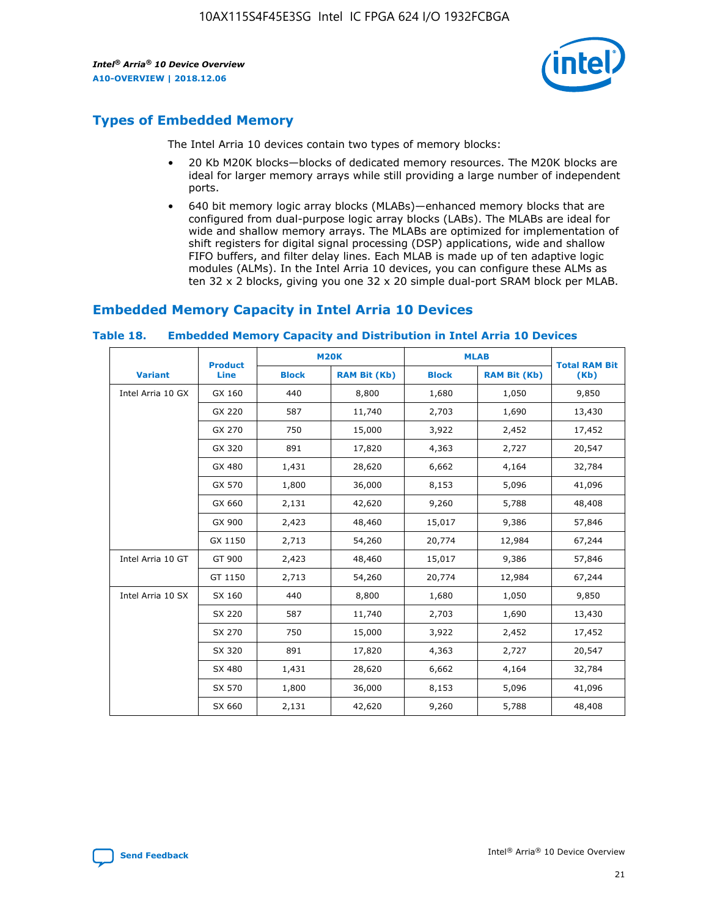## Types of Embedded Memory

The Intel Arria 10 devices contain two types of memory blocks:

- 20 Kb M20K blocks—blocks of dedicated memory resources. The M20K blocks are ideal for larger memory arrays while still providing a large number of independent ports.
- 640 bit memory logic array blocks (MLABs)—enhanced memory blocks that are configured from dual-purpose logic array blocks (LABs). The MLABs are ideal for wide and shallow memory arrays. The MLABs are optimized for implementation of shift registers for digital signal processing (DSP) applications, wide and shallow FIFO buffers, and filter delay lines. Each MLAB is made up of ten adaptive logic modules (ALMs). In the Intel Arria 10 devices, you can configure these ALMs as ten 32 x 2 blocks, giving you one 32 x 20 simple dual-port SRAM block per MLAB.

## Embedded Memory Capacity in Intel Arria 10 Devices

**Table 18. Embedded Memory Capacity and Distribution in Intel Arria 10 Devices**

| Variant | Product Line | M20K | | MLAB | | Total RAM Bit (Kb) |
|---|---|---|---|---|---|---|
| | | Block | RAM Bit (Kb) | Block | RAM Bit (Kb) | |
| Intel Arria 10 GX | GX 160 | 440 | 8,800 | 1,680 | 1,050 | 9,850 |
| | GX 220 | 587 | 11,740 | 2,703 | 1,690 | 13,430 |
| | GX 270 | 750 | 15,000 | 3,922 | 2,452 | 17,452 |
| | GX 320 | 891 | 17,820 | 4,363 | 2,727 | 20,547 |
| | GX 480 | 1,431 | 28,620 | 6,662 | 4,164 | 32,784 |
| | GX 570 | 1,800 | 36,000 | 8,153 | 5,096 | 41,096 |
| | GX 660 | 2,131 | 42,620 | 9,260 | 5,788 | 48,408 |
| | GX 900 | 2,423 | 48,460 | 15,017 | 9,386 | 57,846 |
| | GX 1150 | 2,713 | 54,260 | 20,774 | 12,984 | 67,244 |
| Intel Arria 10 GT | GT 900 | 2,423 | 48,460 | 15,017 | 9,386 | 57,846 |
| | GT 1150 | 2,713 | 54,260 | 20,774 | 12,984 | 67,244 |
| Intel Arria 10 SX | SX 160 | 440 | 8,800 | 1,680 | 1,050 | 9,850 |
| | SX 220 | 587 | 11,740 | 2,703 | 1,690 | 13,430 |
| | SX 270 | 750 | 15,000 | 3,922 | 2,452 | 17,452 |
| | SX 320 | 891 | 17,820 | 4,363 | 2,727 | 20,547 |
| | SX 480 | 1,431 | 28,620 | 6,662 | 4,164 | 32,784 |
| | SX 570 | 1,800 | 36,000 | 8,153 | 5,096 | 41,096 |
| | SX 660 | 2,131 | 42,620 | 9,260 | 5,788 | 48,408 |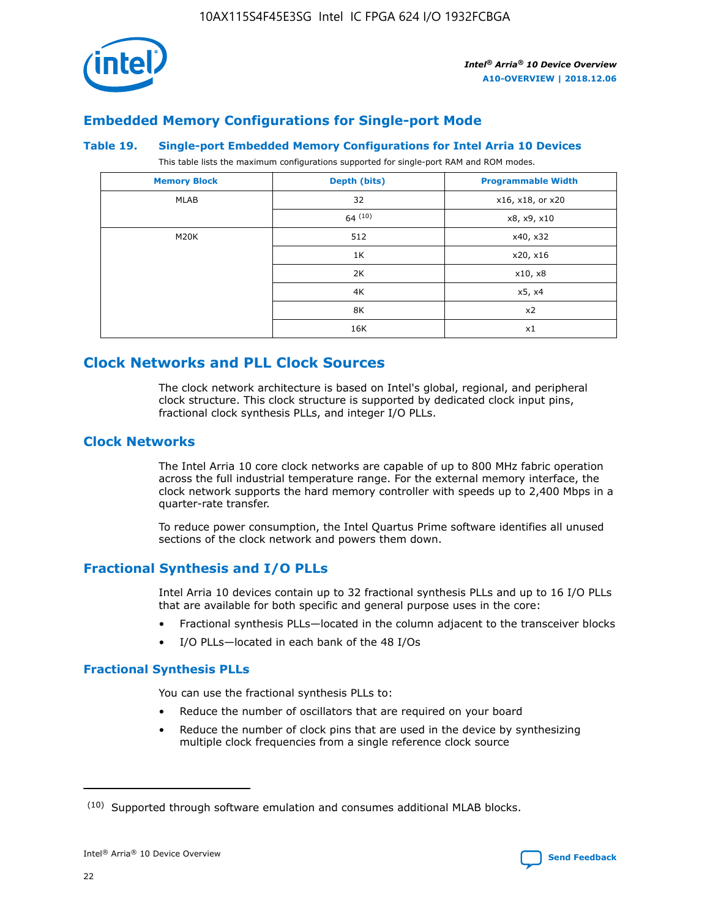## Embedded Memory Configurations for Single-port Mode

### Table 19. Single-port Embedded Memory Configurations for Intel Arria 10 Devices

This table lists the maximum configurations supported for single-port RAM and ROM modes.

| Memory Block | Depth (bits) | Programmable Width |
|---|---|---|
| MLAB | 32 | x16, x18, or x20 |
| | 64 (10) | x8, x9, x10 |
| M20K | 512 | x40, x32 |
| | 1K | x20, x16 |
| | 2K | x10, x8 |
| | 4K | x5, x4 |
| | 8K | x2 |
| | 16K | x1 |

## Clock Networks and PLL Clock Sources

The clock network architecture is based on Intel's global, regional, and peripheral clock structure. This clock structure is supported by dedicated clock input pins, fractional clock synthesis PLLs, and integer I/O PLLs.

## Clock Networks

The Intel Arria 10 core clock networks are capable of up to 800 MHz fabric operation across the full industrial temperature range. For the external memory interface, the clock network supports the hard memory controller with speeds up to 2,400 Mbps in a quarter-rate transfer.

To reduce power consumption, the Intel Quartus Prime software identifies all unused sections of the clock network and powers them down.

## Fractional Synthesis and I/O PLLs

Intel Arria 10 devices contain up to 32 fractional synthesis PLLs and up to 16 I/O PLLs that are available for both specific and general purpose uses in the core:

- Fractional synthesis PLLs—located in the column adjacent to the transceiver blocks
- I/O PLLs—located in each bank of the 48 I/Os

### Fractional Synthesis PLLs

You can use the fractional synthesis PLLs to:

- Reduce the number of oscillators that are required on your board
- Reduce the number of clock pins that are used in the device by synthesizing multiple clock frequencies from a single reference clock source

(10) Supported through software emulation and consumes additional MLAB blocks.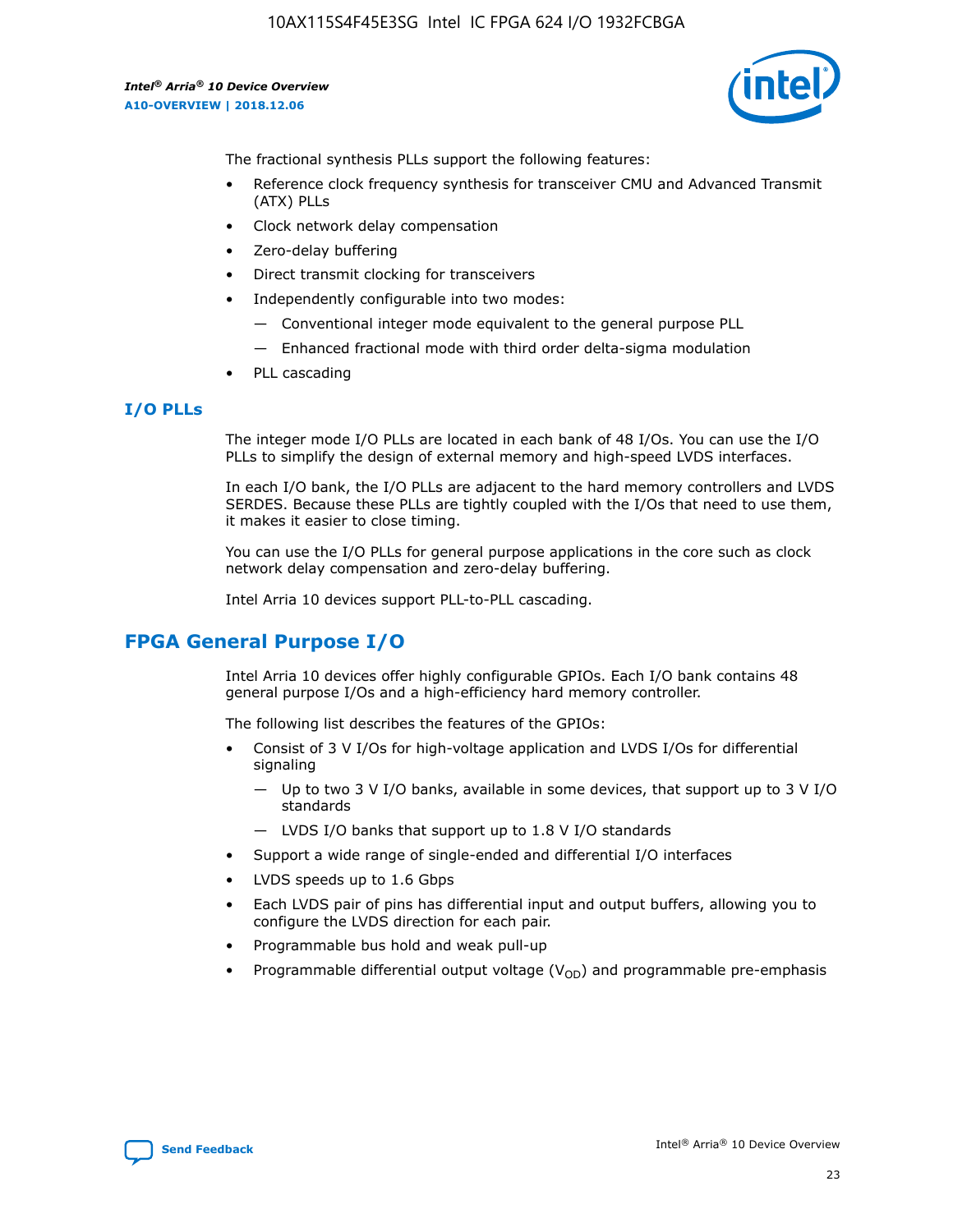The fractional synthesis PLLs support the following features:

- Reference clock frequency synthesis for transceiver CMU and Advanced Transmit (ATX) PLLs
- Clock network delay compensation
- Zero-delay buffering
- Direct transmit clocking for transceivers
- Independently configurable into two modes:
  - Conventional integer mode equivalent to the general purpose PLL
  - Enhanced fractional mode with third order delta-sigma modulation
- PLL cascading

### I/O PLLs

The integer mode I/O PLLs are located in each bank of 48 I/Os. You can use the I/O PLLs to simplify the design of external memory and high-speed LVDS interfaces.

In each I/O bank, the I/O PLLs are adjacent to the hard memory controllers and LVDS SERDES. Because these PLLs are tightly coupled with the I/Os that need to use them, it makes it easier to close timing.

You can use the I/O PLLs for general purpose applications in the core such as clock network delay compensation and zero-delay buffering.

Intel Arria 10 devices support PLL-to-PLL cascading.

## FPGA General Purpose I/O

Intel Arria 10 devices offer highly configurable GPIOs. Each I/O bank contains 48 general purpose I/Os and a high-efficiency hard memory controller.

The following list describes the features of the GPIOs:

- Consist of 3 V I/Os for high-voltage application and LVDS I/Os for differential signaling
  - Up to two 3 V I/O banks, available in some devices, that support up to 3 V I/O standards
  - LVDS I/O banks that support up to 1.8 V I/O standards
- Support a wide range of single-ended and differential I/O interfaces
- LVDS speeds up to 1.6 Gbps
- Each LVDS pair of pins has differential input and output buffers, allowing you to configure the LVDS direction for each pair.
- Programmable bus hold and weak pull-up
- Programmable differential output voltage ($V_{OD}$) and programmable pre-emphasis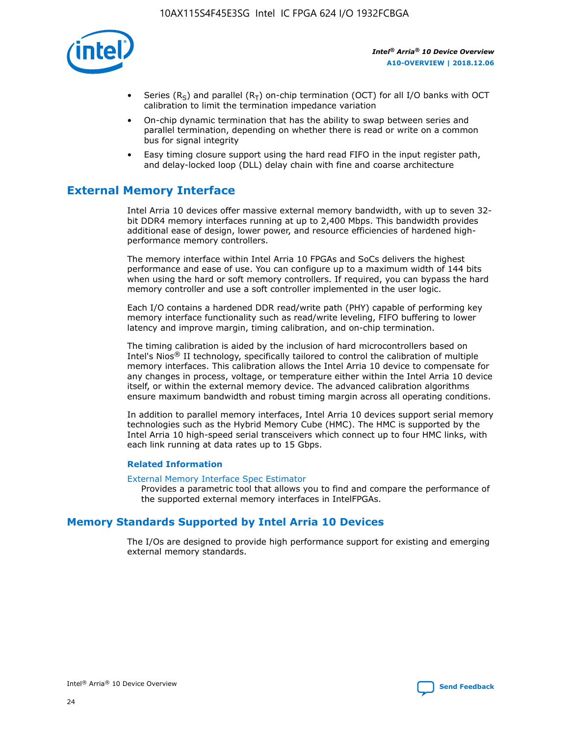- Series ($R_S$) and parallel ($R_T$) on-chip termination (OCT) for all I/O banks with OCT calibration to limit the termination impedance variation
- On-chip dynamic termination that has the ability to swap between series and parallel termination, depending on whether there is read or write on a common bus for signal integrity
- Easy timing closure support using the hard read FIFO in the input register path, and delay-locked loop (DLL) delay chain with fine and coarse architecture

## External Memory Interface

Intel Arria 10 devices offer massive external memory bandwidth, with up to seven 32-bit DDR4 memory interfaces running at up to 2,400 Mbps. This bandwidth provides additional ease of design, lower power, and resource efficiencies of hardened high-performance memory controllers.

The memory interface within Intel Arria 10 FPGAs and SoCs delivers the highest performance and ease of use. You can configure up to a maximum width of 144 bits when using the hard or soft memory controllers. If required, you can bypass the hard memory controller and use a soft controller implemented in the user logic.

Each I/O contains a hardened DDR read/write path (PHY) capable of performing key memory interface functionality such as read/write leveling, FIFO buffering to lower latency and improve margin, timing calibration, and on-chip termination.

The timing calibration is aided by the inclusion of hard microcontrollers based on Intel's Nios® II technology, specifically tailored to control the calibration of multiple memory interfaces. This calibration allows the Intel Arria 10 device to compensate for any changes in process, voltage, or temperature either within the Intel Arria 10 device itself, or within the external memory device. The advanced calibration algorithms ensure maximum bandwidth and robust timing margin across all operating conditions.

In addition to parallel memory interfaces, Intel Arria 10 devices support serial memory technologies such as the Hybrid Memory Cube (HMC). The HMC is supported by the Intel Arria 10 high-speed serial transceivers which connect up to four HMC links, with each link running at data rates up to 15 Gbps.

#### Related Information

External Memory Interface Spec Estimator
Provides a parametric tool that allows you to find and compare the performance of the supported external memory interfaces in IntelFPGAs.

## Memory Standards Supported by Intel Arria 10 Devices

The I/Os are designed to provide high performance support for existing and emerging external memory standards.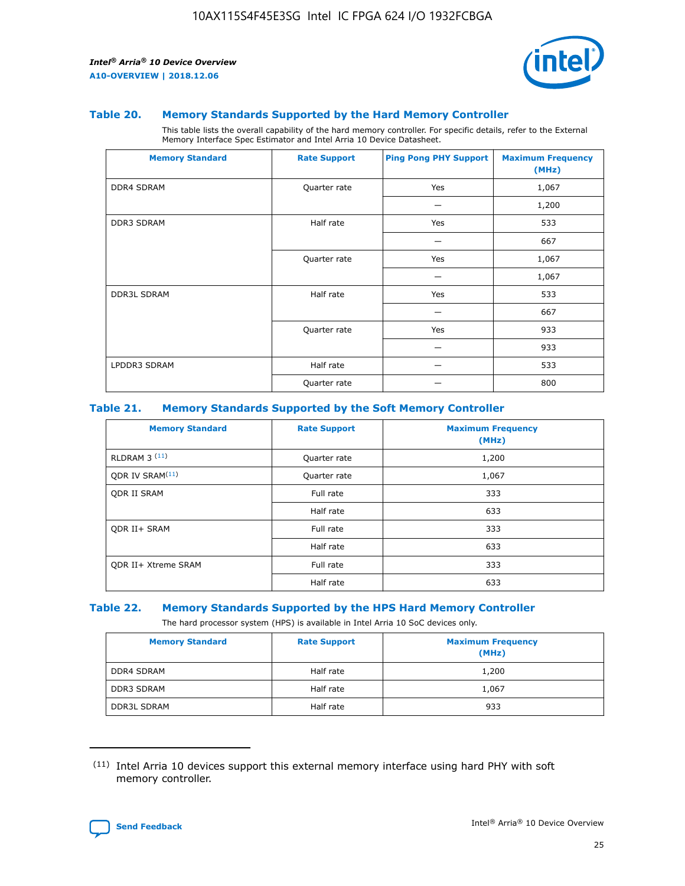## Table 20. Memory Standards Supported by the Hard Memory Controller

This table lists the overall capability of the hard memory controller. For specific details, refer to the External Memory Interface Spec Estimator and Intel Arria 10 Device Datasheet.

| Memory Standard | Rate Support | Ping Pong PHY Support | Maximum Frequency (MHz) |
|---|---|---|---|
| DDR4 SDRAM | Quarter rate | Yes | 1,067 |
| | | — | 1,200 |
| DDR3 SDRAM | Half rate | Yes | 533 |
| | | — | 667 |
| | Quarter rate | Yes | 1,067 |
| | | — | 1,067 |
| DDR3L SDRAM | Half rate | Yes | 533 |
| | | — | 667 |
| | Quarter rate | Yes | 933 |
| | | — | 933 |
| LPDDR3 SDRAM | Half rate | — | 533 |
| | Quarter rate | — | 800 |

## Table 21. Memory Standards Supported by the Soft Memory Controller

| Memory Standard | Rate Support | Maximum Frequency (MHz) |
|---|---|---|
| RLDRAM 3 [11] | Quarter rate | 1,200 |
| QDR IV SRAM[11] | Quarter rate | 1,067 |
| QDR II SRAM | Full rate | 333 |
| | Half rate | 633 |
| QDR II+ SRAM | Full rate | 333 |
| | Half rate | 633 |
| QDR II+ Xtreme SRAM | Full rate | 333 |
| | Half rate | 633 |

## Table 22. Memory Standards Supported by the HPS Hard Memory Controller

The hard processor system (HPS) is available in Intel Arria 10 SoC devices only.

| Memory Standard | Rate Support | Maximum Frequency (MHz) |
|---|---|---|
| DDR4 SDRAM | Half rate | 1,200 |
| DDR3 SDRAM | Half rate | 1,067 |
| DDR3L SDRAM | Half rate | 933 |

[11] Intel Arria 10 devices support this external memory interface using hard PHY with soft memory controller.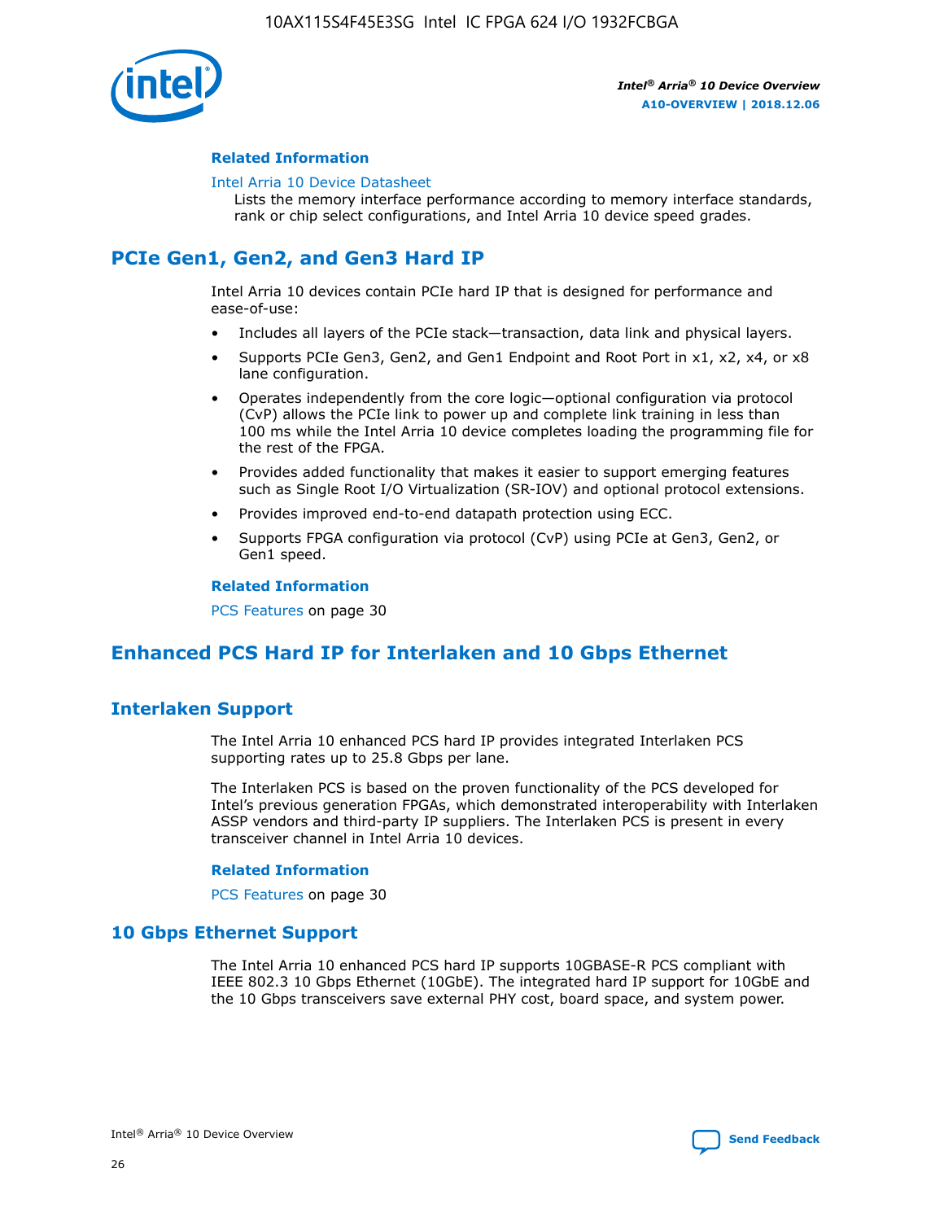#### Related Information

Intel Arria 10 Device Datasheet
Lists the memory interface performance according to memory interface standards, rank or chip select configurations, and Intel Arria 10 device speed grades.

## PCIe Gen1, Gen2, and Gen3 Hard IP

Intel Arria 10 devices contain PCIe hard IP that is designed for performance and ease-of-use:

- Includes all layers of the PCIe stack—transaction, data link and physical layers.
- Supports PCIe Gen3, Gen2, and Gen1 Endpoint and Root Port in x1, x2, x4, or x8 lane configuration.
- Operates independently from the core logic—optional configuration via protocol (CvP) allows the PCIe link to power up and complete link training in less than 100 ms while the Intel Arria 10 device completes loading the programming file for the rest of the FPGA.
- Provides added functionality that makes it easier to support emerging features such as Single Root I/O Virtualization (SR-IOV) and optional protocol extensions.
- Provides improved end-to-end datapath protection using ECC.
- Supports FPGA configuration via protocol (CvP) using PCIe at Gen3, Gen2, or Gen1 speed.

#### Related Information

PCS Features on page 30

## Enhanced PCS Hard IP for Interlaken and 10 Gbps Ethernet

### Interlaken Support

The Intel Arria 10 enhanced PCS hard IP provides integrated Interlaken PCS supporting rates up to 25.8 Gbps per lane.

The Interlaken PCS is based on the proven functionality of the PCS developed for Intel's previous generation FPGAs, which demonstrated interoperability with Interlaken ASSP vendors and third-party IP suppliers. The Interlaken PCS is present in every transceiver channel in Intel Arria 10 devices.

#### Related Information

PCS Features on page 30

### 10 Gbps Ethernet Support

The Intel Arria 10 enhanced PCS hard IP supports 10GBASE-R PCS compliant with IEEE 802.3 10 Gbps Ethernet (10GbE). The integrated hard IP support for 10GbE and the 10 Gbps transceivers save external PHY cost, board space, and system power.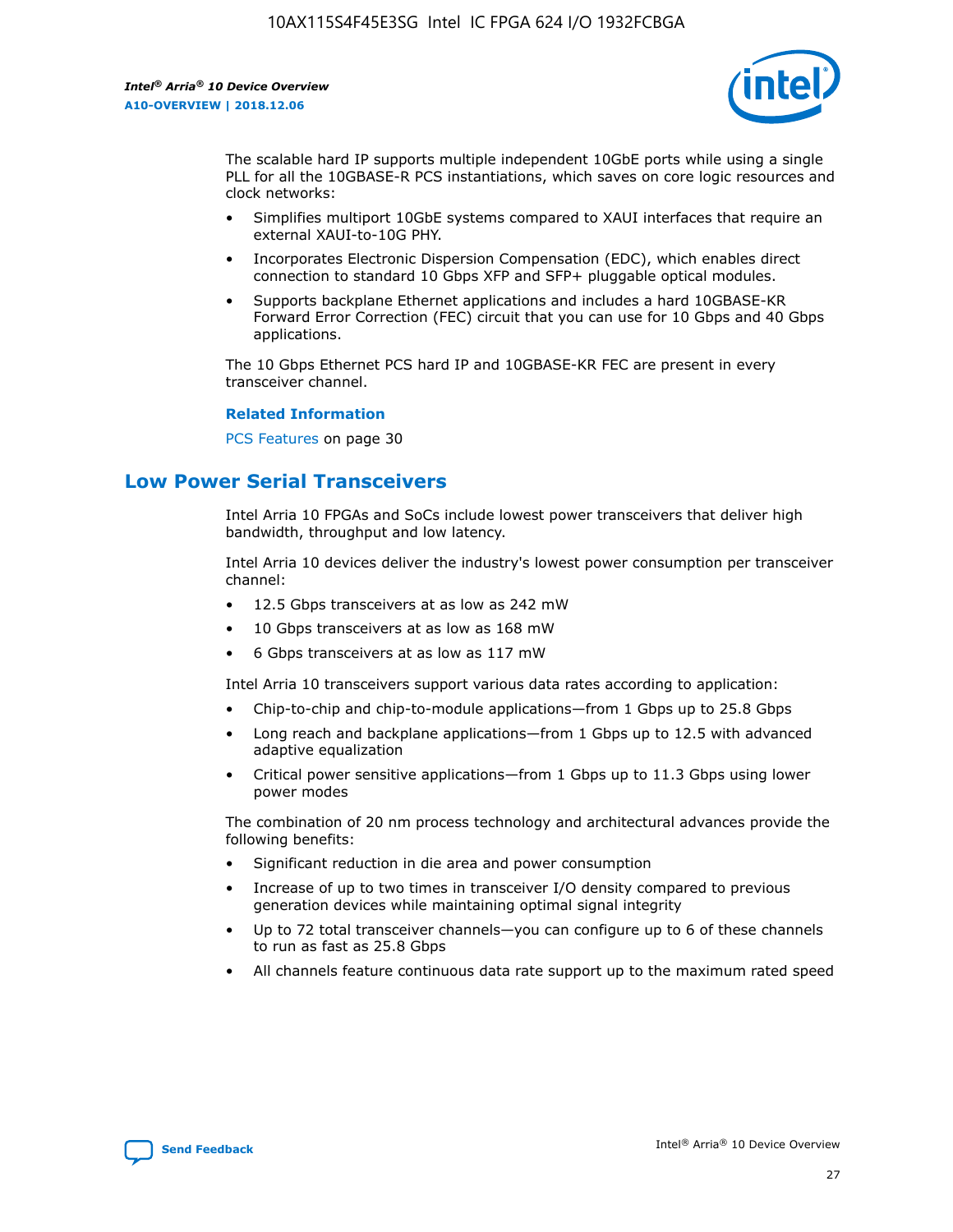The scalable hard IP supports multiple independent 10GbE ports while using a single PLL for all the 10GBASE-R PCS instantiations, which saves on core logic resources and clock networks:

- Simplifies multiport 10GbE systems compared to XAUI interfaces that require an external XAUI-to-10G PHY.
- Incorporates Electronic Dispersion Compensation (EDC), which enables direct connection to standard 10 Gbps XFP and SFP+ pluggable optical modules.
- Supports backplane Ethernet applications and includes a hard 10GBASE-KR Forward Error Correction (FEC) circuit that you can use for 10 Gbps and 40 Gbps applications.

The 10 Gbps Ethernet PCS hard IP and 10GBASE-KR FEC are present in every transceiver channel.

**Related Information**

PCS Features on page 30

## Low Power Serial Transceivers

Intel Arria 10 FPGAs and SoCs include lowest power transceivers that deliver high bandwidth, throughput and low latency.

Intel Arria 10 devices deliver the industry's lowest power consumption per transceiver channel:

- 12.5 Gbps transceivers at as low as 242 mW
- 10 Gbps transceivers at as low as 168 mW
- 6 Gbps transceivers at as low as 117 mW

Intel Arria 10 transceivers support various data rates according to application:

- Chip-to-chip and chip-to-module applications—from 1 Gbps up to 25.8 Gbps
- Long reach and backplane applications—from 1 Gbps up to 12.5 with advanced adaptive equalization
- Critical power sensitive applications—from 1 Gbps up to 11.3 Gbps using lower power modes

The combination of 20 nm process technology and architectural advances provide the following benefits:

- Significant reduction in die area and power consumption
- Increase of up to two times in transceiver I/O density compared to previous generation devices while maintaining optimal signal integrity
- Up to 72 total transceiver channels—you can configure up to 6 of these channels to run as fast as 25.8 Gbps
- All channels feature continuous data rate support up to the maximum rated speed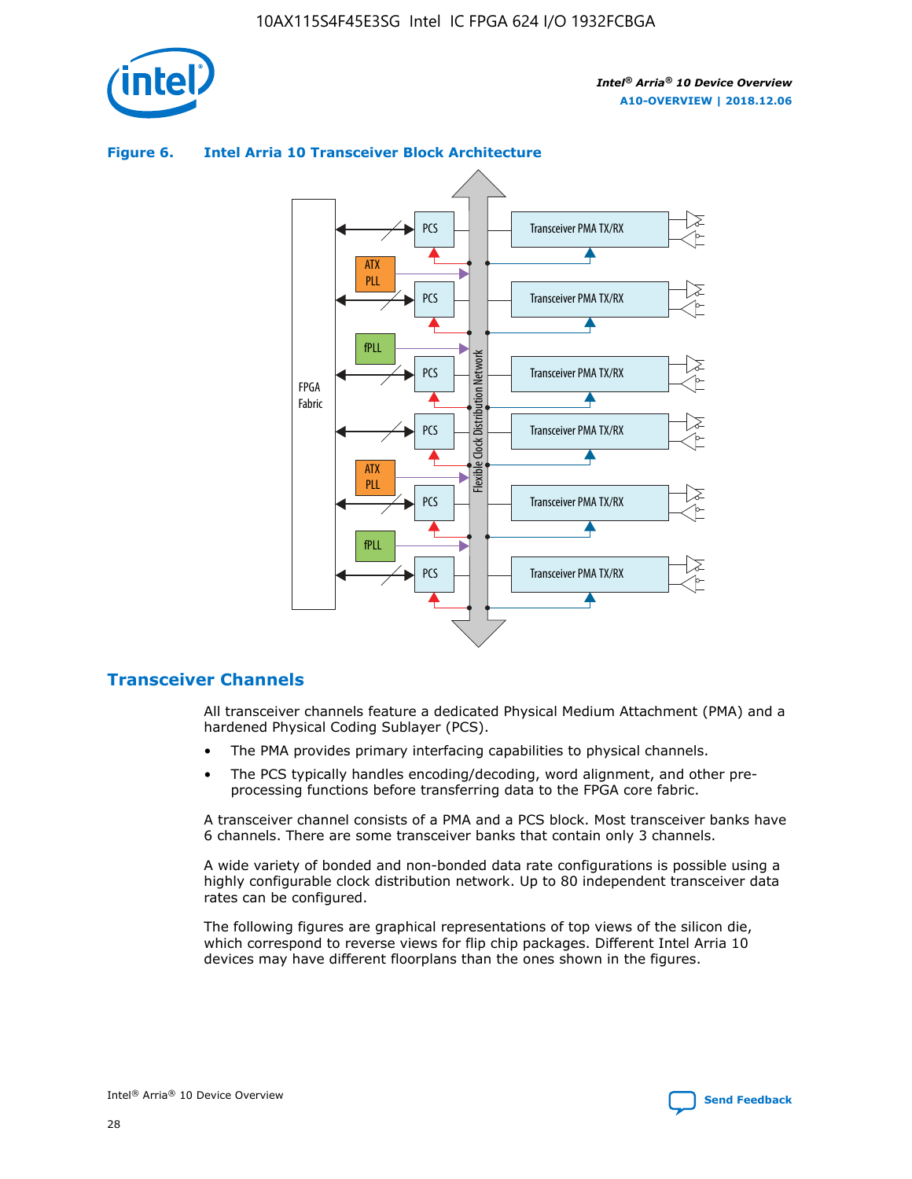**Figure 6. Intel Arria 10 Transceiver Block Architecture**

## Transceiver Channels

All transceiver channels feature a dedicated Physical Medium Attachment (PMA) and a hardened Physical Coding Sublayer (PCS).

- The PMA provides primary interfacing capabilities to physical channels.
- The PCS typically handles encoding/decoding, word alignment, and other pre-processing functions before transferring data to the FPGA core fabric.

A transceiver channel consists of a PMA and a PCS block. Most transceiver banks have 6 channels. There are some transceiver banks that contain only 3 channels.

A wide variety of bonded and non-bonded data rate configurations is possible using a highly configurable clock distribution network. Up to 80 independent transceiver data rates can be configured.

The following figures are graphical representations of top views of the silicon die, which correspond to reverse views for flip chip packages. Different Intel Arria 10 devices may have different floorplans than the ones shown in the figures.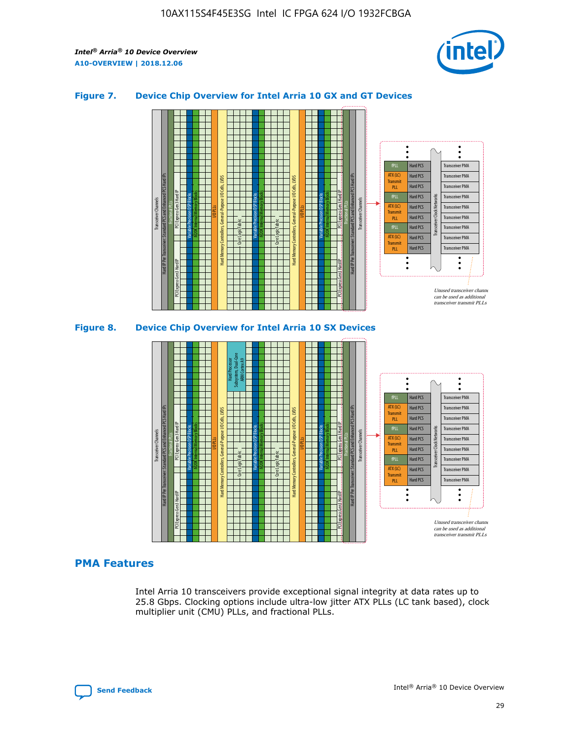### Figure 7. Device Chip Overview for Intel Arria 10 GX and GT Devices

### Figure 8. Device Chip Overview for Intel Arria 10 SX Devices

## PMA Features

Intel Arria 10 transceivers provide exceptional signal integrity at data rates up to 25.8 Gbps. Clocking options include ultra-low jitter ATX PLLs (LC tank based), clock multiplier unit (CMU) PLLs, and fractional PLLs.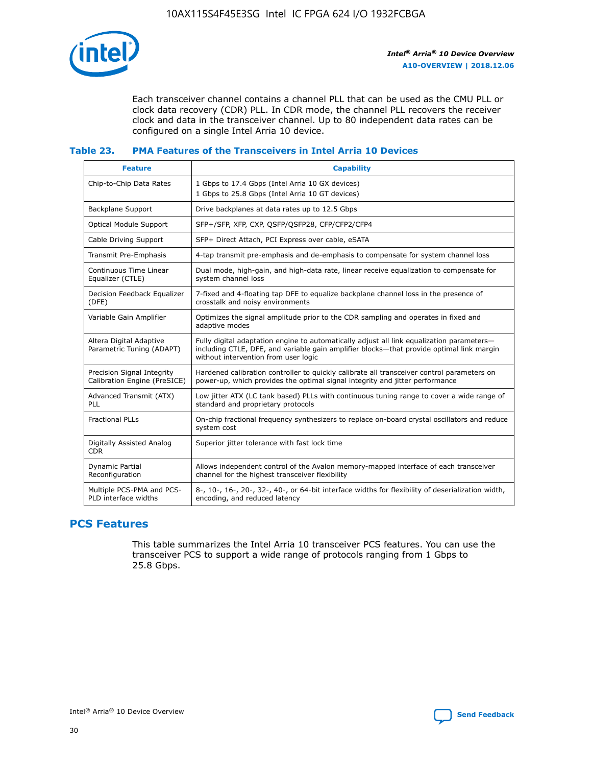Each transceiver channel contains a channel PLL that can be used as the CMU PLL or clock data recovery (CDR) PLL. In CDR mode, the channel PLL recovers the receiver clock and data in the transceiver channel. Up to 80 independent data rates can be configured on a single Intel Arria 10 device.

### Table 23. PMA Features of the Transceivers in Intel Arria 10 Devices

| Feature | Capability |
|---|---|
| Chip-to-Chip Data Rates | 1 Gbps to 17.4 Gbps (Intel Arria 10 GX devices)<br>1 Gbps to 25.8 Gbps (Intel Arria 10 GT devices) |
| Backplane Support | Drive backplanes at data rates up to 12.5 Gbps |
| Optical Module Support | SFP+/SFP, XFP, CXP, QSFP/QSFP28, CFP/CFP2/CFP4 |
| Cable Driving Support | SFP+ Direct Attach, PCI Express over cable, eSATA |
| Transmit Pre-Emphasis | 4-tap transmit pre-emphasis and de-emphasis to compensate for system channel loss |
| Continuous Time Linear Equalizer (CTLE) | Dual mode, high-gain, and high-data rate, linear receive equalization to compensate for system channel loss |
| Decision Feedback Equalizer (DFE) | 7-fixed and 4-floating tap DFE to equalize backplane channel loss in the presence of crosstalk and noisy environments |
| Variable Gain Amplifier | Optimizes the signal amplitude prior to the CDR sampling and operates in fixed and adaptive modes |
| Altera Digital Adaptive Parametric Tuning (ADAPT) | Fully digital adaptation engine to automatically adjust all link equalization parameters—including CTLE, DFE, and variable gain amplifier blocks—that provide optimal link margin without intervention from user logic |
| Precision Signal Integrity Calibration Engine (PreSICE) | Hardened calibration controller to quickly calibrate all transceiver control parameters on power-up, which provides the optimal signal integrity and jitter performance |
| Advanced Transmit (ATX) PLL | Low jitter ATX (LC tank based) PLLs with continuous tuning range to cover a wide range of standard and proprietary protocols |
| Fractional PLLs | On-chip fractional frequency synthesizers to replace on-board crystal oscillators and reduce system cost |
| Digitally Assisted Analog CDR | Superior jitter tolerance with fast lock time |
| Dynamic Partial Reconfiguration | Allows independent control of the Avalon memory-mapped interface of each transceiver channel for the highest transceiver flexibility |
| Multiple PCS-PMA and PCS-PLD interface widths | 8-, 10-, 16-, 20-, 32-, 40-, or 64-bit interface widths for flexibility of deserialization width, encoding, and reduced latency |

## PCS Features

This table summarizes the Intel Arria 10 transceiver PCS features. You can use the transceiver PCS to support a wide range of protocols ranging from 1 Gbps to 25.8 Gbps.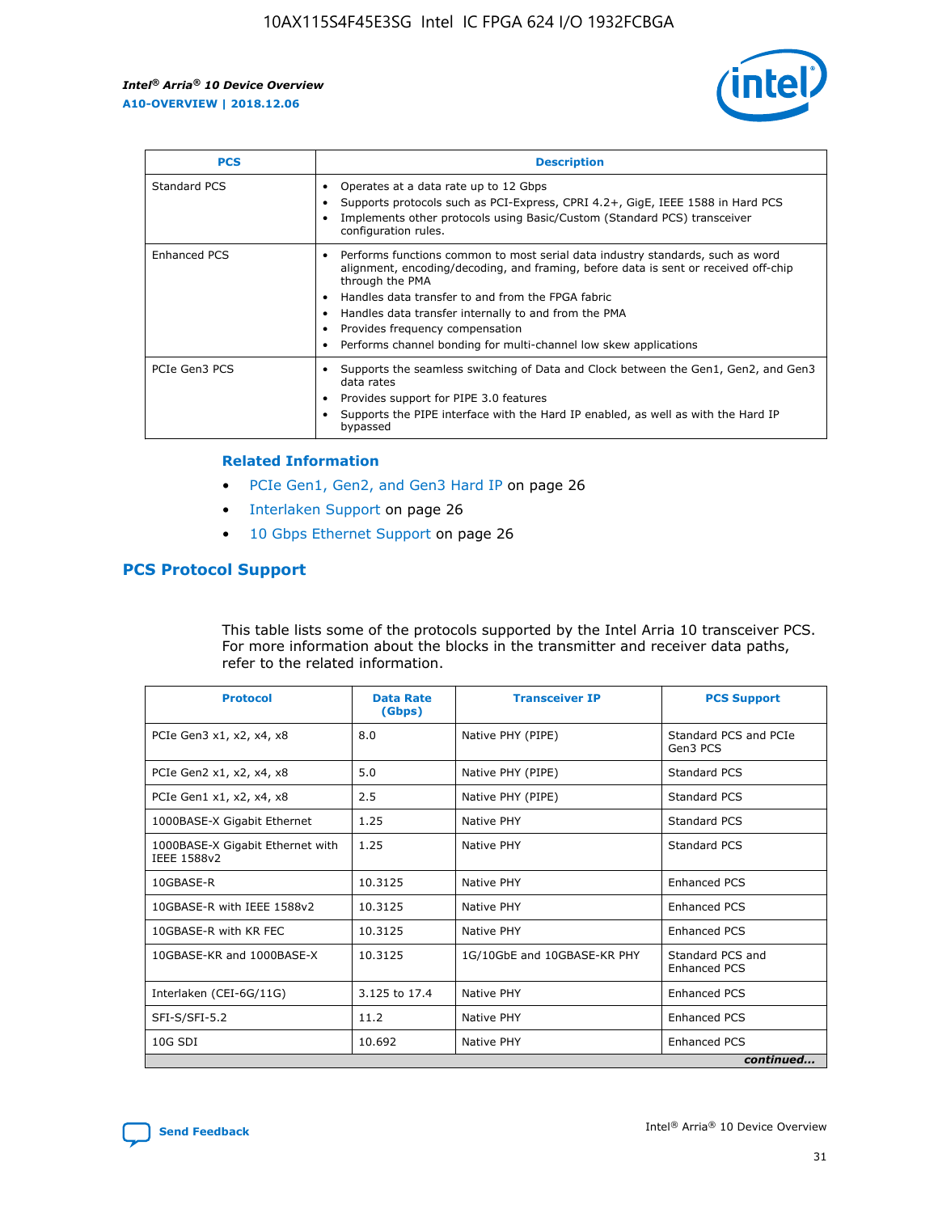| PCS | Description |
| --- | --- |
| Standard PCS | • Operates at a data rate up to 12 Gbps<br>• Supports protocols such as PCI-Express, CPRI 4.2+, GigE, IEEE 1588 in Hard PCS<br>• Implements other protocols using Basic/Custom (Standard PCS) transceiver configuration rules. |
| Enhanced PCS | • Performs functions common to most serial data industry standards, such as word alignment, encoding/decoding, and framing, before data is sent or received off-chip through the PMA<br>• Handles data transfer to and from the FPGA fabric<br>• Handles data transfer internally to and from the PMA<br>• Provides frequency compensation<br>• Performs channel bonding for multi-channel low skew applications |
| PCIe Gen3 PCS | • Supports the seamless switching of Data and Clock between the Gen1, Gen2, and Gen3 data rates<br>• Provides support for PIPE 3.0 features<br>• Supports the PIPE interface with the Hard IP enabled, as well as with the Hard IP bypassed |

**Related Information**

- PCIe Gen1, Gen2, and Gen3 Hard IP on page 26
- Interlaken Support on page 26
- 10 Gbps Ethernet Support on page 26

## PCS Protocol Support

This table lists some of the protocols supported by the Intel Arria 10 transceiver PCS. For more information about the blocks in the transmitter and receiver data paths, refer to the related information.

| Protocol | Data Rate (Gbps) | Transceiver IP | PCS Support |
| --- | --- | --- | --- |
| PCIe Gen3 x1, x2, x4, x8 | 8.0 | Native PHY (PIPE) | Standard PCS and PCIe Gen3 PCS |
| PCIe Gen2 x1, x2, x4, x8 | 5.0 | Native PHY (PIPE) | Standard PCS |
| PCIe Gen1 x1, x2, x4, x8 | 2.5 | Native PHY (PIPE) | Standard PCS |
| 1000BASE-X Gigabit Ethernet | 1.25 | Native PHY | Standard PCS |
| 1000BASE-X Gigabit Ethernet with IEEE 1588v2 | 1.25 | Native PHY | Standard PCS |
| 10GBASE-R | 10.3125 | Native PHY | Enhanced PCS |
| 10GBASE-R with IEEE 1588v2 | 10.3125 | Native PHY | Enhanced PCS |
| 10GBASE-R with KR FEC | 10.3125 | Native PHY | Enhanced PCS |
| 10GBASE-KR and 1000BASE-X | 10.3125 | 1G/10GbE and 10GBASE-KR PHY | Standard PCS and Enhanced PCS |
| Interlaken (CEI-6G/11G) | 3.125 to 17.4 | Native PHY | Enhanced PCS |
| SFI-S/SFI-5.2 | 11.2 | Native PHY | Enhanced PCS |
| 10G SDI | 10.692 | Native PHY | Enhanced PCS |

*continued...*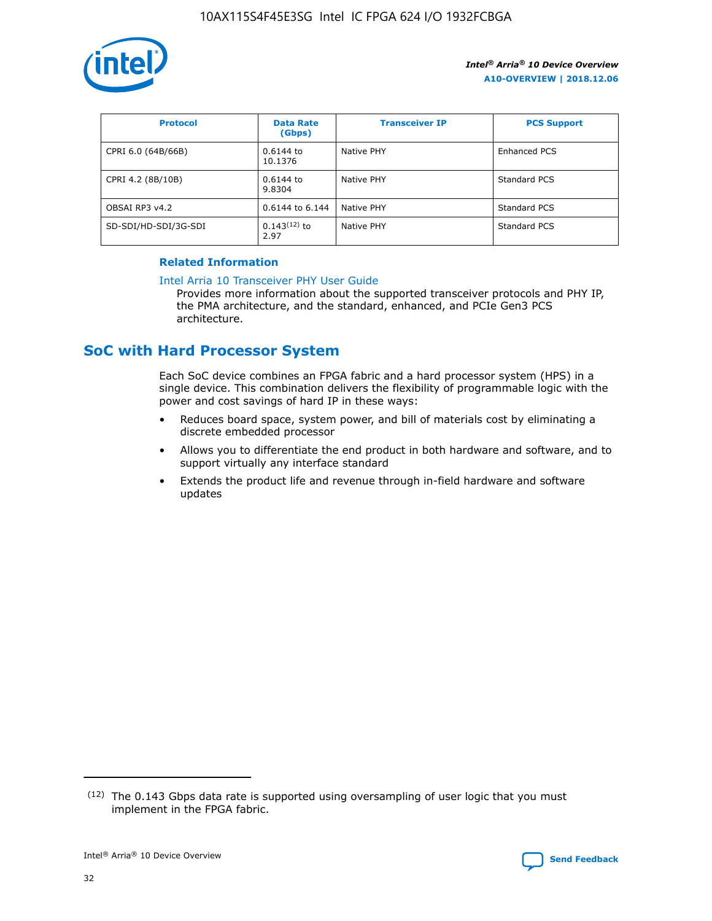| Protocol | Data Rate (Gbps) | Transceiver IP | PCS Support |
| --- | --- | --- | --- |
| CPRI 6.0 (64B/66B) | 0.6144 to 10.1376 | Native PHY | Enhanced PCS |
| CPRI 4.2 (8B/10B) | 0.6144 to 9.8304 | Native PHY | Standard PCS |
| OBSAI RP3 v4.2 | 0.6144 to 6.144 | Native PHY | Standard PCS |
| SD-SDI/HD-SDI/3G-SDI | 0.143[(12)] to 2.97 | Native PHY | Standard PCS |

**Related Information**

Intel Arria 10 Transceiver PHY User Guide
Provides more information about the supported transceiver protocols and PHY IP, the PMA architecture, and the standard, enhanced, and PCIe Gen3 PCS architecture.

## SoC with Hard Processor System

Each SoC device combines an FPGA fabric and a hard processor system (HPS) in a single device. This combination delivers the flexibility of programmable logic with the power and cost savings of hard IP in these ways:

- Reduces board space, system power, and bill of materials cost by eliminating a discrete embedded processor
- Allows you to differentiate the end product in both hardware and software, and to support virtually any interface standard
- Extends the product life and revenue through in-field hardware and software updates

(12) The 0.143 Gbps data rate is supported using oversampling of user logic that you must implement in the FPGA fabric.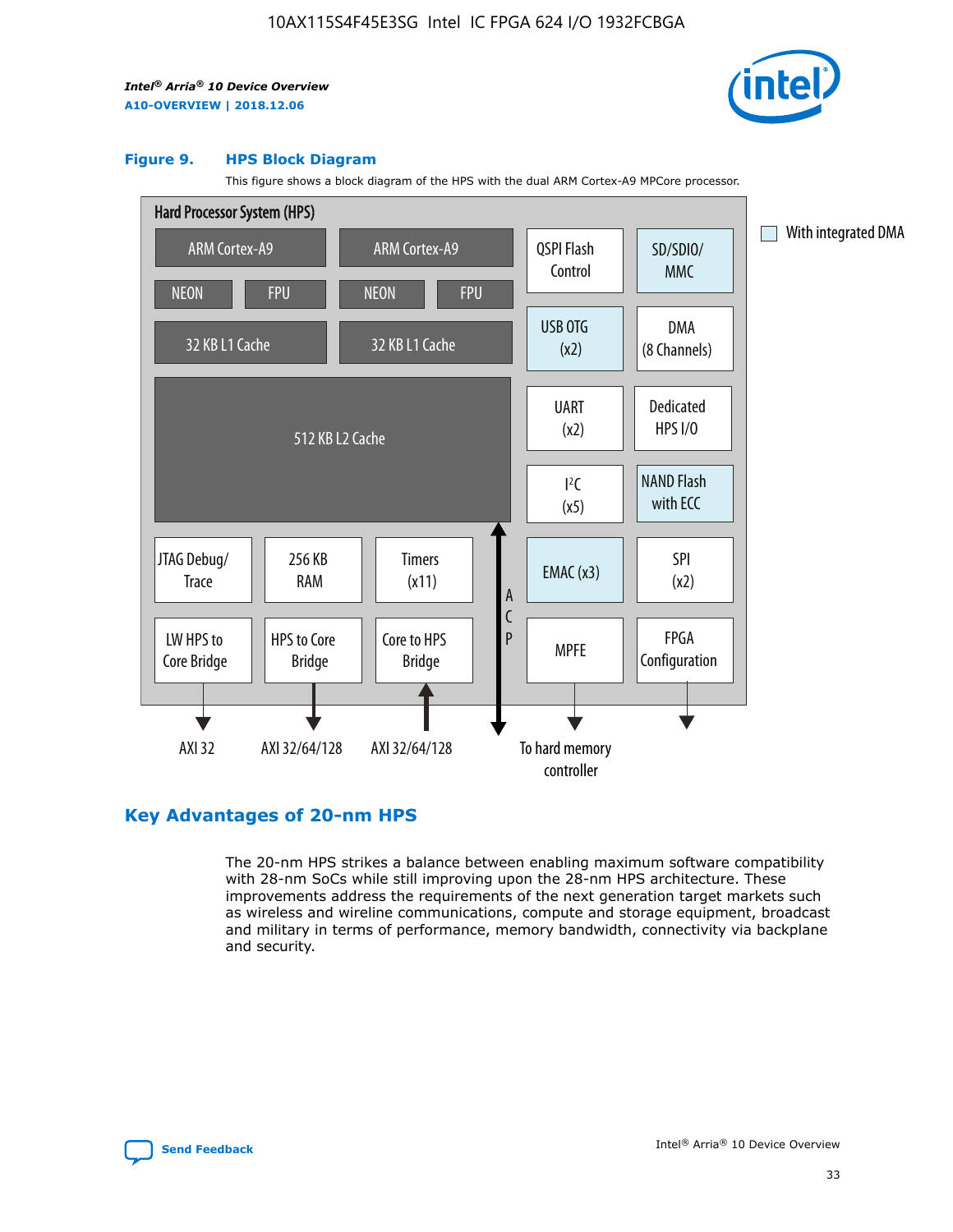**Figure 9. HPS Block Diagram**

This figure shows a block diagram of the HPS with the dual ARM Cortex-A9 MPCore processor.

Hard Processor System (HPS)

- ARM Cortex-A9 (NEON, FPU, 32 KB L1 Cache)
- ARM Cortex-A9 (NEON, FPU, 32 KB L1 Cache)
- 512 KB L2 Cache
- JTAG Debug/Trace
- 256 KB RAM
- Timers (x11)
- LW HPS to Core Bridge — AXI 32
- HPS to Core Bridge — AXI 32/64/128
- Core to HPS Bridge — AXI 32/64/128
- ACP
- QSPI Flash Control
- SD/SDIO/MMC
- USB OTG (x2)
- DMA (8 Channels)
- UART (x2)
- Dedicated HPS I/O
- I²C (x5)
- NAND Flash with ECC
- EMAC (x3)
- SPI (x2)
- MPFE — To hard memory controller
- FPGA Configuration

With integrated DMA: SD/SDIO/MMC, USB OTG (x2), NAND Flash with ECC, EMAC (x3)

## Key Advantages of 20-nm HPS

The 20-nm HPS strikes a balance between enabling maximum software compatibility with 28-nm SoCs while still improving upon the 28-nm HPS architecture. These improvements address the requirements of the next generation target markets such as wireless and wireline communications, compute and storage equipment, broadcast and military in terms of performance, memory bandwidth, connectivity via backplane and security.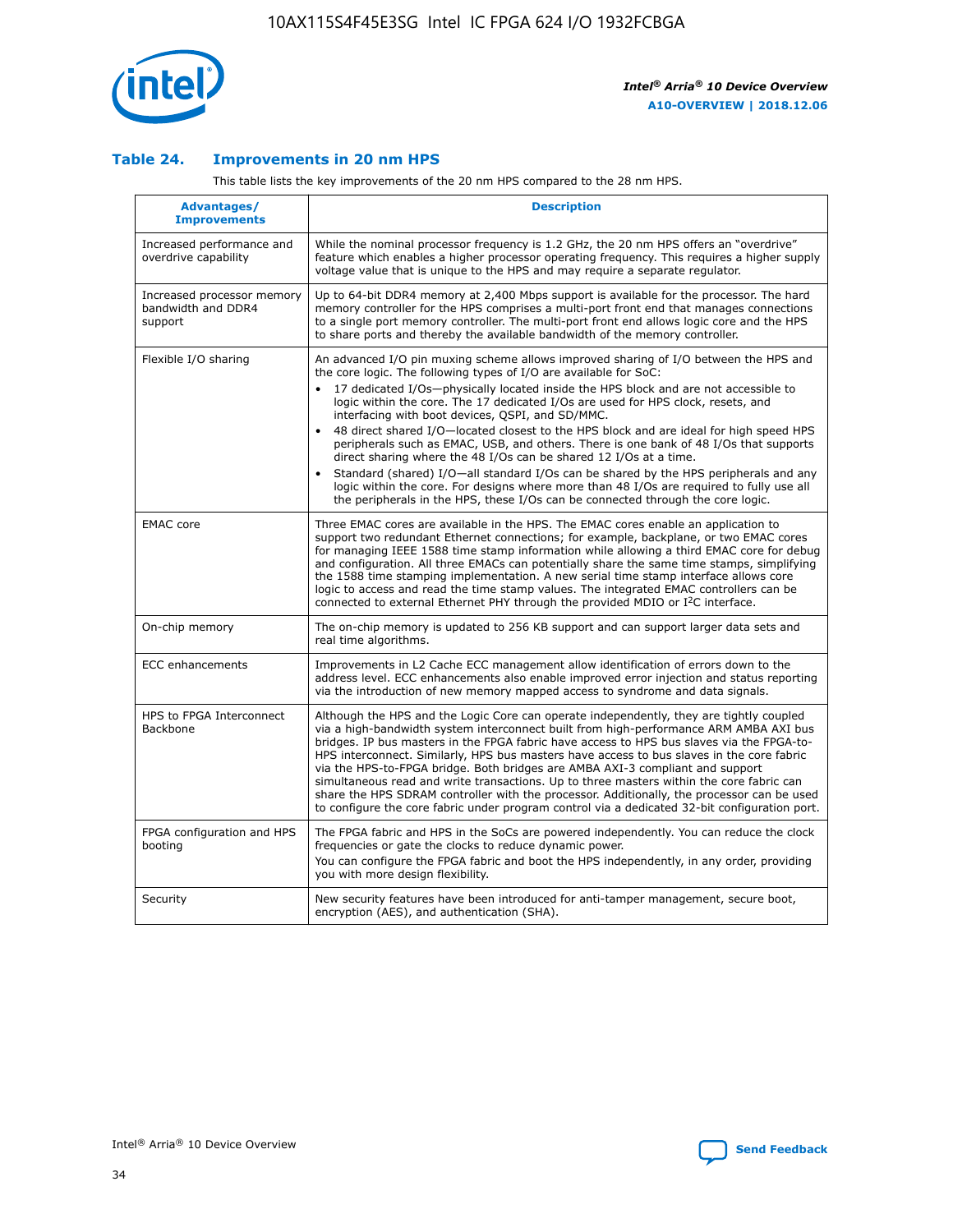## Table 24. Improvements in 20 nm HPS

This table lists the key improvements of the 20 nm HPS compared to the 28 nm HPS.

| Advantages/ Improvements | Description |
|---|---|
| Increased performance and overdrive capability | While the nominal processor frequency is 1.2 GHz, the 20 nm HPS offers an "overdrive" feature which enables a higher processor operating frequency. This requires a higher supply voltage value that is unique to the HPS and may require a separate regulator. |
| Increased processor memory bandwidth and DDR4 support | Up to 64-bit DDR4 memory at 2,400 Mbps support is available for the processor. The hard memory controller for the HPS comprises a multi-port front end that manages connections to a single port memory controller. The multi-port front end allows logic core and the HPS to share ports and thereby the available bandwidth of the memory controller. |
| Flexible I/O sharing | An advanced I/O pin muxing scheme allows improved sharing of I/O between the HPS and the core logic. The following types of I/O are available for SoC:<br>• 17 dedicated I/Os—physically located inside the HPS block and are not accessible to logic within the core. The 17 dedicated I/Os are used for HPS clock, resets, and interfacing with boot devices, QSPI, and SD/MMC.<br>• 48 direct shared I/O—located closest to the HPS block and are ideal for high speed HPS peripherals such as EMAC, USB, and others. There is one bank of 48 I/Os that supports direct sharing where the 48 I/Os can be shared 12 I/Os at a time.<br>• Standard (shared) I/O—all standard I/Os can be shared by the HPS peripherals and any logic within the core. For designs where more than 48 I/Os are required to fully use all the peripherals in the HPS, these I/Os can be connected through the core logic. |
| EMAC core | Three EMAC cores are available in the HPS. The EMAC cores enable an application to support two redundant Ethernet connections; for example, backplane, or two EMAC cores for managing IEEE 1588 time stamp information while allowing a third EMAC core for debug and configuration. All three EMACs can potentially share the same time stamps, simplifying the 1588 time stamping implementation. A new serial time stamp interface allows core logic to access and read the time stamp values. The integrated EMAC controllers can be connected to external Ethernet PHY through the provided MDIO or I²C interface. |
| On-chip memory | The on-chip memory is updated to 256 KB support and can support larger data sets and real time algorithms. |
| ECC enhancements | Improvements in L2 Cache ECC management allow identification of errors down to the address level. ECC enhancements also enable improved error injection and status reporting via the introduction of new memory mapped access to syndrome and data signals. |
| HPS to FPGA Interconnect Backbone | Although the HPS and the Logic Core can operate independently, they are tightly coupled via a high-bandwidth system interconnect built from high-performance ARM AMBA AXI bus bridges. IP bus masters in the FPGA fabric have access to HPS bus slaves via the FPGA-to-HPS interconnect. Similarly, HPS bus masters have access to bus slaves in the core fabric via the HPS-to-FPGA bridge. Both bridges are AMBA AXI-3 compliant and support simultaneous read and write transactions. Up to three masters within the core fabric can share the HPS SDRAM controller with the processor. Additionally, the processor can be used to configure the core fabric under program control via a dedicated 32-bit configuration port. |
| FPGA configuration and HPS booting | The FPGA fabric and HPS in the SoCs are powered independently. You can reduce the clock frequencies or gate the clocks to reduce dynamic power.<br>You can configure the FPGA fabric and boot the HPS independently, in any order, providing you with more design flexibility. |
| Security | New security features have been introduced for anti-tamper management, secure boot, encryption (AES), and authentication (SHA). |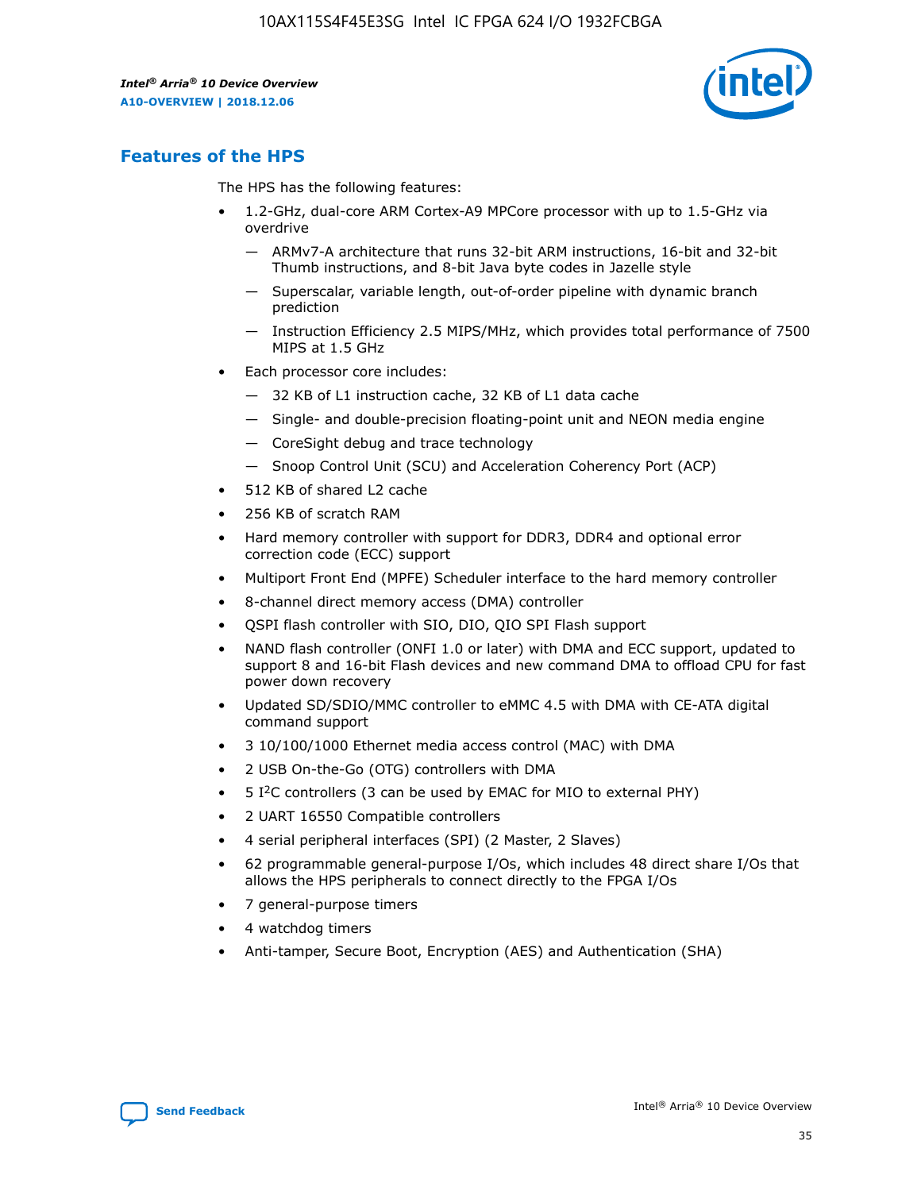## Features of the HPS

The HPS has the following features:

- 1.2-GHz, dual-core ARM Cortex-A9 MPCore processor with up to 1.5-GHz via overdrive
  - — ARMv7-A architecture that runs 32-bit ARM instructions, 16-bit and 32-bit Thumb instructions, and 8-bit Java byte codes in Jazelle style
  - — Superscalar, variable length, out-of-order pipeline with dynamic branch prediction
  - — Instruction Efficiency 2.5 MIPS/MHz, which provides total performance of 7500 MIPS at 1.5 GHz
- Each processor core includes:
  - — 32 KB of L1 instruction cache, 32 KB of L1 data cache
  - — Single- and double-precision floating-point unit and NEON media engine
  - — CoreSight debug and trace technology
  - — Snoop Control Unit (SCU) and Acceleration Coherency Port (ACP)
- 512 KB of shared L2 cache
- 256 KB of scratch RAM
- Hard memory controller with support for DDR3, DDR4 and optional error correction code (ECC) support
- Multiport Front End (MPFE) Scheduler interface to the hard memory controller
- 8-channel direct memory access (DMA) controller
- QSPI flash controller with SIO, DIO, QIO SPI Flash support
- NAND flash controller (ONFI 1.0 or later) with DMA and ECC support, updated to support 8 and 16-bit Flash devices and new command DMA to offload CPU for fast power down recovery
- Updated SD/SDIO/MMC controller to eMMC 4.5 with DMA with CE-ATA digital command support
- 3 10/100/1000 Ethernet media access control (MAC) with DMA
- 2 USB On-the-Go (OTG) controllers with DMA
- 5 I²C controllers (3 can be used by EMAC for MIO to external PHY)
- 2 UART 16550 Compatible controllers
- 4 serial peripheral interfaces (SPI) (2 Master, 2 Slaves)
- 62 programmable general-purpose I/Os, which includes 48 direct share I/Os that allows the HPS peripherals to connect directly to the FPGA I/Os
- 7 general-purpose timers
- 4 watchdog timers
- Anti-tamper, Secure Boot, Encryption (AES) and Authentication (SHA)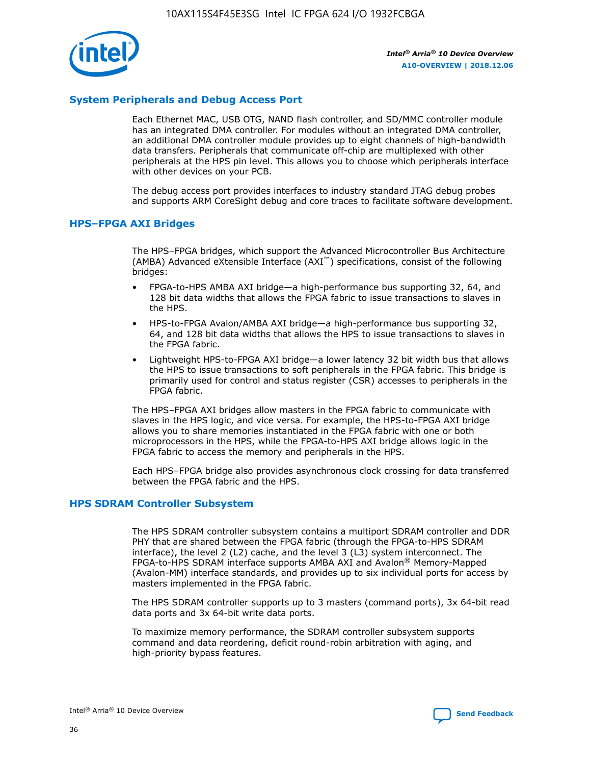## System Peripherals and Debug Access Port

Each Ethernet MAC, USB OTG, NAND flash controller, and SD/MMC controller module has an integrated DMA controller. For modules without an integrated DMA controller, an additional DMA controller module provides up to eight channels of high-bandwidth data transfers. Peripherals that communicate off-chip are multiplexed with other peripherals at the HPS pin level. This allows you to choose which peripherals interface with other devices on your PCB.

The debug access port provides interfaces to industry standard JTAG debug probes and supports ARM CoreSight debug and core traces to facilitate software development.

## HPS–FPGA AXI Bridges

The HPS–FPGA bridges, which support the Advanced Microcontroller Bus Architecture (AMBA) Advanced eXtensible Interface (AXI™) specifications, consist of the following bridges:

- FPGA-to-HPS AMBA AXI bridge—a high-performance bus supporting 32, 64, and 128 bit data widths that allows the FPGA fabric to issue transactions to slaves in the HPS.
- HPS-to-FPGA Avalon/AMBA AXI bridge—a high-performance bus supporting 32, 64, and 128 bit data widths that allows the HPS to issue transactions to slaves in the FPGA fabric.
- Lightweight HPS-to-FPGA AXI bridge—a lower latency 32 bit width bus that allows the HPS to issue transactions to soft peripherals in the FPGA fabric. This bridge is primarily used for control and status register (CSR) accesses to peripherals in the FPGA fabric.

The HPS–FPGA AXI bridges allow masters in the FPGA fabric to communicate with slaves in the HPS logic, and vice versa. For example, the HPS-to-FPGA AXI bridge allows you to share memories instantiated in the FPGA fabric with one or both microprocessors in the HPS, while the FPGA-to-HPS AXI bridge allows logic in the FPGA fabric to access the memory and peripherals in the HPS.

Each HPS–FPGA bridge also provides asynchronous clock crossing for data transferred between the FPGA fabric and the HPS.

## HPS SDRAM Controller Subsystem

The HPS SDRAM controller subsystem contains a multiport SDRAM controller and DDR PHY that are shared between the FPGA fabric (through the FPGA-to-HPS SDRAM interface), the level 2 (L2) cache, and the level 3 (L3) system interconnect. The FPGA-to-HPS SDRAM interface supports AMBA AXI and Avalon® Memory-Mapped (Avalon-MM) interface standards, and provides up to six individual ports for access by masters implemented in the FPGA fabric.

The HPS SDRAM controller supports up to 3 masters (command ports), 3x 64-bit read data ports and 3x 64-bit write data ports.

To maximize memory performance, the SDRAM controller subsystem supports command and data reordering, deficit round-robin arbitration with aging, and high-priority bypass features.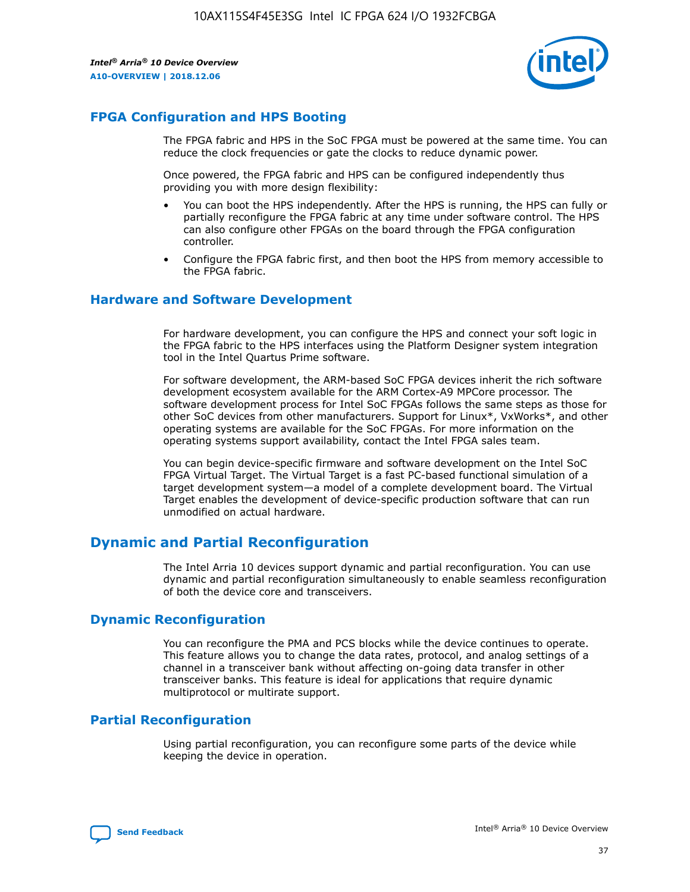## FPGA Configuration and HPS Booting

The FPGA fabric and HPS in the SoC FPGA must be powered at the same time. You can reduce the clock frequencies or gate the clocks to reduce dynamic power.

Once powered, the FPGA fabric and HPS can be configured independently thus providing you with more design flexibility:

- You can boot the HPS independently. After the HPS is running, the HPS can fully or partially reconfigure the FPGA fabric at any time under software control. The HPS can also configure other FPGAs on the board through the FPGA configuration controller.
- Configure the FPGA fabric first, and then boot the HPS from memory accessible to the FPGA fabric.

## Hardware and Software Development

For hardware development, you can configure the HPS and connect your soft logic in the FPGA fabric to the HPS interfaces using the Platform Designer system integration tool in the Intel Quartus Prime software.

For software development, the ARM-based SoC FPGA devices inherit the rich software development ecosystem available for the ARM Cortex-A9 MPCore processor. The software development process for Intel SoC FPGAs follows the same steps as those for other SoC devices from other manufacturers. Support for Linux*, VxWorks*, and other operating systems are available for the SoC FPGAs. For more information on the operating systems support availability, contact the Intel FPGA sales team.

You can begin device-specific firmware and software development on the Intel SoC FPGA Virtual Target. The Virtual Target is a fast PC-based functional simulation of a target development system—a model of a complete development board. The Virtual Target enables the development of device-specific production software that can run unmodified on actual hardware.

# Dynamic and Partial Reconfiguration

The Intel Arria 10 devices support dynamic and partial reconfiguration. You can use dynamic and partial reconfiguration simultaneously to enable seamless reconfiguration of both the device core and transceivers.

## Dynamic Reconfiguration

You can reconfigure the PMA and PCS blocks while the device continues to operate. This feature allows you to change the data rates, protocol, and analog settings of a channel in a transceiver bank without affecting on-going data transfer in other transceiver banks. This feature is ideal for applications that require dynamic multiprotocol or multirate support.

## Partial Reconfiguration

Using partial reconfiguration, you can reconfigure some parts of the device while keeping the device in operation.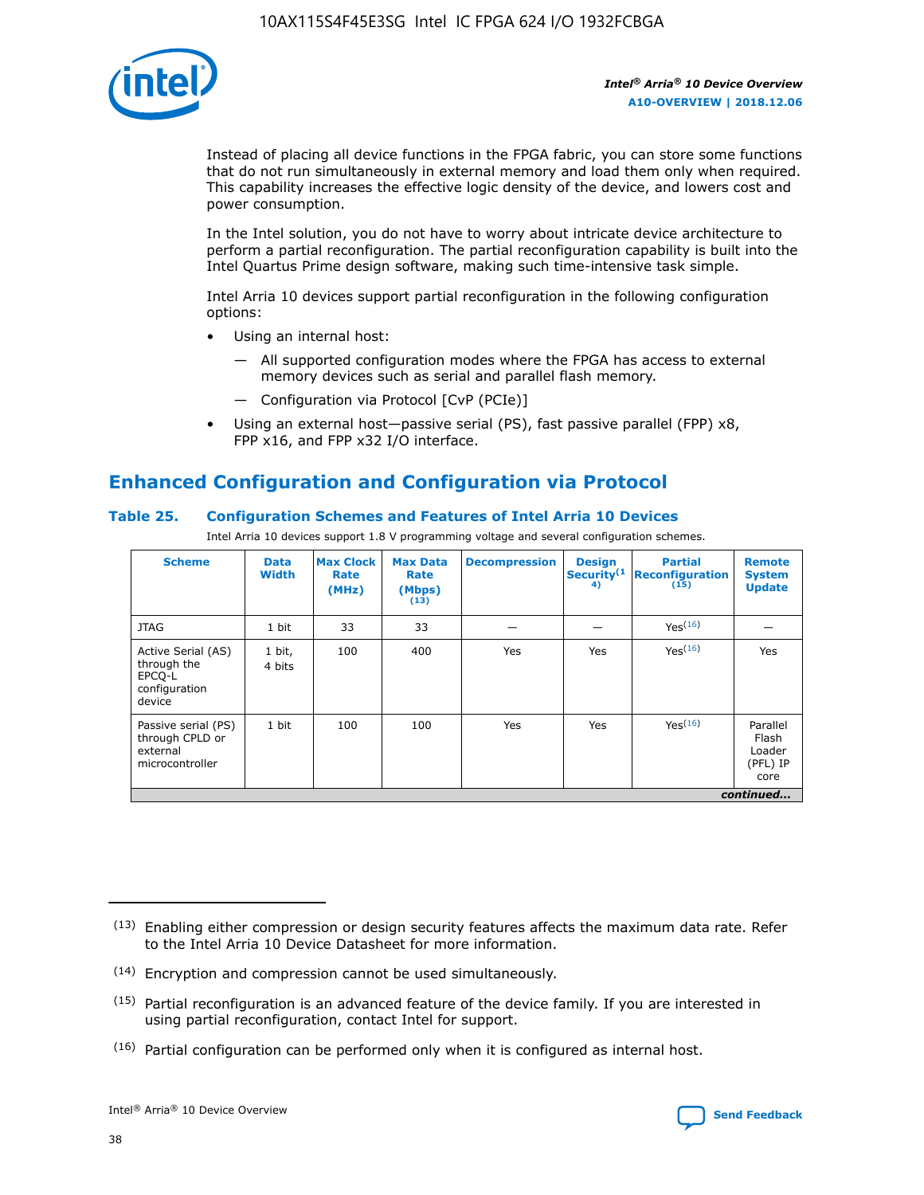Instead of placing all device functions in the FPGA fabric, you can store some functions that do not run simultaneously in external memory and load them only when required. This capability increases the effective logic density of the device, and lowers cost and power consumption.

In the Intel solution, you do not have to worry about intricate device architecture to perform a partial reconfiguration. The partial reconfiguration capability is built into the Intel Quartus Prime design software, making such time-intensive task simple.

Intel Arria 10 devices support partial reconfiguration in the following configuration options:

- Using an internal host:
  - — All supported configuration modes where the FPGA has access to external memory devices such as serial and parallel flash memory.
  - — Configuration via Protocol [CvP (PCIe)]
- Using an external host—passive serial (PS), fast passive parallel (FPP) x8, FPP x16, and FPP x32 I/O interface.

## Enhanced Configuration and Configuration via Protocol

### Table 25. Configuration Schemes and Features of Intel Arria 10 Devices

Intel Arria 10 devices support 1.8 V programming voltage and several configuration schemes.

| Scheme | Data Width | Max Clock Rate (MHz) | Max Data Rate (Mbps) (13) | Decompression | Design Security (14) | Partial Reconfiguration (15) | Remote System Update |
|---|---|---|---|---|---|---|---|
| JTAG | 1 bit | 33 | 33 | — | — | Yes (16) | — |
| Active Serial (AS) through the EPCQ-L configuration device | 1 bit, 4 bits | 100 | 400 | Yes | Yes | Yes (16) | Yes |
| Passive serial (PS) through CPLD or external microcontroller | 1 bit | 100 | 100 | Yes | Yes | Yes (16) | Parallel Flash Loader (PFL) IP core |

*continued...*

(13) Enabling either compression or design security features affects the maximum data rate. Refer to the Intel Arria 10 Device Datasheet for more information.

(14) Encryption and compression cannot be used simultaneously.

(15) Partial reconfiguration is an advanced feature of the device family. If you are interested in using partial reconfiguration, contact Intel for support.

(16) Partial configuration can be performed only when it is configured as internal host.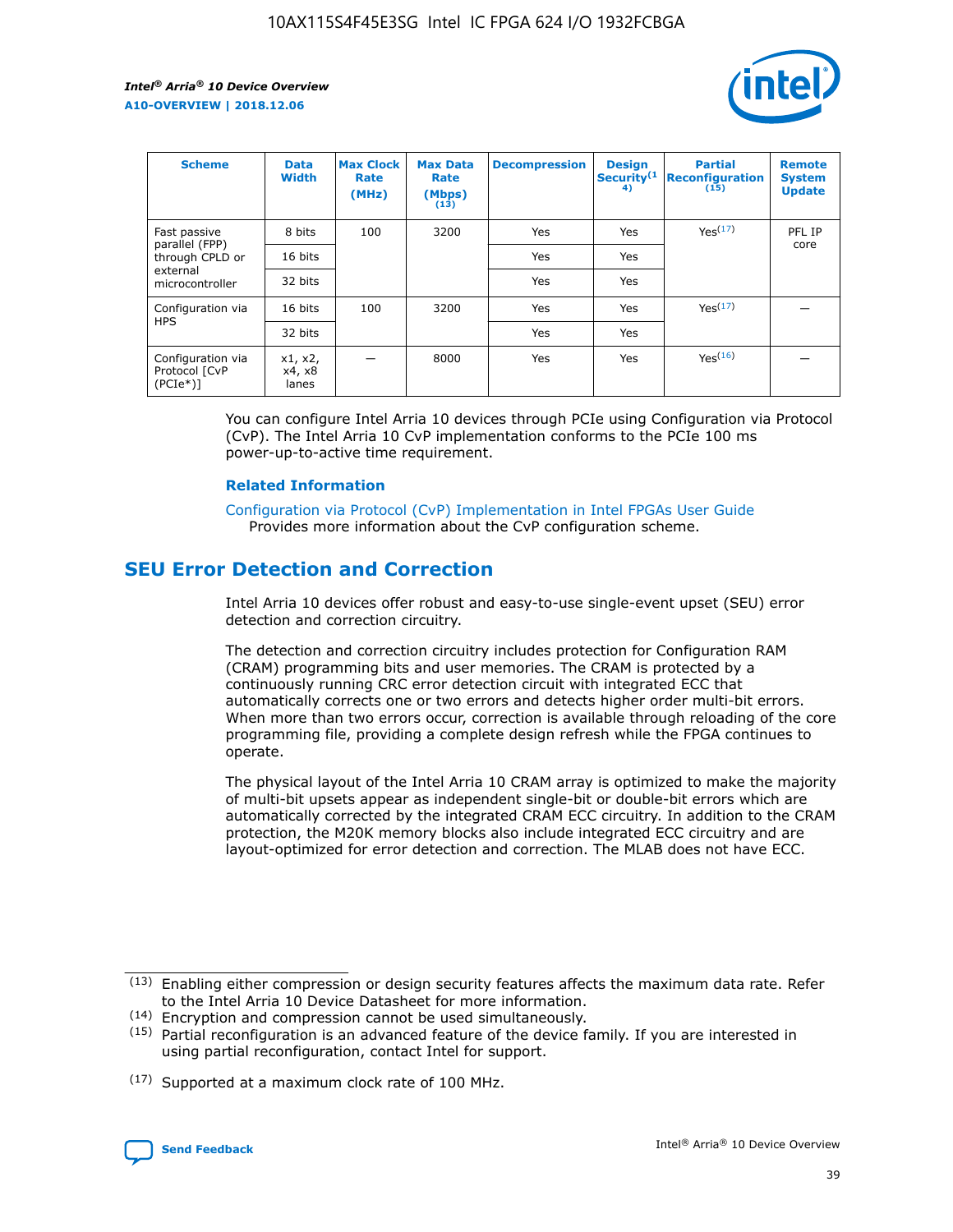| Scheme | Data Width | Max Clock Rate (MHz) | Max Data Rate (Mbps) (13) | Decompression | Design Security(14) | Partial Reconfiguration (15) | Remote System Update |
| --- | --- | --- | --- | --- | --- | --- | --- |
| Fast passive parallel (FPP) through CPLD or external microcontroller | 8 bits | 100 | 3200 | Yes | Yes | Yes(17) | PFL IP core |
| | 16 bits | | | Yes | Yes | | |
| | 32 bits | | | Yes | Yes | | |
| Configuration via HPS | 16 bits | 100 | 3200 | Yes | Yes | Yes(17) | — |
| | 32 bits | | | Yes | Yes | | |
| Configuration via Protocol [CvP (PCIe*)] | x1, x2, x4, x8 lanes | — | 8000 | Yes | Yes | Yes(16) | — |

You can configure Intel Arria 10 devices through PCIe using Configuration via Protocol (CvP). The Intel Arria 10 CvP implementation conforms to the PCIe 100 ms power-up-to-active time requirement.

### Related Information

Configuration via Protocol (CvP) Implementation in Intel FPGAs User Guide
Provides more information about the CvP configuration scheme.

## SEU Error Detection and Correction

Intel Arria 10 devices offer robust and easy-to-use single-event upset (SEU) error detection and correction circuitry.

The detection and correction circuitry includes protection for Configuration RAM (CRAM) programming bits and user memories. The CRAM is protected by a continuously running CRC error detection circuit with integrated ECC that automatically corrects one or two errors and detects higher order multi-bit errors. When more than two errors occur, correction is available through reloading of the core programming file, providing a complete design refresh while the FPGA continues to operate.

The physical layout of the Intel Arria 10 CRAM array is optimized to make the majority of multi-bit upsets appear as independent single-bit or double-bit errors which are automatically corrected by the integrated CRAM ECC circuitry. In addition to the CRAM protection, the M20K memory blocks also include integrated ECC circuitry and are layout-optimized for error detection and correction. The MLAB does not have ECC.

(13) Enabling either compression or design security features affects the maximum data rate. Refer to the Intel Arria 10 Device Datasheet for more information.

(14) Encryption and compression cannot be used simultaneously.

(15) Partial reconfiguration is an advanced feature of the device family. If you are interested in using partial reconfiguration, contact Intel for support.

(17) Supported at a maximum clock rate of 100 MHz.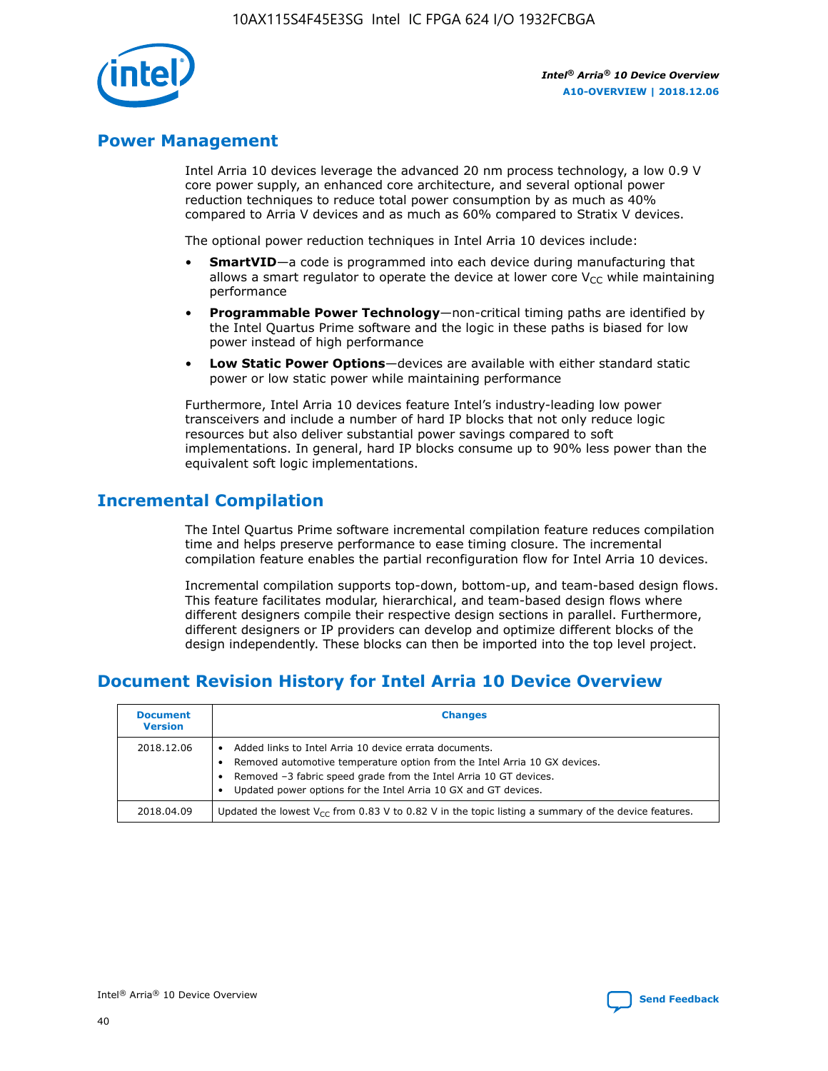## Power Management

Intel Arria 10 devices leverage the advanced 20 nm process technology, a low 0.9 V core power supply, an enhanced core architecture, and several optional power reduction techniques to reduce total power consumption by as much as 40% compared to Arria V devices and as much as 60% compared to Stratix V devices.

The optional power reduction techniques in Intel Arria 10 devices include:

- **SmartVID**—a code is programmed into each device during manufacturing that allows a smart regulator to operate the device at lower core $V_{CC}$ while maintaining performance
- **Programmable Power Technology**—non-critical timing paths are identified by the Intel Quartus Prime software and the logic in these paths is biased for low power instead of high performance
- **Low Static Power Options**—devices are available with either standard static power or low static power while maintaining performance

Furthermore, Intel Arria 10 devices feature Intel's industry-leading low power transceivers and include a number of hard IP blocks that not only reduce logic resources but also deliver substantial power savings compared to soft implementations. In general, hard IP blocks consume up to 90% less power than the equivalent soft logic implementations.

## Incremental Compilation

The Intel Quartus Prime software incremental compilation feature reduces compilation time and helps preserve performance to ease timing closure. The incremental compilation feature enables the partial reconfiguration flow for Intel Arria 10 devices.

Incremental compilation supports top-down, bottom-up, and team-based design flows. This feature facilitates modular, hierarchical, and team-based design flows where different designers compile their respective design sections in parallel. Furthermore, different designers or IP providers can develop and optimize different blocks of the design independently. These blocks can then be imported into the top level project.

## Document Revision History for Intel Arria 10 Device Overview

| Document Version | Changes |
| --- | --- |
| 2018.12.06 | • Added links to Intel Arria 10 device errata documents.<br>• Removed automotive temperature option from the Intel Arria 10 GX devices.<br>• Removed –3 fabric speed grade from the Intel Arria 10 GT devices.<br>• Updated power options for the Intel Arria 10 GX and GT devices. |
| 2018.04.09 | Updated the lowest $V_{CC}$ from 0.83 V to 0.82 V in the topic listing a summary of the device features. |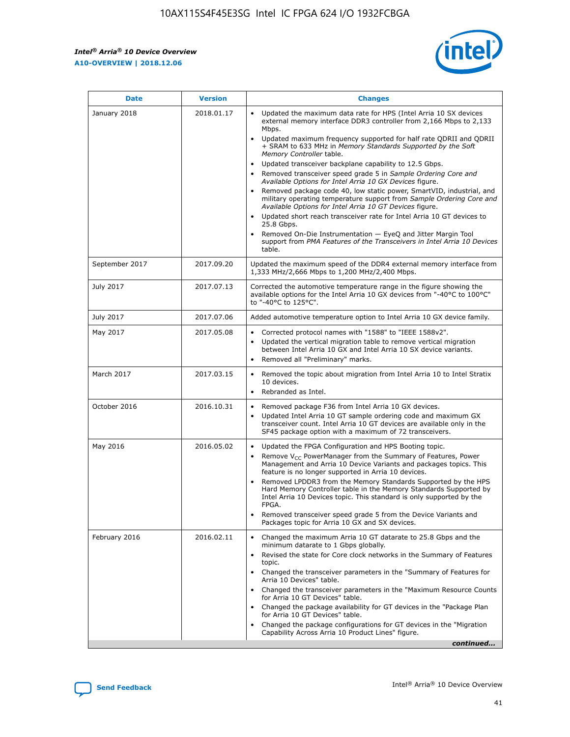| Date | Version | Changes |
| --- | --- | --- |
| January 2018 | 2018.01.17 | • Updated the maximum data rate for HPS (Intel Arria 10 SX devices external memory interface DDR3 controller from 2,166 Mbps to 2,133 Mbps.<br>• Updated maximum frequency supported for half rate QDRII and QDRII + SRAM to 633 MHz in *Memory Standards Supported by the Soft Memory Controller* table.<br>• Updated transceiver backplane capability to 12.5 Gbps.<br>• Removed transceiver speed grade 5 in *Sample Ordering Core and Available Options for Intel Arria 10 GX Devices* figure.<br>• Removed package code 40, low static power, SmartVID, industrial, and military operating temperature support from *Sample Ordering Core and Available Options for Intel Arria 10 GT Devices* figure.<br>• Updated short reach transceiver rate for Intel Arria 10 GT devices to 25.8 Gbps.<br>• Removed On-Die Instrumentation — EyeQ and Jitter Margin Tool support from *PMA Features of the Transceivers in Intel Arria 10 Devices* table. |
| September 2017 | 2017.09.20 | Updated the maximum speed of the DDR4 external memory interface from 1,333 MHz/2,666 Mbps to 1,200 MHz/2,400 Mbps. |
| July 2017 | 2017.07.13 | Corrected the automotive temperature range in the figure showing the available options for the Intel Arria 10 GX devices from "-40°C to 100°C" to "-40°C to 125°C". |
| July 2017 | 2017.07.06 | Added automotive temperature option to Intel Arria 10 GX device family. |
| May 2017 | 2017.05.08 | • Corrected protocol names with "1588" to "IEEE 1588v2".<br>• Updated the vertical migration table to remove vertical migration between Intel Arria 10 GX and Intel Arria 10 SX device variants.<br>• Removed all "Preliminary" marks. |
| March 2017 | 2017.03.15 | • Removed the topic about migration from Intel Arria 10 to Intel Stratix 10 devices.<br>• Rebranded as Intel. |
| October 2016 | 2016.10.31 | • Removed package F36 from Intel Arria 10 GX devices.<br>• Updated Intel Arria 10 GT sample ordering code and maximum GX transceiver count. Intel Arria 10 GT devices are available only in the SF45 package option with a maximum of 72 transceivers. |
| May 2016 | 2016.05.02 | • Updated the FPGA Configuration and HPS Booting topic.<br>• Remove $V_{CC}$ PowerManager from the Summary of Features, Power Management and Arria 10 Device Variants and packages topics. This feature is no longer supported in Arria 10 devices.<br>• Removed LPDDR3 from the Memory Standards Supported by the HPS Hard Memory Controller table in the Memory Standards Supported by Intel Arria 10 Devices topic. This standard is only supported by the FPGA.<br>• Removed transceiver speed grade 5 from the Device Variants and Packages topic for Arria 10 GX and SX devices. |
| February 2016 | 2016.02.11 | • Changed the maximum Arria 10 GT datarate to 25.8 Gbps and the minimum datarate to 1 Gbps globally.<br>• Revised the state for Core clock networks in the Summary of Features topic.<br>• Changed the transceiver parameters in the "Summary of Features for Arria 10 Devices" table.<br>• Changed the transceiver parameters in the "Maximum Resource Counts for Arria 10 GT Devices" table.<br>• Changed the package availability for GT devices in the "Package Plan for Arria 10 GT Devices" table.<br>• Changed the package configurations for GT devices in the "Migration Capability Across Arria 10 Product Lines" figure. |

*continued...*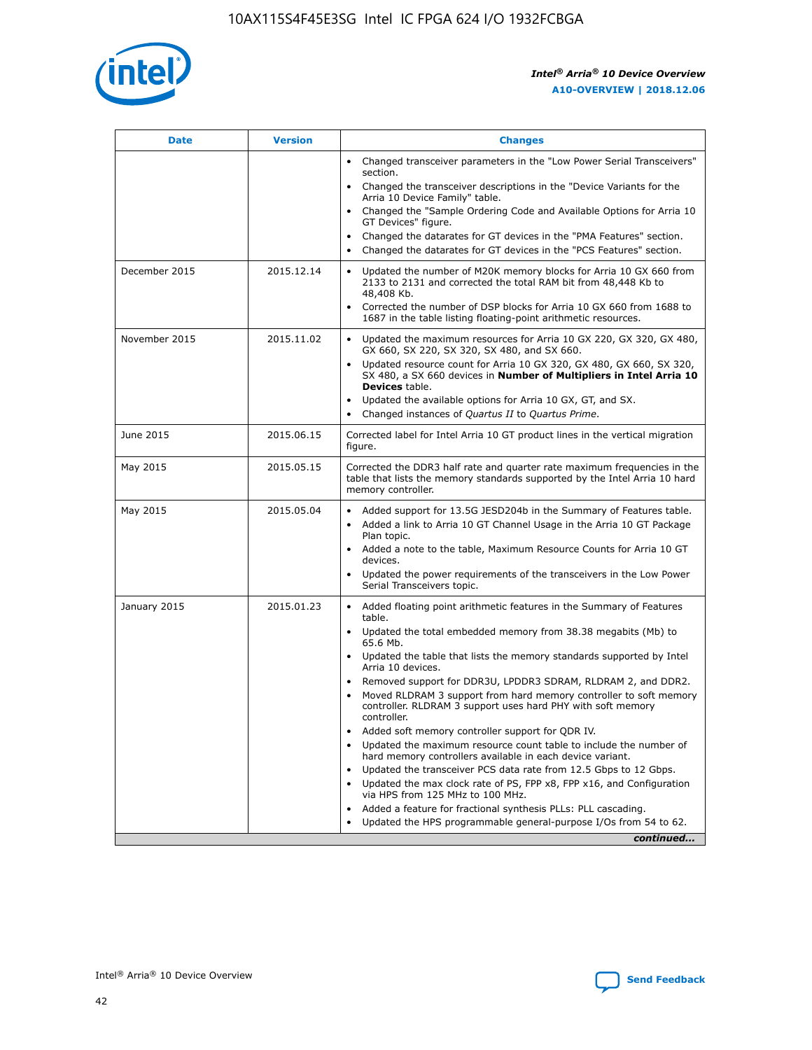| Date | Version | Changes |
| --- | --- | --- |
| | | • Changed transceiver parameters in the "Low Power Serial Transceivers" section.<br>• Changed the transceiver descriptions in the "Device Variants for the Arria 10 Device Family" table.<br>• Changed the "Sample Ordering Code and Available Options for Arria 10 GT Devices" figure.<br>• Changed the datarates for GT devices in the "PMA Features" section.<br>• Changed the datarates for GT devices in the "PCS Features" section. |
| December 2015 | 2015.12.14 | • Updated the number of M20K memory blocks for Arria 10 GX 660 from 2133 to 2131 and corrected the total RAM bit from 48,448 Kb to 48,408 Kb.<br>• Corrected the number of DSP blocks for Arria 10 GX 660 from 1688 to 1687 in the table listing floating-point arithmetic resources. |
| November 2015 | 2015.11.02 | • Updated the maximum resources for Arria 10 GX 220, GX 320, GX 480, GX 660, SX 220, SX 320, SX 480, and SX 660.<br>• Updated resource count for Arria 10 GX 320, GX 480, GX 660, SX 320, SX 480, a SX 660 devices in **Number of Multipliers in Intel Arria 10 Devices** table.<br>• Updated the available options for Arria 10 GX, GT, and SX.<br>• Changed instances of *Quartus II* to *Quartus Prime*. |
| June 2015 | 2015.06.15 | Corrected label for Intel Arria 10 GT product lines in the vertical migration figure. |
| May 2015 | 2015.05.15 | Corrected the DDR3 half rate and quarter rate maximum frequencies in the table that lists the memory standards supported by the Intel Arria 10 hard memory controller. |
| May 2015 | 2015.05.04 | • Added support for 13.5G JESD204b in the Summary of Features table.<br>• Added a link to Arria 10 GT Channel Usage in the Arria 10 GT Package Plan topic.<br>• Added a note to the table, Maximum Resource Counts for Arria 10 GT devices.<br>• Updated the power requirements of the transceivers in the Low Power Serial Transceivers topic. |
| January 2015 | 2015.01.23 | • Added floating point arithmetic features in the Summary of Features table.<br>• Updated the total embedded memory from 38.38 megabits (Mb) to 65.6 Mb.<br>• Updated the table that lists the memory standards supported by Intel Arria 10 devices.<br>• Removed support for DDR3U, LPDDR3 SDRAM, RLDRAM 2, and DDR2.<br>• Moved RLDRAM 3 support from hard memory controller to soft memory controller. RLDRAM 3 support uses hard PHY with soft memory controller.<br>• Added soft memory controller support for QDR IV.<br>• Updated the maximum resource count table to include the number of hard memory controllers available in each device variant.<br>• Updated the transceiver PCS data rate from 12.5 Gbps to 12 Gbps.<br>• Updated the max clock rate of PS, FPP x8, FPP x16, and Configuration via HPS from 125 MHz to 100 MHz.<br>• Added a feature for fractional synthesis PLLs: PLL cascading.<br>• Updated the HPS programmable general-purpose I/Os from 54 to 62. |

*continued...*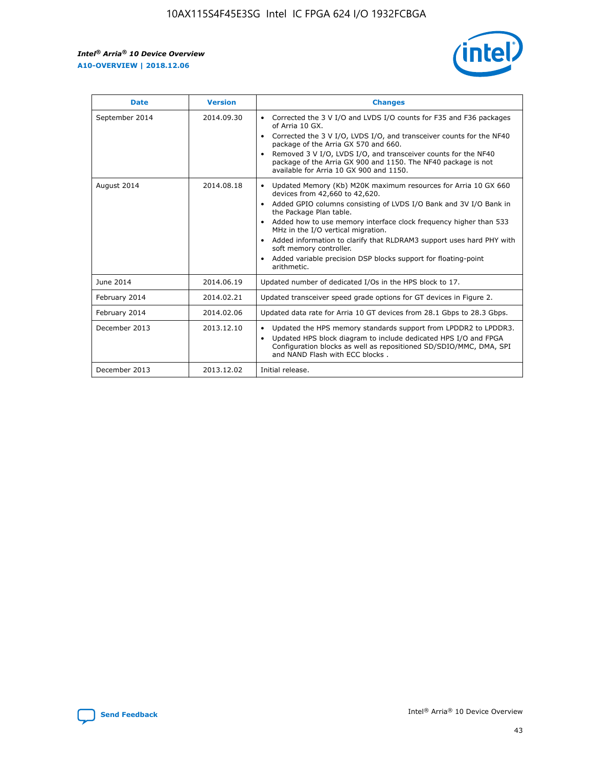| Date | Version | Changes |
|---|---|---|
| September 2014 | 2014.09.30 | • Corrected the 3 V I/O and LVDS I/O counts for F35 and F36 packages of Arria 10 GX.<br>• Corrected the 3 V I/O, LVDS I/O, and transceiver counts for the NF40 package of the Arria GX 570 and 660.<br>• Removed 3 V I/O, LVDS I/O, and transceiver counts for the NF40 package of the Arria GX 900 and 1150. The NF40 package is not available for Arria 10 GX 900 and 1150. |
| August 2014 | 2014.08.18 | • Updated Memory (Kb) M20K maximum resources for Arria 10 GX 660 devices from 42,660 to 42,620.<br>• Added GPIO columns consisting of LVDS I/O Bank and 3V I/O Bank in the Package Plan table.<br>• Added how to use memory interface clock frequency higher than 533 MHz in the I/O vertical migration.<br>• Added information to clarify that RLDRAM3 support uses hard PHY with soft memory controller.<br>• Added variable precision DSP blocks support for floating-point arithmetic. |
| June 2014 | 2014.06.19 | Updated number of dedicated I/Os in the HPS block to 17. |
| February 2014 | 2014.02.21 | Updated transceiver speed grade options for GT devices in Figure 2. |
| February 2014 | 2014.02.06 | Updated data rate for Arria 10 GT devices from 28.1 Gbps to 28.3 Gbps. |
| December 2013 | 2013.12.10 | • Updated the HPS memory standards support from LPDDR2 to LPDDR3.<br>• Updated HPS block diagram to include dedicated HPS I/O and FPGA Configuration blocks as well as repositioned SD/SDIO/MMC, DMA, SPI and NAND Flash with ECC blocks . |
| December 2013 | 2013.12.02 | Initial release. |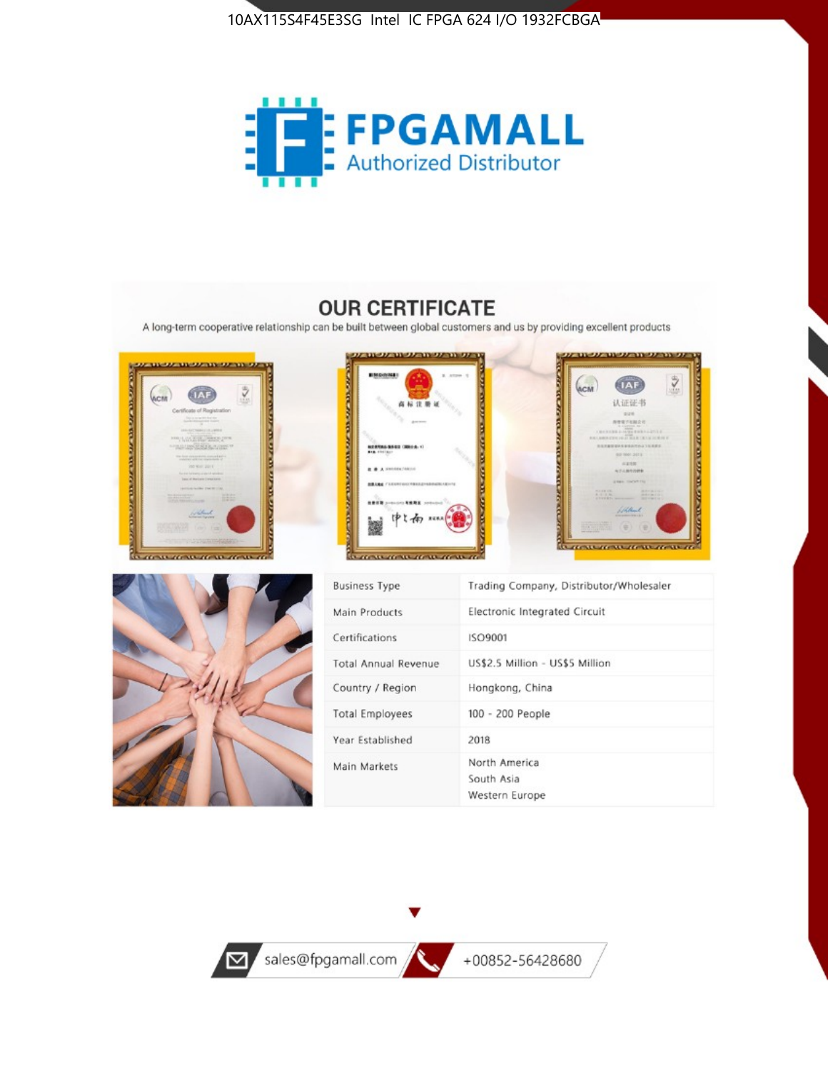FPGAMALL
Authorized Distributor

## OUR CERTIFICATE

A long-term cooperative relationship can be built between global customers and us by providing excellent products

| | |
|---|---|
| Business Type | Trading Company, Distributor/Wholesaler |
| Main Products | Electronic Integrated Circuit |
| Certifications | ISO9001 |
| Total Annual Revenue | US$2.5 Million - US$5 Million |
| Country / Region | Hongkong, China |
| Total Employees | 100 - 200 People |
| Year Established | 2018 |
| Main Markets | North America<br>South Asia<br>Western Europe |

sales@fpgamall.com

+00852-56428680